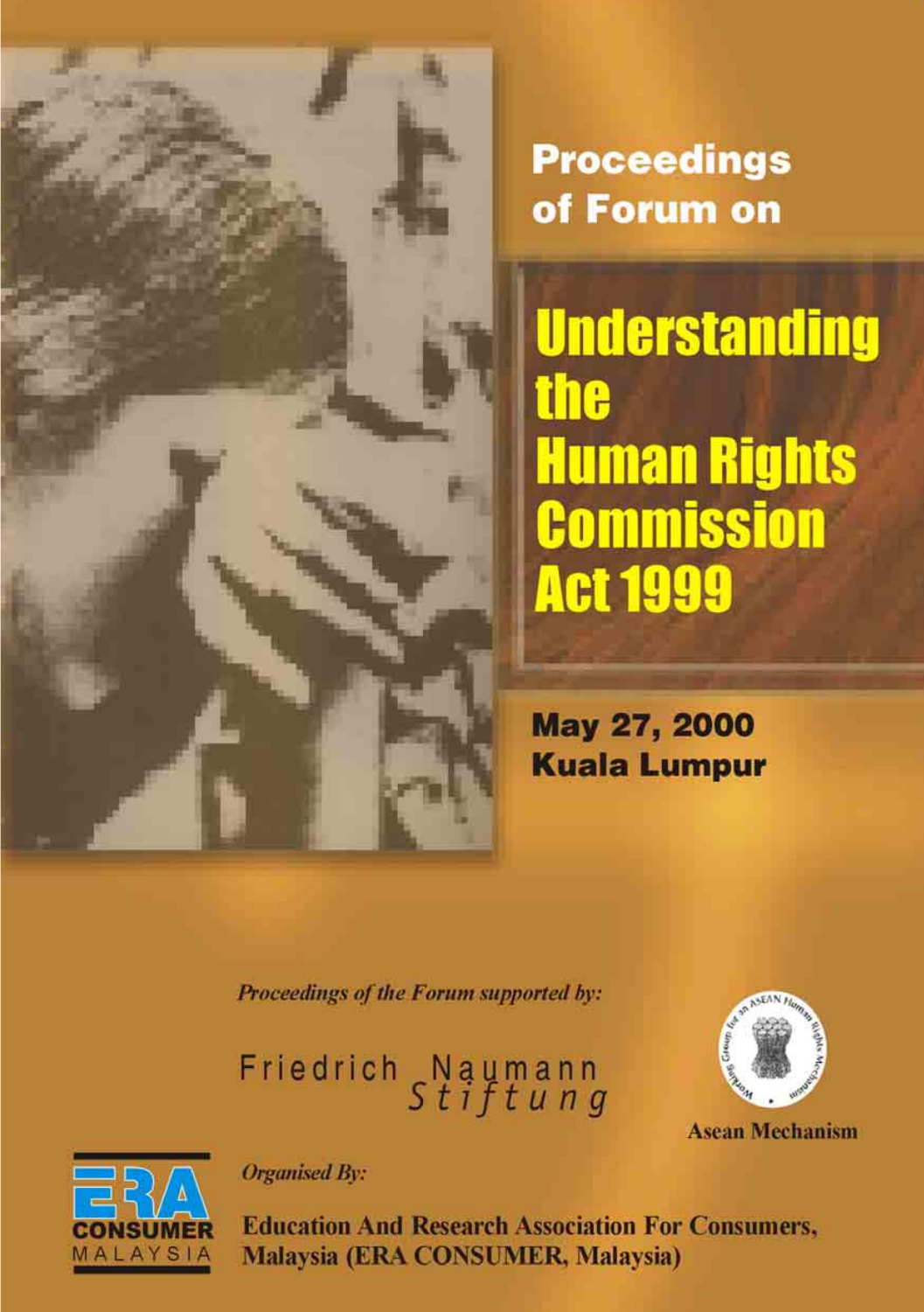# Proceedings of Forum on

# Understanding the Human Rights Commission Act 1999

**May 27, 2000**
**Kuala Lumpur**

*Proceedings of the Forum supported by:*

Friedrich Naumann Stiftung

Asean Mechanism

*Organised By:*

**Education And Research Association For Consumers, Malaysia (ERA CONSUMER, Malaysia)**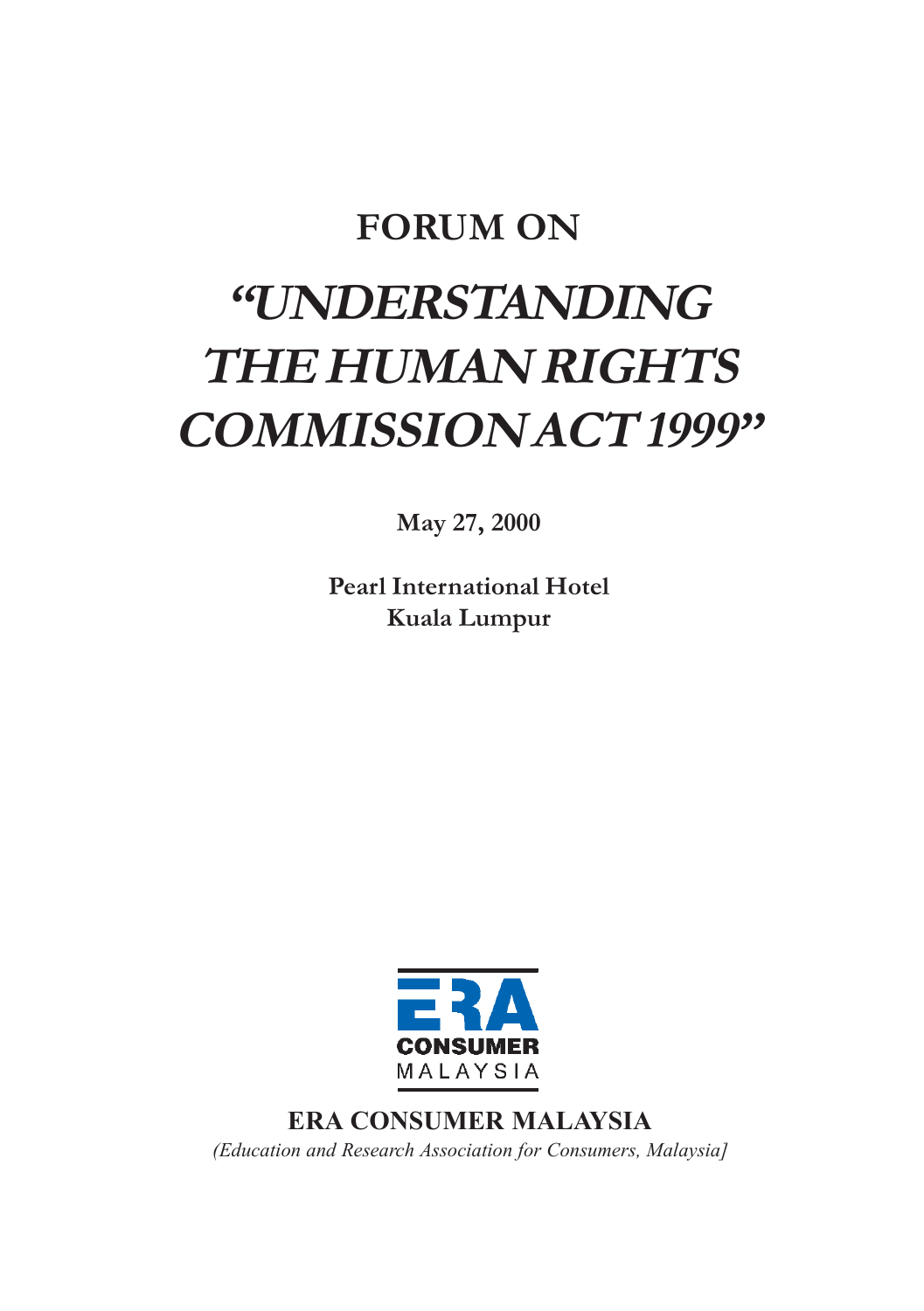# FORUM ON

# *"UNDERSTANDING THE HUMAN RIGHTS COMMISSION ACT 1999"*

**May 27, 2000**

**Pearl International Hotel**
**Kuala Lumpur**

ERA CONSUMER MALAYSIA

**ERA CONSUMER MALAYSIA**

*(Education and Research Association for Consumers, Malaysia]*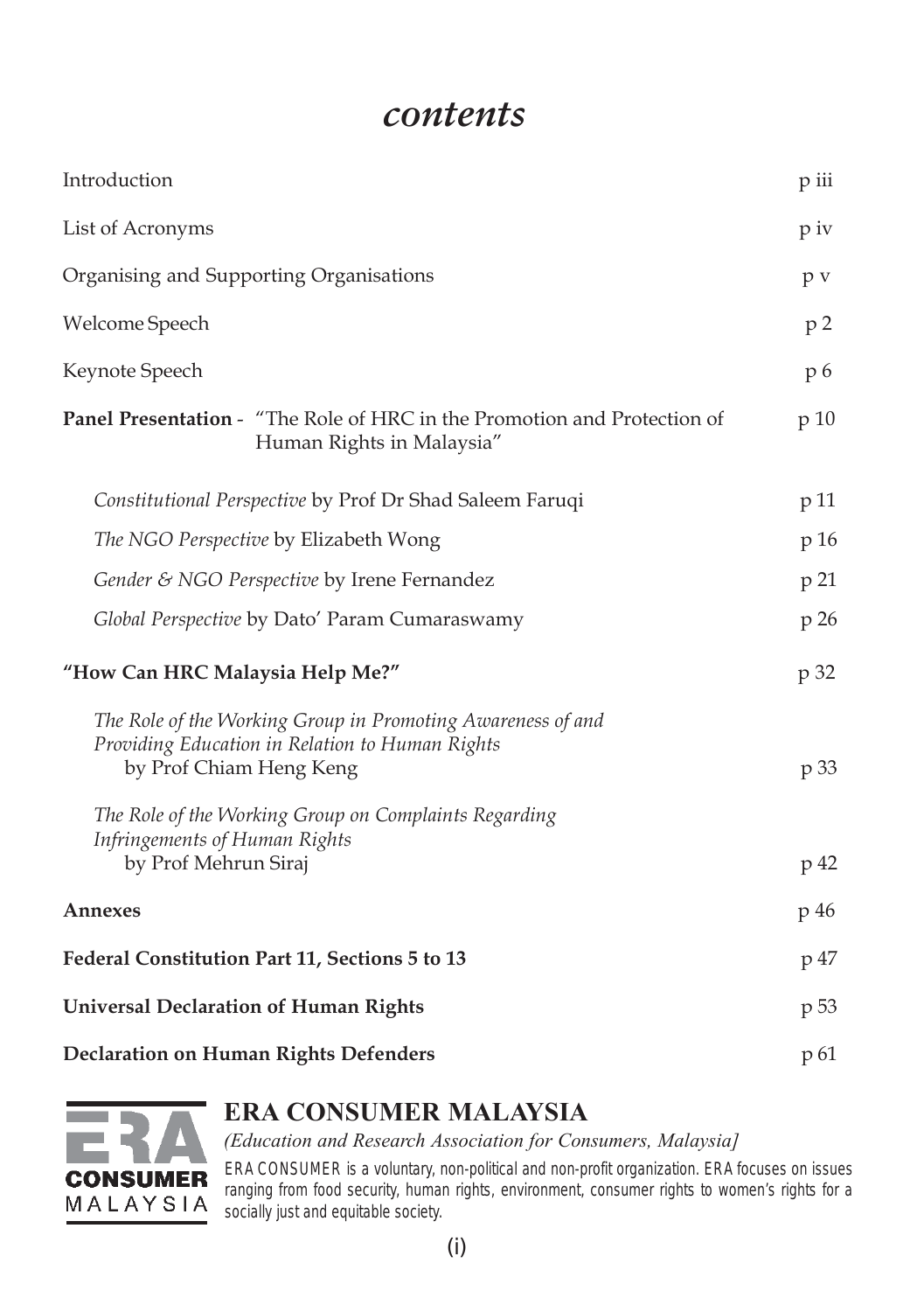# *contents*

| | |
|---|---|
| Introduction | p iii |
| List of Acronyms | p iv |
| Organising and Supporting Organisations | p v |
| Welcome Speech | p 2 |
| Keynote Speech | p 6 |
| **Panel Presentation** - "The Role of HRC in the Promotion and Protection of Human Rights in Malaysia" | p 10 |
| *Constitutional Perspective* by Prof Dr Shad Saleem Faruqi | p 11 |
| *The NGO Perspective* by Elizabeth Wong | p 16 |
| *Gender & NGO Perspective* by Irene Fernandez | p 21 |
| *Global Perspective* by Dato' Param Cumaraswamy | p 26 |
| **"How Can HRC Malaysia Help Me?"** | p 32 |
| *The Role of the Working Group in Promoting Awareness of and Providing Education in Relation to Human Rights* by Prof Chiam Heng Keng | p 33 |
| *The Role of the Working Group on Complaints Regarding Infringements of Human Rights* by Prof Mehrun Siraj | p 42 |
| **Annexes** | p 46 |
| **Federal Constitution Part 11, Sections 5 to 13** | p 47 |
| **Universal Declaration of Human Rights** | p 53 |
| **Declaration on Human Rights Defenders** | p 61 |

## ERA CONSUMER MALAYSIA

*(Education and Research Association for Consumers, Malaysia]*

ERA CONSUMER is a voluntary, non-political and non-profit organization. ERA focuses on issues ranging from food security, human rights, environment, consumer rights to women's rights for a socially just and equitable society.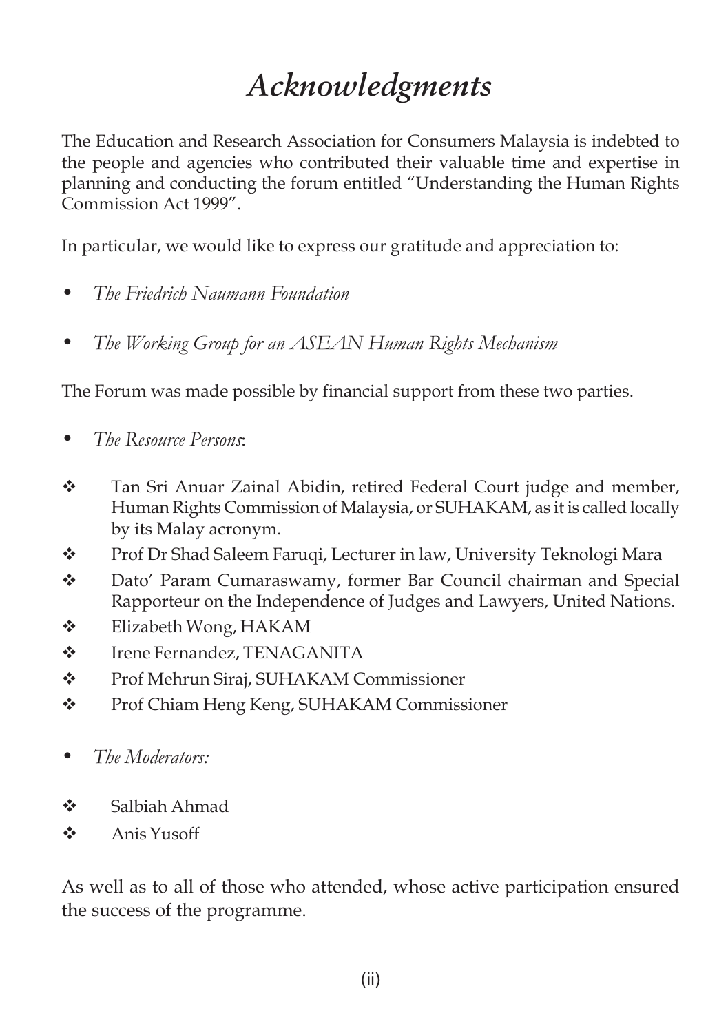# *Acknowledgments*

The Education and Research Association for Consumers Malaysia is indebted to the people and agencies who contributed their valuable time and expertise in planning and conducting the forum entitled "Understanding the Human Rights Commission Act 1999".

In particular, we would like to express our gratitude and appreciation to:

- *The Friedrich Naumann Foundation*
- *The Working Group for an ASEAN Human Rights Mechanism*

The Forum was made possible by financial support from these two parties.

- *The Resource Persons*:
  - Tan Sri Anuar Zainal Abidin, retired Federal Court judge and member, Human Rights Commission of Malaysia, or SUHAKAM, as it is called locally by its Malay acronym.
  - Prof Dr Shad Saleem Faruqi, Lecturer in law, University Teknologi Mara
  - Dato' Param Cumaraswamy, former Bar Council chairman and Special Rapporteur on the Independence of Judges and Lawyers, United Nations.
  - Elizabeth Wong, HAKAM
  - Irene Fernandez, TENAGANITA
  - Prof Mehrun Siraj, SUHAKAM Commissioner
  - Prof Chiam Heng Keng, SUHAKAM Commissioner

- *The Moderators:*
  - Salbiah Ahmad
  - Anis Yusoff

As well as to all of those who attended, whose active participation ensured the success of the programme.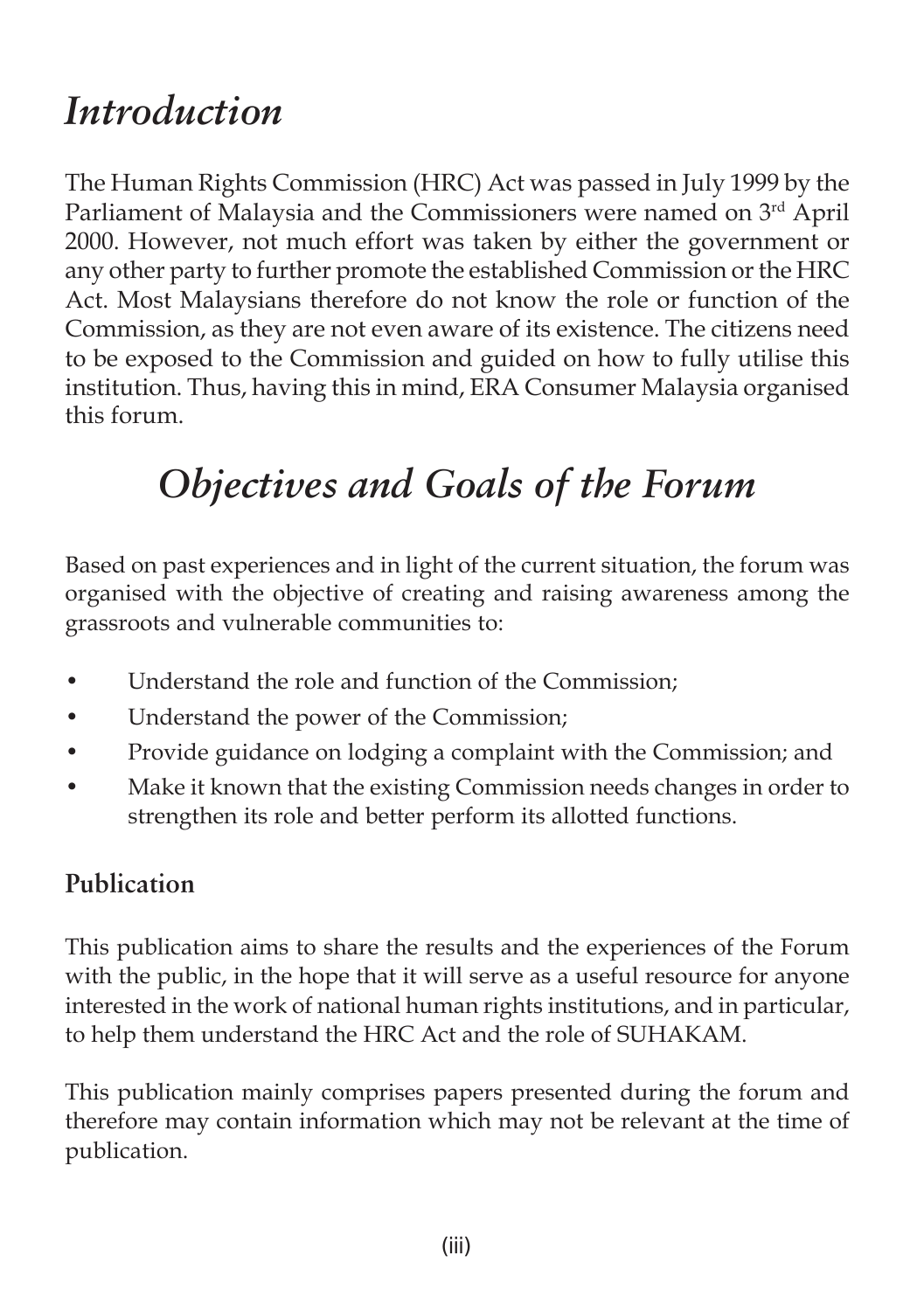# *Introduction*

The Human Rights Commission (HRC) Act was passed in July 1999 by the Parliament of Malaysia and the Commissioners were named on 3rd April 2000. However, not much effort was taken by either the government or any other party to further promote the established Commission or the HRC Act. Most Malaysians therefore do not know the role or function of the Commission, as they are not even aware of its existence. The citizens need to be exposed to the Commission and guided on how to fully utilise this institution. Thus, having this in mind, ERA Consumer Malaysia organised this forum.

# *Objectives and Goals of the Forum*

Based on past experiences and in light of the current situation, the forum was organised with the objective of creating and raising awareness among the grassroots and vulnerable communities to:

- Understand the role and function of the Commission;
- Understand the power of the Commission;
- Provide guidance on lodging a complaint with the Commission; and
- Make it known that the existing Commission needs changes in order to strengthen its role and better perform its allotted functions.

## Publication

This publication aims to share the results and the experiences of the Forum with the public, in the hope that it will serve as a useful resource for anyone interested in the work of national human rights institutions, and in particular, to help them understand the HRC Act and the role of SUHAKAM.

This publication mainly comprises papers presented during the forum and therefore may contain information which may not be relevant at the time of publication.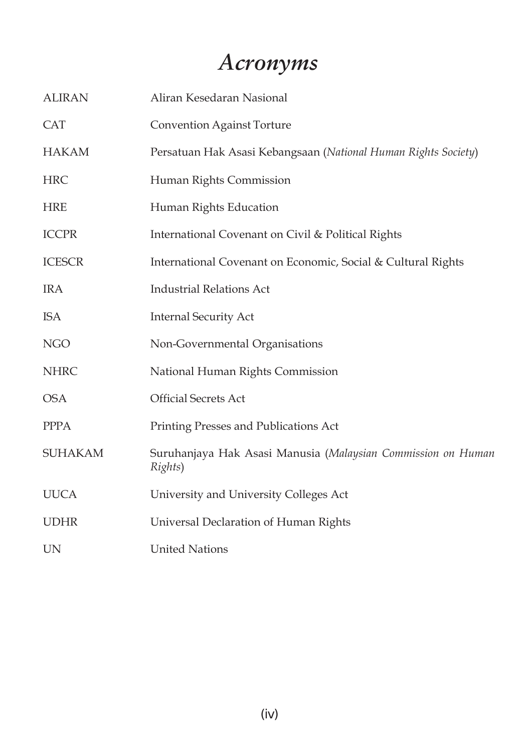# *Acronyms*

| | |
|---|---|
| ALIRAN | Aliran Kesedaran Nasional |
| CAT | Convention Against Torture |
| HAKAM | Persatuan Hak Asasi Kebangsaan (*National Human Rights Society*) |
| HRC | Human Rights Commission |
| HRE | Human Rights Education |
| ICCPR | International Covenant on Civil & Political Rights |
| ICESCR | International Covenant on Economic, Social & Cultural Rights |
| IRA | Industrial Relations Act |
| ISA | Internal Security Act |
| NGO | Non-Governmental Organisations |
| NHRC | National Human Rights Commission |
| OSA | Official Secrets Act |
| PPPA | Printing Presses and Publications Act |
| SUHAKAM | Suruhanjaya Hak Asasi Manusia (*Malaysian Commission on Human Rights*) |
| UUCA | University and University Colleges Act |
| UDHR | Universal Declaration of Human Rights |
| UN | United Nations |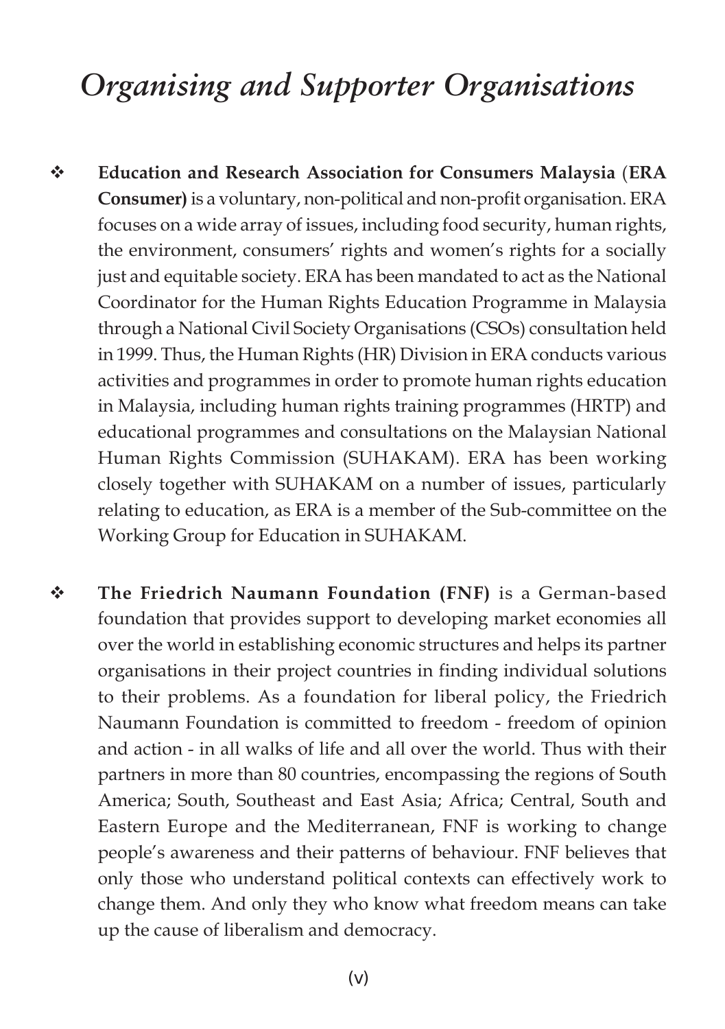# *Organising and Supporter Organisations*

- **Education and Research Association for Consumers Malaysia (ERA Consumer)** is a voluntary, non-political and non-profit organisation. ERA focuses on a wide array of issues, including food security, human rights, the environment, consumers' rights and women's rights for a socially just and equitable society. ERA has been mandated to act as the National Coordinator for the Human Rights Education Programme in Malaysia through a National Civil Society Organisations (CSOs) consultation held in 1999. Thus, the Human Rights (HR) Division in ERA conducts various activities and programmes in order to promote human rights education in Malaysia, including human rights training programmes (HRTP) and educational programmes and consultations on the Malaysian National Human Rights Commission (SUHAKAM). ERA has been working closely together with SUHAKAM on a number of issues, particularly relating to education, as ERA is a member of the Sub-committee on the Working Group for Education in SUHAKAM.

- **The Friedrich Naumann Foundation (FNF)** is a German-based foundation that provides support to developing market economies all over the world in establishing economic structures and helps its partner organisations in their project countries in finding individual solutions to their problems. As a foundation for liberal policy, the Friedrich Naumann Foundation is committed to freedom - freedom of opinion and action - in all walks of life and all over the world. Thus with their partners in more than 80 countries, encompassing the regions of South America; South, Southeast and East Asia; Africa; Central, South and Eastern Europe and the Mediterranean, FNF is working to change people's awareness and their patterns of behaviour. FNF believes that only those who understand political contexts can effectively work to change them. And only they who know what freedom means can take up the cause of liberalism and democracy.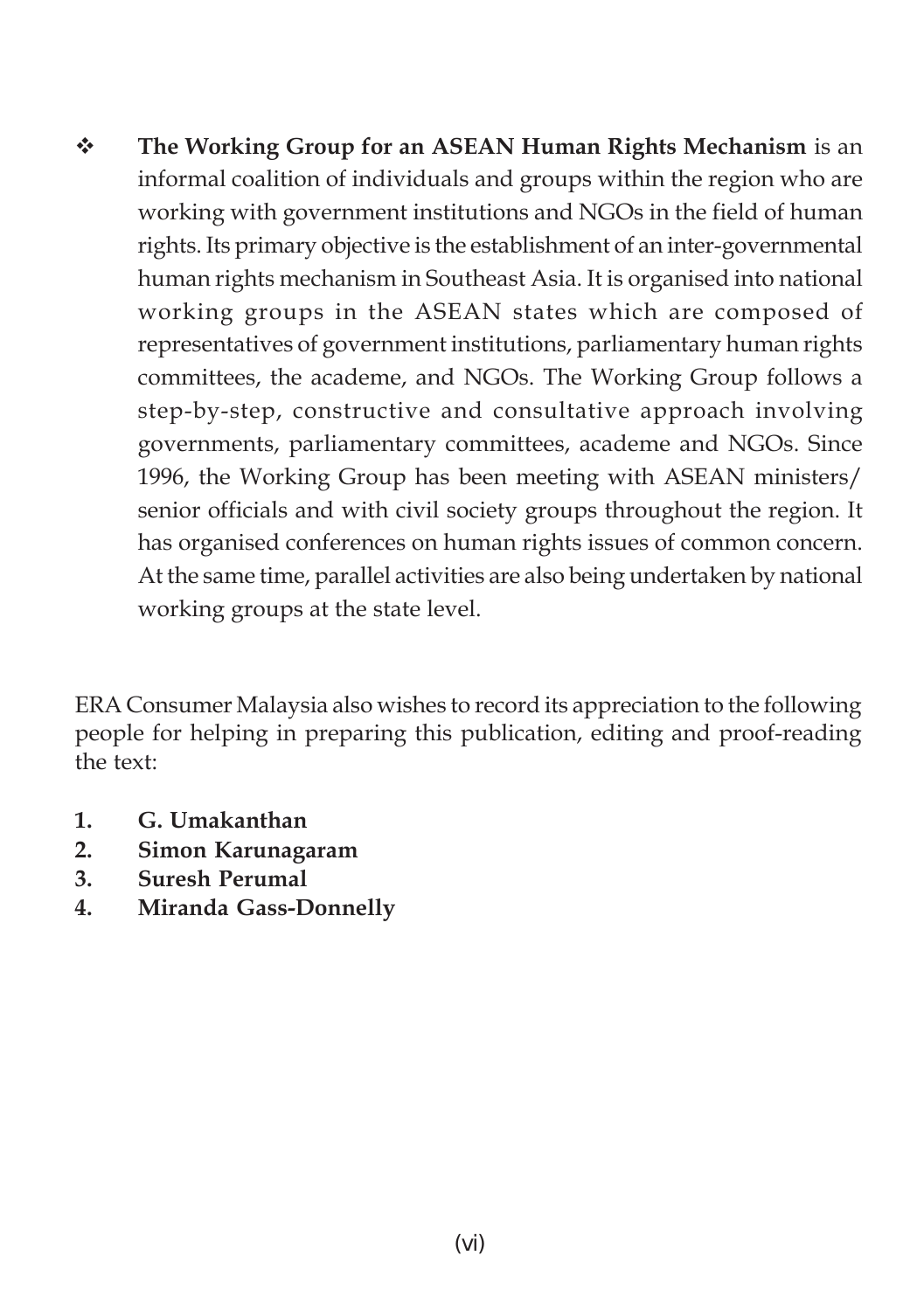- **The Working Group for an ASEAN Human Rights Mechanism** is an informal coalition of individuals and groups within the region who are working with government institutions and NGOs in the field of human rights. Its primary objective is the establishment of an inter-governmental human rights mechanism in Southeast Asia. It is organised into national working groups in the ASEAN states which are composed of representatives of government institutions, parliamentary human rights committees, the academe, and NGOs. The Working Group follows a step-by-step, constructive and consultative approach involving governments, parliamentary committees, academe and NGOs. Since 1996, the Working Group has been meeting with ASEAN ministers/ senior officials and with civil society groups throughout the region. It has organised conferences on human rights issues of common concern. At the same time, parallel activities are also being undertaken by national working groups at the state level.

ERA Consumer Malaysia also wishes to record its appreciation to the following people for helping in preparing this publication, editing and proof-reading the text:

1. **G. Umakanthan**
2. **Simon Karunagaram**
3. **Suresh Perumal**
4. **Miranda Gass-Donnelly**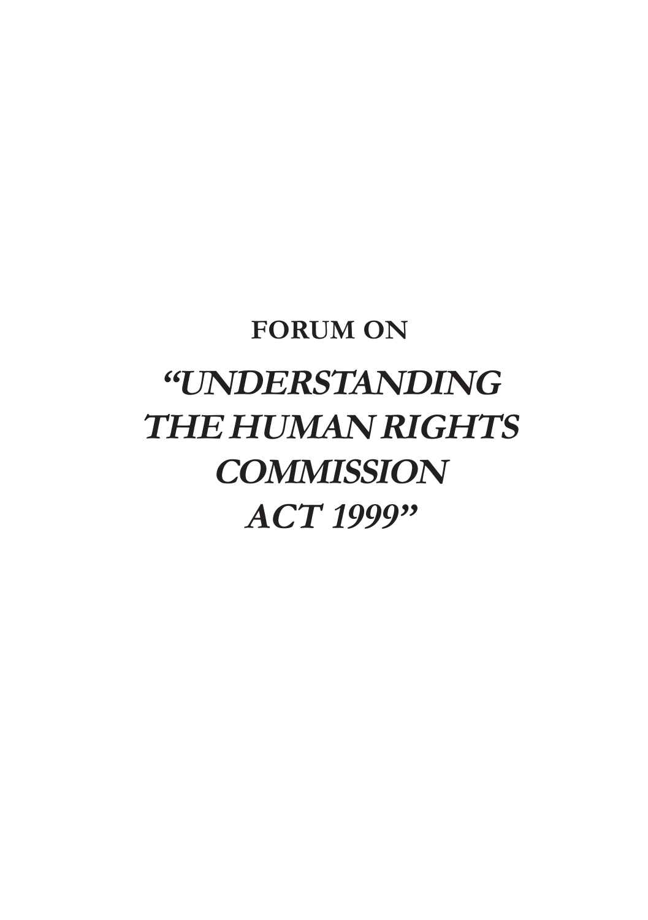**FORUM ON**

# *"UNDERSTANDING THE HUMAN RIGHTS COMMISSION ACT 1999"*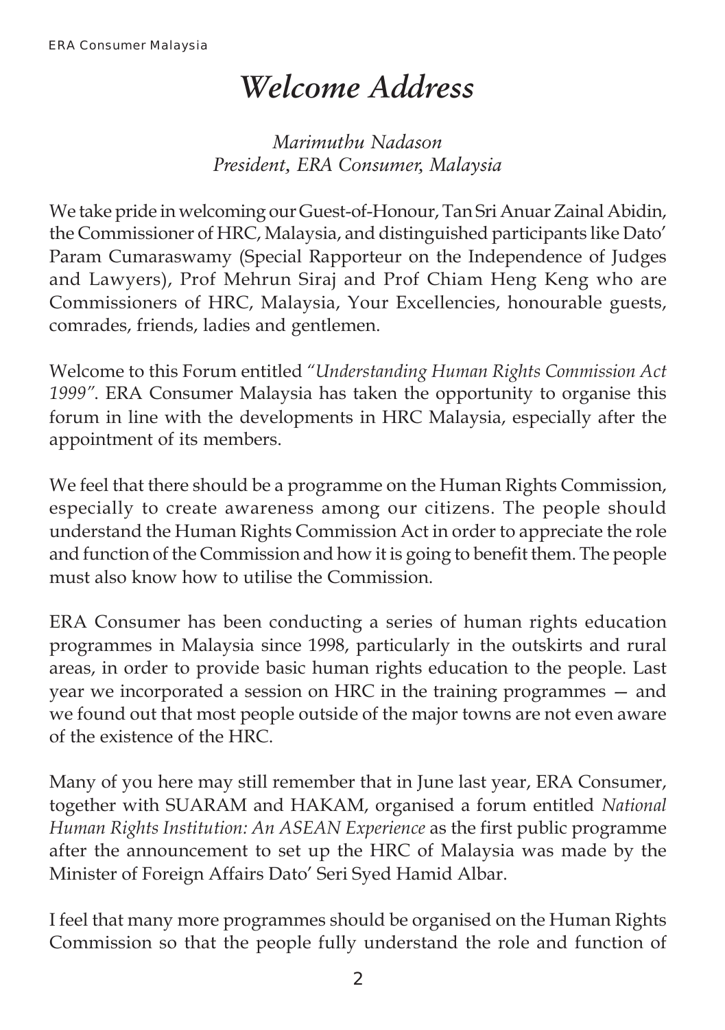# *Welcome Address*

*Marimuthu Nadason*
*President, ERA Consumer, Malaysia*

We take pride in welcoming our Guest-of-Honour, Tan Sri Anuar Zainal Abidin, the Commissioner of HRC, Malaysia, and distinguished participants like Dato' Param Cumaraswamy (Special Rapporteur on the Independence of Judges and Lawyers), Prof Mehrun Siraj and Prof Chiam Heng Keng who are Commissioners of HRC, Malaysia, Your Excellencies, honourable guests, comrades, friends, ladies and gentlemen.

Welcome to this Forum entitled *"Understanding Human Rights Commission Act 1999"*. ERA Consumer Malaysia has taken the opportunity to organise this forum in line with the developments in HRC Malaysia, especially after the appointment of its members.

We feel that there should be a programme on the Human Rights Commission, especially to create awareness among our citizens. The people should understand the Human Rights Commission Act in order to appreciate the role and function of the Commission and how it is going to benefit them. The people must also know how to utilise the Commission.

ERA Consumer has been conducting a series of human rights education programmes in Malaysia since 1998, particularly in the outskirts and rural areas, in order to provide basic human rights education to the people. Last year we incorporated a session on HRC in the training programmes — and we found out that most people outside of the major towns are not even aware of the existence of the HRC.

Many of you here may still remember that in June last year, ERA Consumer, together with SUARAM and HAKAM, organised a forum entitled *National Human Rights Institution: An ASEAN Experience* as the first public programme after the announcement to set up the HRC of Malaysia was made by the Minister of Foreign Affairs Dato' Seri Syed Hamid Albar.

I feel that many more programmes should be organised on the Human Rights Commission so that the people fully understand the role and function of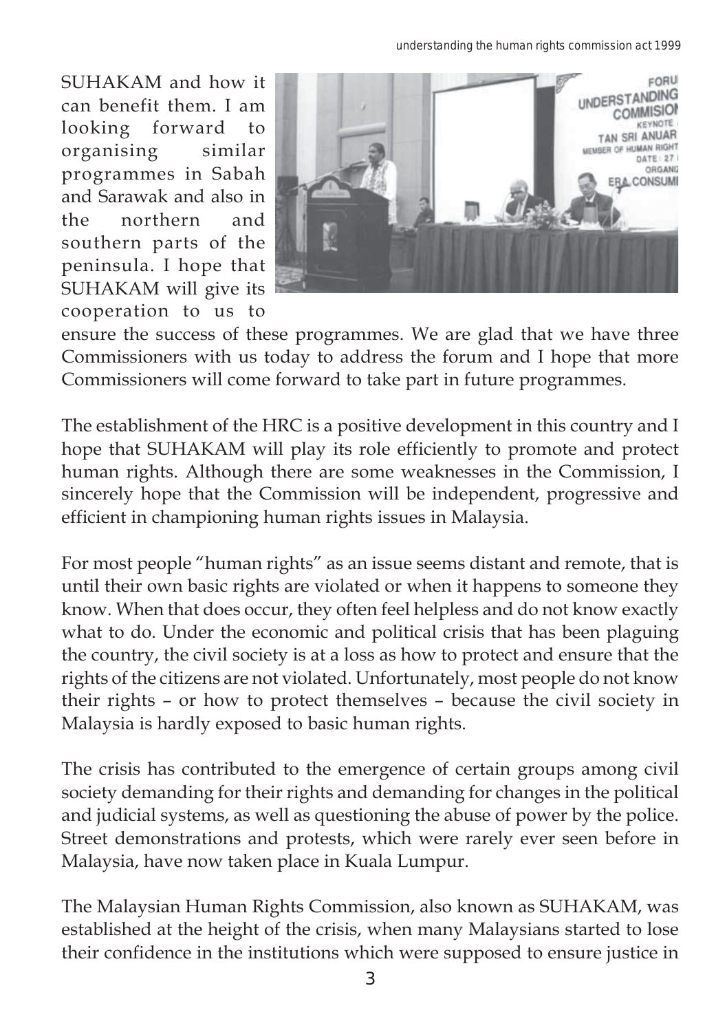SUHAKAM and how it can benefit them. I am looking forward to organising similar programmes in Sabah and Sarawak and also in the northern and southern parts of the peninsula. I hope that SUHAKAM will give its cooperation to us to ensure the success of these programmes. We are glad that we have three Commissioners with us today to address the forum and I hope that more Commissioners will come forward to take part in future programmes.

The establishment of the HRC is a positive development in this country and I hope that SUHAKAM will play its role efficiently to promote and protect human rights. Although there are some weaknesses in the Commission, I sincerely hope that the Commission will be independent, progressive and efficient in championing human rights issues in Malaysia.

For most people "human rights" as an issue seems distant and remote, that is until their own basic rights are violated or when it happens to someone they know. When that does occur, they often feel helpless and do not know exactly what to do. Under the economic and political crisis that has been plaguing the country, the civil society is at a loss as how to protect and ensure that the rights of the citizens are not violated. Unfortunately, most people do not know their rights – or how to protect themselves – because the civil society in Malaysia is hardly exposed to basic human rights.

The crisis has contributed to the emergence of certain groups among civil society demanding for their rights and demanding for changes in the political and judicial systems, as well as questioning the abuse of power by the police. Street demonstrations and protests, which were rarely ever seen before in Malaysia, have now taken place in Kuala Lumpur.

The Malaysian Human Rights Commission, also known as SUHAKAM, was established at the height of the crisis, when many Malaysians started to lose their confidence in the institutions which were supposed to ensure justice in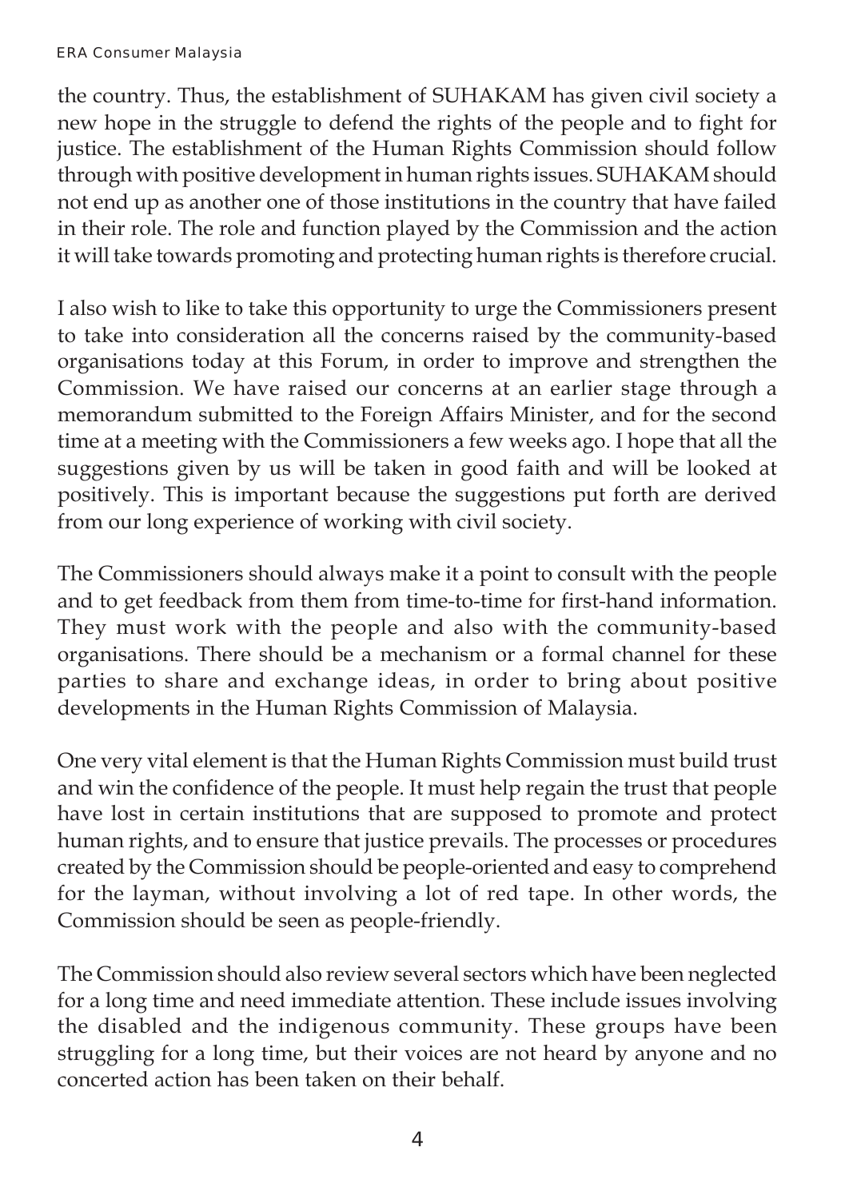the country. Thus, the establishment of SUHAKAM has given civil society a new hope in the struggle to defend the rights of the people and to fight for justice. The establishment of the Human Rights Commission should follow through with positive development in human rights issues. SUHAKAM should not end up as another one of those institutions in the country that have failed in their role. The role and function played by the Commission and the action it will take towards promoting and protecting human rights is therefore crucial.

I also wish to like to take this opportunity to urge the Commissioners present to take into consideration all the concerns raised by the community-based organisations today at this Forum, in order to improve and strengthen the Commission. We have raised our concerns at an earlier stage through a memorandum submitted to the Foreign Affairs Minister, and for the second time at a meeting with the Commissioners a few weeks ago. I hope that all the suggestions given by us will be taken in good faith and will be looked at positively. This is important because the suggestions put forth are derived from our long experience of working with civil society.

The Commissioners should always make it a point to consult with the people and to get feedback from them from time-to-time for first-hand information. They must work with the people and also with the community-based organisations. There should be a mechanism or a formal channel for these parties to share and exchange ideas, in order to bring about positive developments in the Human Rights Commission of Malaysia.

One very vital element is that the Human Rights Commission must build trust and win the confidence of the people. It must help regain the trust that people have lost in certain institutions that are supposed to promote and protect human rights, and to ensure that justice prevails. The processes or procedures created by the Commission should be people-oriented and easy to comprehend for the layman, without involving a lot of red tape. In other words, the Commission should be seen as people-friendly.

The Commission should also review several sectors which have been neglected for a long time and need immediate attention. These include issues involving the disabled and the indigenous community. These groups have been struggling for a long time, but their voices are not heard by anyone and no concerted action has been taken on their behalf.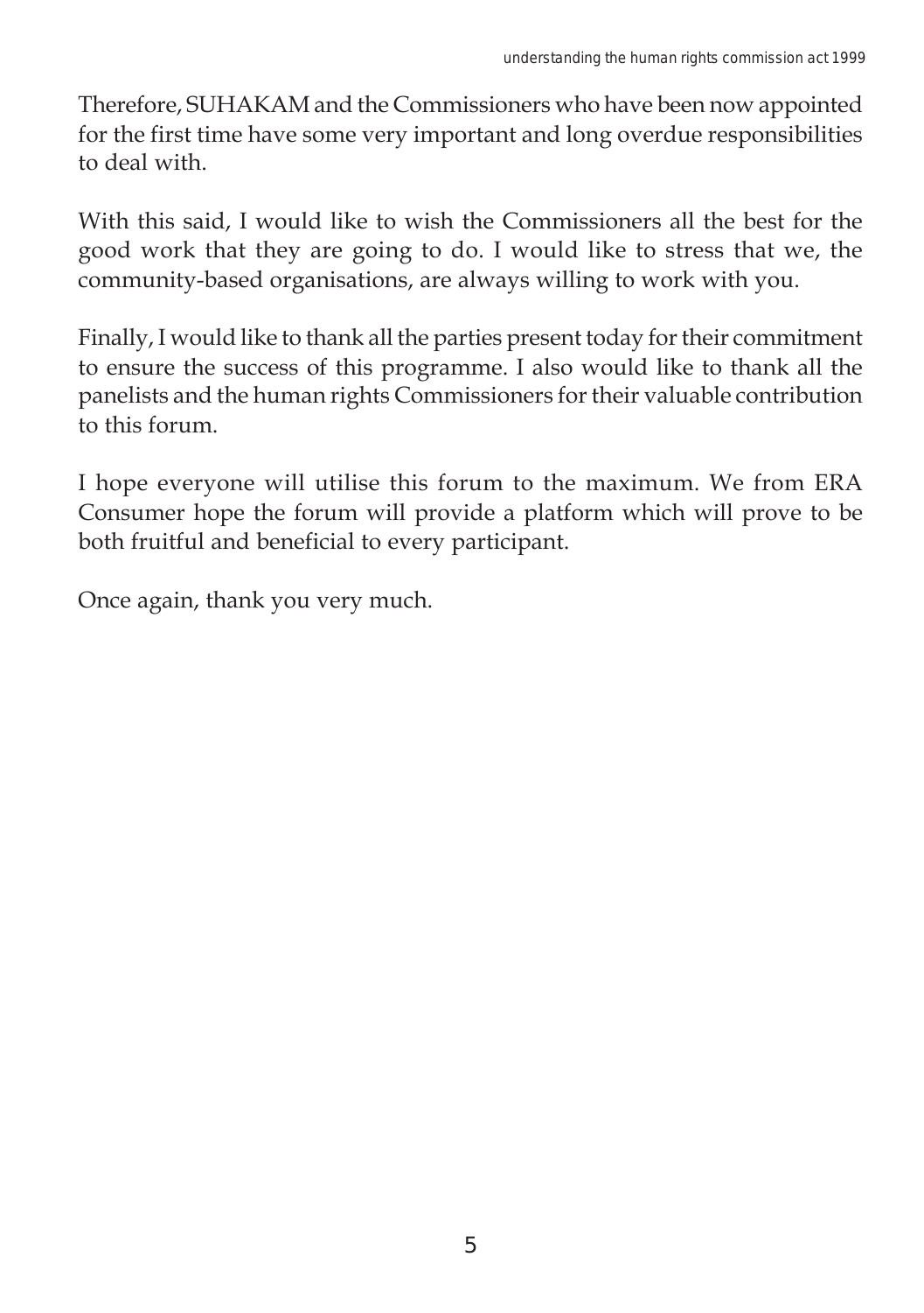Therefore, SUHAKAM and the Commissioners who have been now appointed for the first time have some very important and long overdue responsibilities to deal with.

With this said, I would like to wish the Commissioners all the best for the good work that they are going to do. I would like to stress that we, the community-based organisations, are always willing to work with you.

Finally, I would like to thank all the parties present today for their commitment to ensure the success of this programme. I also would like to thank all the panelists and the human rights Commissioners for their valuable contribution to this forum.

I hope everyone will utilise this forum to the maximum. We from ERA Consumer hope the forum will provide a platform which will prove to be both fruitful and beneficial to every participant.

Once again, thank you very much.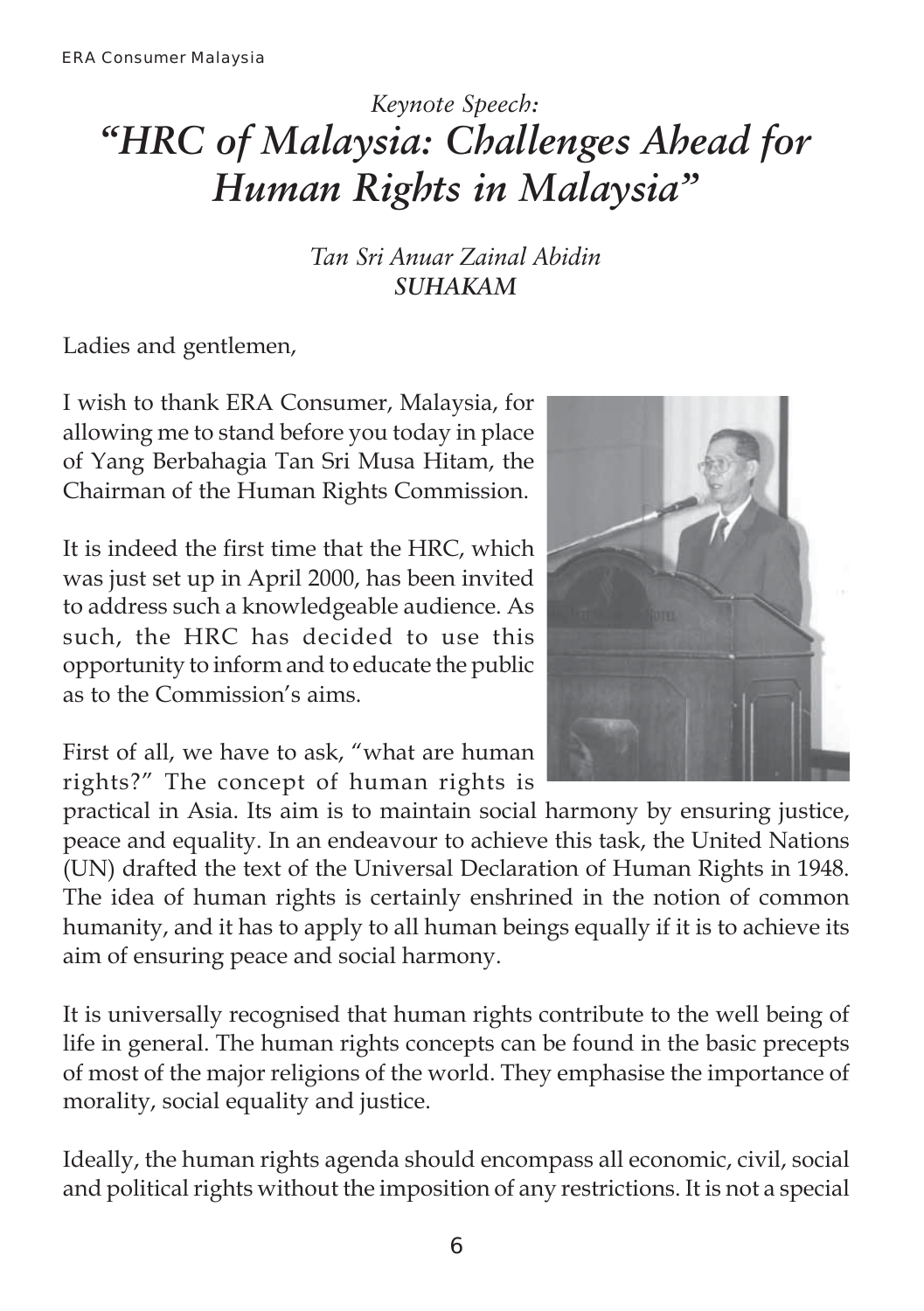*Keynote Speech:*

# *"HRC of Malaysia: Challenges Ahead for Human Rights in Malaysia"*

*Tan Sri Anuar Zainal Abidin*
***SUHAKAM***

Ladies and gentlemen,

I wish to thank ERA Consumer, Malaysia, for allowing me to stand before you today in place of Yang Berbahagia Tan Sri Musa Hitam, the Chairman of the Human Rights Commission.

It is indeed the first time that the HRC, which was just set up in April 2000, has been invited to address such a knowledgeable audience. As such, the HRC has decided to use this opportunity to inform and to educate the public as to the Commission's aims.

First of all, we have to ask, "what are human rights?" The concept of human rights is practical in Asia. Its aim is to maintain social harmony by ensuring justice, peace and equality. In an endeavour to achieve this task, the United Nations (UN) drafted the text of the Universal Declaration of Human Rights in 1948. The idea of human rights is certainly enshrined in the notion of common humanity, and it has to apply to all human beings equally if it is to achieve its aim of ensuring peace and social harmony.

It is universally recognised that human rights contribute to the well being of life in general. The human rights concepts can be found in the basic precepts of most of the major religions of the world. They emphasise the importance of morality, social equality and justice.

Ideally, the human rights agenda should encompass all economic, civil, social and political rights without the imposition of any restrictions. It is not a special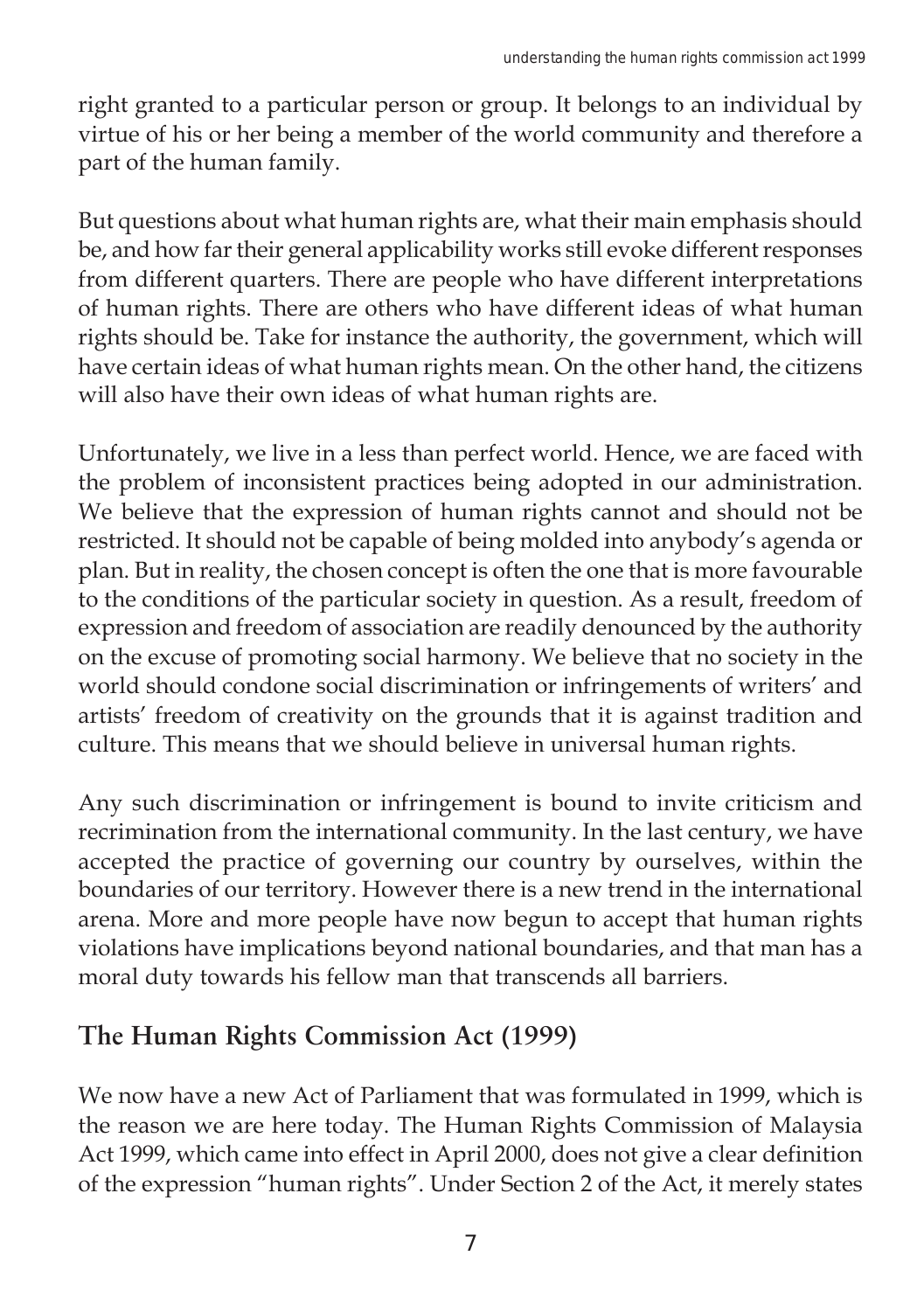right granted to a particular person or group. It belongs to an individual by virtue of his or her being a member of the world community and therefore a part of the human family.

But questions about what human rights are, what their main emphasis should be, and how far their general applicability works still evoke different responses from different quarters. There are people who have different interpretations of human rights. There are others who have different ideas of what human rights should be. Take for instance the authority, the government, which will have certain ideas of what human rights mean. On the other hand, the citizens will also have their own ideas of what human rights are.

Unfortunately, we live in a less than perfect world. Hence, we are faced with the problem of inconsistent practices being adopted in our administration. We believe that the expression of human rights cannot and should not be restricted. It should not be capable of being molded into anybody's agenda or plan. But in reality, the chosen concept is often the one that is more favourable to the conditions of the particular society in question. As a result, freedom of expression and freedom of association are readily denounced by the authority on the excuse of promoting social harmony. We believe that no society in the world should condone social discrimination or infringements of writers' and artists' freedom of creativity on the grounds that it is against tradition and culture. This means that we should believe in universal human rights.

Any such discrimination or infringement is bound to invite criticism and recrimination from the international community. In the last century, we have accepted the practice of governing our country by ourselves, within the boundaries of our territory. However there is a new trend in the international arena. More and more people have now begun to accept that human rights violations have implications beyond national boundaries, and that man has a moral duty towards his fellow man that transcends all barriers.

## The Human Rights Commission Act (1999)

We now have a new Act of Parliament that was formulated in 1999, which is the reason we are here today. The Human Rights Commission of Malaysia Act 1999, which came into effect in April 2000, does not give a clear definition of the expression "human rights". Under Section 2 of the Act, it merely states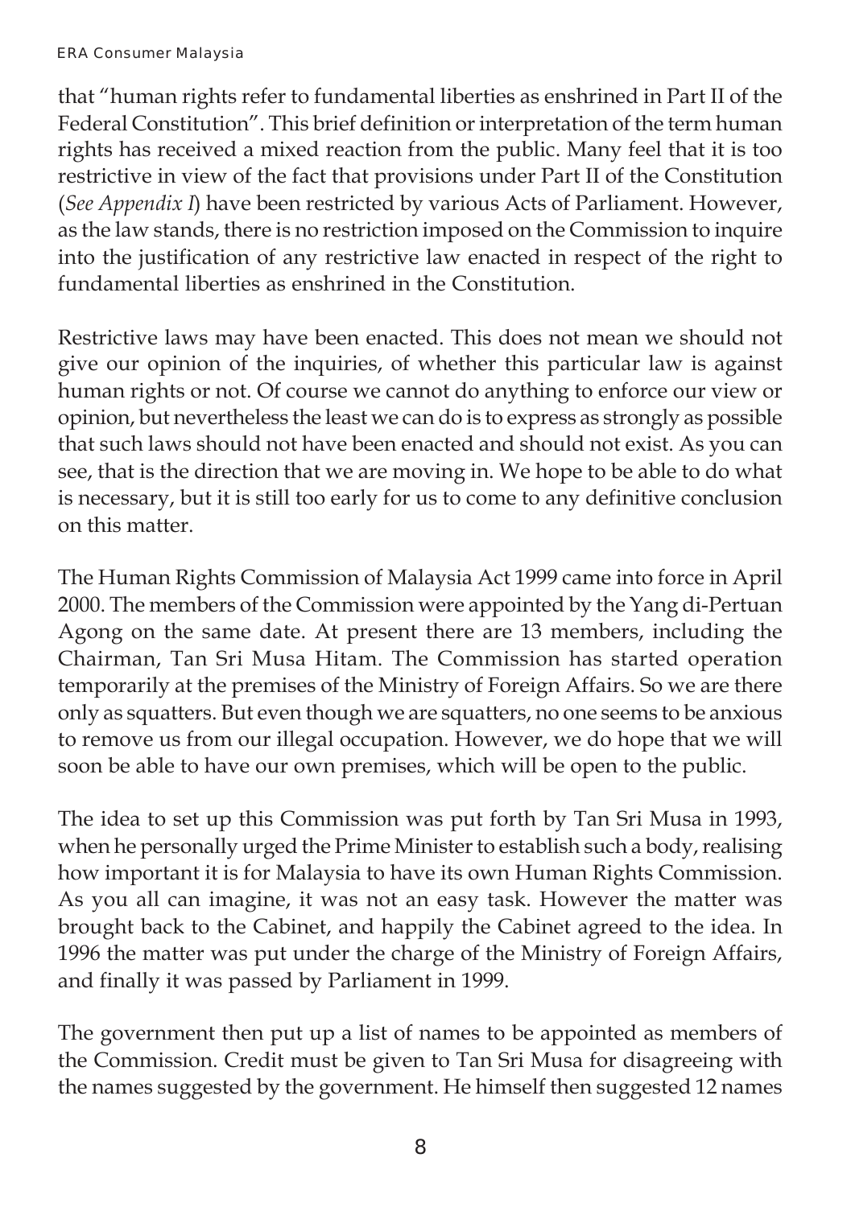that "human rights refer to fundamental liberties as enshrined in Part II of the Federal Constitution". This brief definition or interpretation of the term human rights has received a mixed reaction from the public. Many feel that it is too restrictive in view of the fact that provisions under Part II of the Constitution (*See Appendix I*) have been restricted by various Acts of Parliament. However, as the law stands, there is no restriction imposed on the Commission to inquire into the justification of any restrictive law enacted in respect of the right to fundamental liberties as enshrined in the Constitution.

Restrictive laws may have been enacted. This does not mean we should not give our opinion of the inquiries, of whether this particular law is against human rights or not. Of course we cannot do anything to enforce our view or opinion, but nevertheless the least we can do is to express as strongly as possible that such laws should not have been enacted and should not exist. As you can see, that is the direction that we are moving in. We hope to be able to do what is necessary, but it is still too early for us to come to any definitive conclusion on this matter.

The Human Rights Commission of Malaysia Act 1999 came into force in April 2000. The members of the Commission were appointed by the Yang di-Pertuan Agong on the same date. At present there are 13 members, including the Chairman, Tan Sri Musa Hitam. The Commission has started operation temporarily at the premises of the Ministry of Foreign Affairs. So we are there only as squatters. But even though we are squatters, no one seems to be anxious to remove us from our illegal occupation. However, we do hope that we will soon be able to have our own premises, which will be open to the public.

The idea to set up this Commission was put forth by Tan Sri Musa in 1993, when he personally urged the Prime Minister to establish such a body, realising how important it is for Malaysia to have its own Human Rights Commission. As you all can imagine, it was not an easy task. However the matter was brought back to the Cabinet, and happily the Cabinet agreed to the idea. In 1996 the matter was put under the charge of the Ministry of Foreign Affairs, and finally it was passed by Parliament in 1999.

The government then put up a list of names to be appointed as members of the Commission. Credit must be given to Tan Sri Musa for disagreeing with the names suggested by the government. He himself then suggested 12 names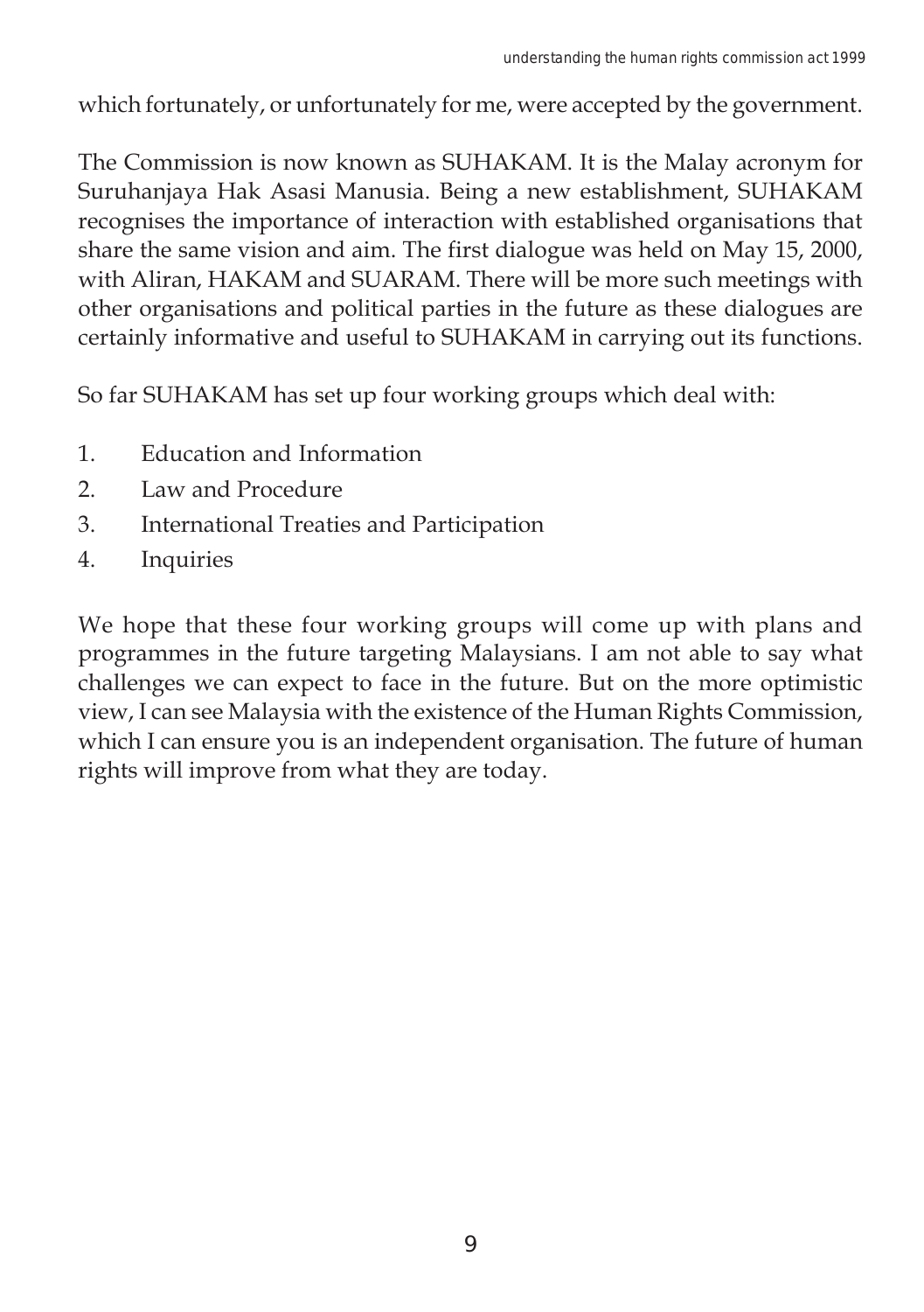which fortunately, or unfortunately for me, were accepted by the government.

The Commission is now known as SUHAKAM. It is the Malay acronym for Suruhanjaya Hak Asasi Manusia. Being a new establishment, SUHAKAM recognises the importance of interaction with established organisations that share the same vision and aim. The first dialogue was held on May 15, 2000, with Aliran, HAKAM and SUARAM. There will be more such meetings with other organisations and political parties in the future as these dialogues are certainly informative and useful to SUHAKAM in carrying out its functions.

So far SUHAKAM has set up four working groups which deal with:

1. Education and Information
2. Law and Procedure
3. International Treaties and Participation
4. Inquiries

We hope that these four working groups will come up with plans and programmes in the future targeting Malaysians. I am not able to say what challenges we can expect to face in the future. But on the more optimistic view, I can see Malaysia with the existence of the Human Rights Commission, which I can ensure you is an independent organisation. The future of human rights will improve from what they are today.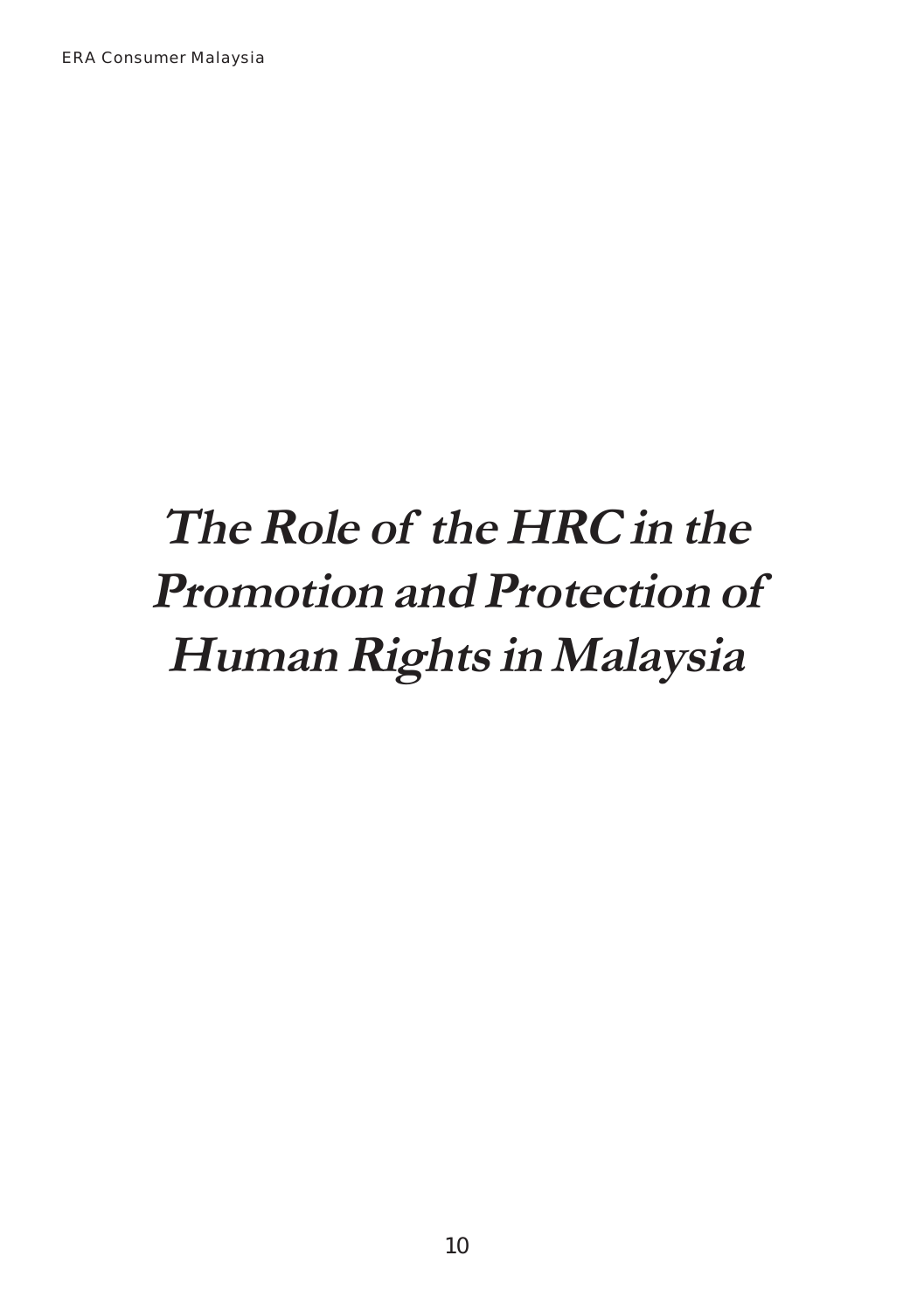# *The Role of the HRC in the Promotion and Protection of Human Rights in Malaysia*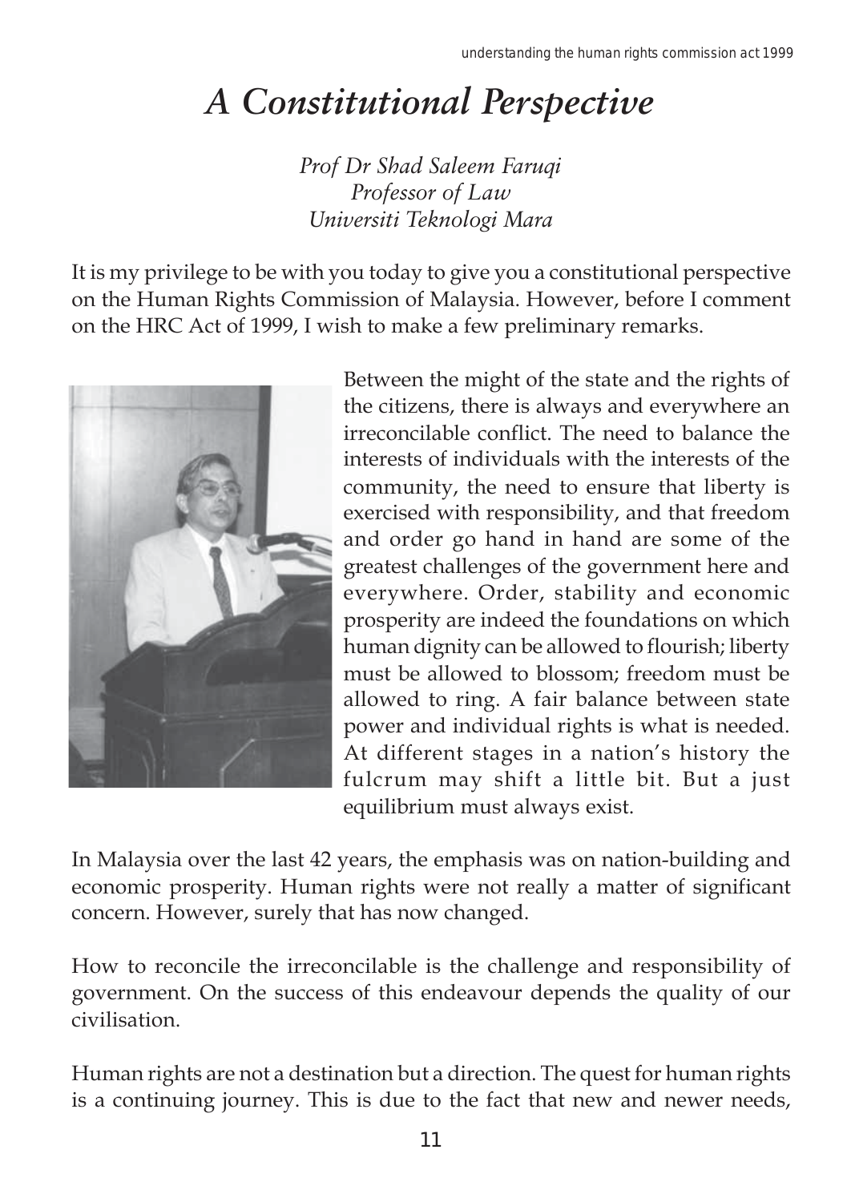# *A Constitutional Perspective*

*Prof Dr Shad Saleem Faruqi*
*Professor of Law*
*Universiti Teknologi Mara*

It is my privilege to be with you today to give you a constitutional perspective on the Human Rights Commission of Malaysia. However, before I comment on the HRC Act of 1999, I wish to make a few preliminary remarks.

Between the might of the state and the rights of the citizens, there is always and everywhere an irreconcilable conflict. The need to balance the interests of individuals with the interests of the community, the need to ensure that liberty is exercised with responsibility, and that freedom and order go hand in hand are some of the greatest challenges of the government here and everywhere. Order, stability and economic prosperity are indeed the foundations on which human dignity can be allowed to flourish; liberty must be allowed to blossom; freedom must be allowed to ring. A fair balance between state power and individual rights is what is needed. At different stages in a nation's history the fulcrum may shift a little bit. But a just equilibrium must always exist.

In Malaysia over the last 42 years, the emphasis was on nation-building and economic prosperity. Human rights were not really a matter of significant concern. However, surely that has now changed.

How to reconcile the irreconcilable is the challenge and responsibility of government. On the success of this endeavour depends the quality of our civilisation.

Human rights are not a destination but a direction. The quest for human rights is a continuing journey. This is due to the fact that new and newer needs,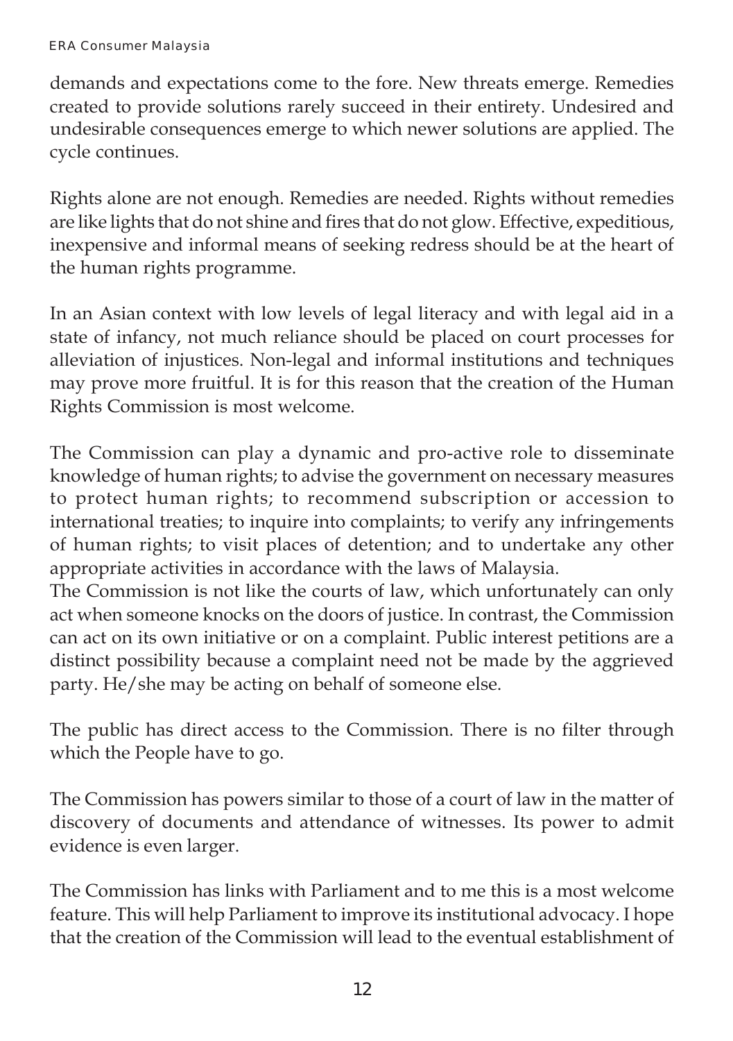demands and expectations come to the fore. New threats emerge. Remedies created to provide solutions rarely succeed in their entirety. Undesired and undesirable consequences emerge to which newer solutions are applied. The cycle continues.

Rights alone are not enough. Remedies are needed. Rights without remedies are like lights that do not shine and fires that do not glow. Effective, expeditious, inexpensive and informal means of seeking redress should be at the heart of the human rights programme.

In an Asian context with low levels of legal literacy and with legal aid in a state of infancy, not much reliance should be placed on court processes for alleviation of injustices. Non-legal and informal institutions and techniques may prove more fruitful. It is for this reason that the creation of the Human Rights Commission is most welcome.

The Commission can play a dynamic and pro-active role to disseminate knowledge of human rights; to advise the government on necessary measures to protect human rights; to recommend subscription or accession to international treaties; to inquire into complaints; to verify any infringements of human rights; to visit places of detention; and to undertake any other appropriate activities in accordance with the laws of Malaysia.

The Commission is not like the courts of law, which unfortunately can only act when someone knocks on the doors of justice. In contrast, the Commission can act on its own initiative or on a complaint. Public interest petitions are a distinct possibility because a complaint need not be made by the aggrieved party. He/she may be acting on behalf of someone else.

The public has direct access to the Commission. There is no filter through which the People have to go.

The Commission has powers similar to those of a court of law in the matter of discovery of documents and attendance of witnesses. Its power to admit evidence is even larger.

The Commission has links with Parliament and to me this is a most welcome feature. This will help Parliament to improve its institutional advocacy. I hope that the creation of the Commission will lead to the eventual establishment of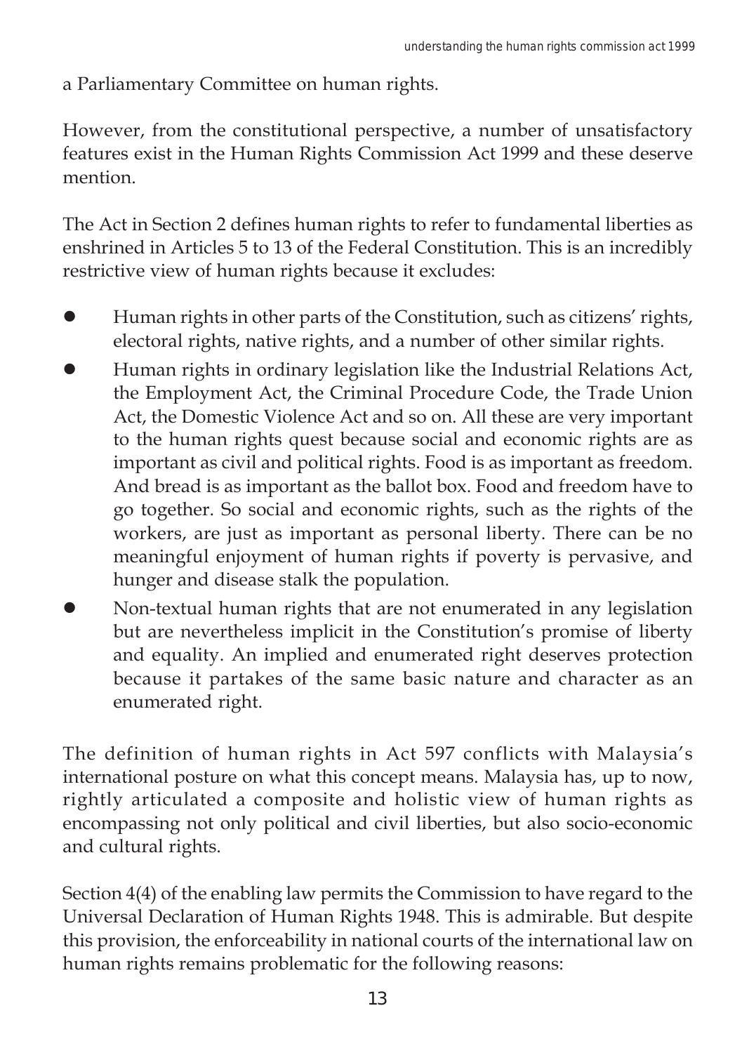a Parliamentary Committee on human rights.

However, from the constitutional perspective, a number of unsatisfactory features exist in the Human Rights Commission Act 1999 and these deserve mention.

The Act in Section 2 defines human rights to refer to fundamental liberties as enshrined in Articles 5 to 13 of the Federal Constitution. This is an incredibly restrictive view of human rights because it excludes:

- Human rights in other parts of the Constitution, such as citizens' rights, electoral rights, native rights, and a number of other similar rights.
- Human rights in ordinary legislation like the Industrial Relations Act, the Employment Act, the Criminal Procedure Code, the Trade Union Act, the Domestic Violence Act and so on. All these are very important to the human rights quest because social and economic rights are as important as civil and political rights. Food is as important as freedom. And bread is as important as the ballot box. Food and freedom have to go together. So social and economic rights, such as the rights of the workers, are just as important as personal liberty. There can be no meaningful enjoyment of human rights if poverty is pervasive, and hunger and disease stalk the population.
- Non-textual human rights that are not enumerated in any legislation but are nevertheless implicit in the Constitution's promise of liberty and equality. An implied and enumerated right deserves protection because it partakes of the same basic nature and character as an enumerated right.

The definition of human rights in Act 597 conflicts with Malaysia's international posture on what this concept means. Malaysia has, up to now, rightly articulated a composite and holistic view of human rights as encompassing not only political and civil liberties, but also socio-economic and cultural rights.

Section 4(4) of the enabling law permits the Commission to have regard to the Universal Declaration of Human Rights 1948. This is admirable. But despite this provision, the enforceability in national courts of the international law on human rights remains problematic for the following reasons: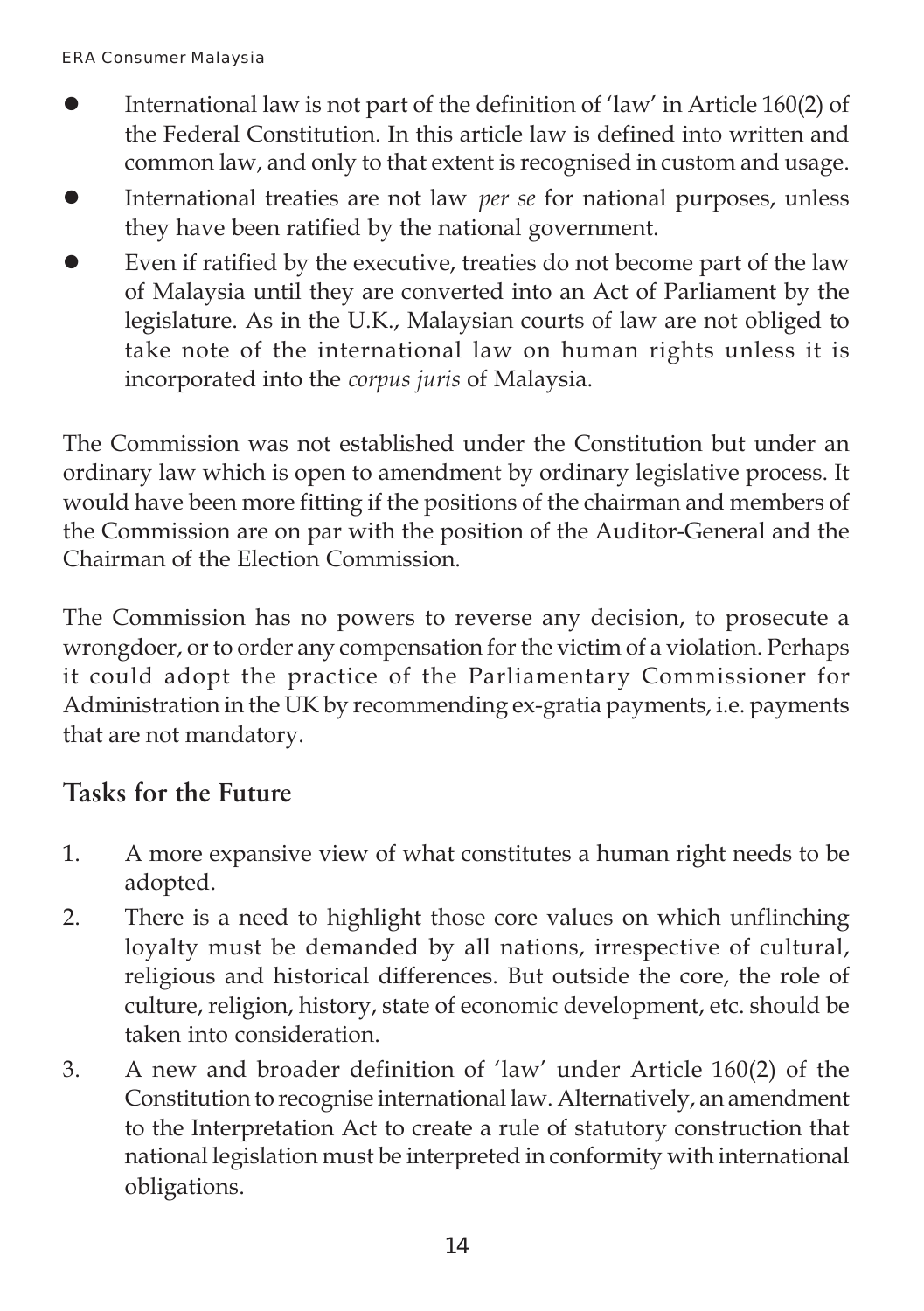- International law is not part of the definition of 'law' in Article 160(2) of the Federal Constitution. In this article law is defined into written and common law, and only to that extent is recognised in custom and usage.
- International treaties are not law *per se* for national purposes, unless they have been ratified by the national government.
- Even if ratified by the executive, treaties do not become part of the law of Malaysia until they are converted into an Act of Parliament by the legislature. As in the U.K., Malaysian courts of law are not obliged to take note of the international law on human rights unless it is incorporated into the *corpus juris* of Malaysia.

The Commission was not established under the Constitution but under an ordinary law which is open to amendment by ordinary legislative process. It would have been more fitting if the positions of the chairman and members of the Commission are on par with the position of the Auditor-General and the Chairman of the Election Commission.

The Commission has no powers to reverse any decision, to prosecute a wrongdoer, or to order any compensation for the victim of a violation. Perhaps it could adopt the practice of the Parliamentary Commissioner for Administration in the UK by recommending ex-gratia payments, i.e. payments that are not mandatory.

## Tasks for the Future

1. A more expansive view of what constitutes a human right needs to be adopted.
2. There is a need to highlight those core values on which unflinching loyalty must be demanded by all nations, irrespective of cultural, religious and historical differences. But outside the core, the role of culture, religion, history, state of economic development, etc. should be taken into consideration.
3. A new and broader definition of 'law' under Article 160(2) of the Constitution to recognise international law. Alternatively, an amendment to the Interpretation Act to create a rule of statutory construction that national legislation must be interpreted in conformity with international obligations.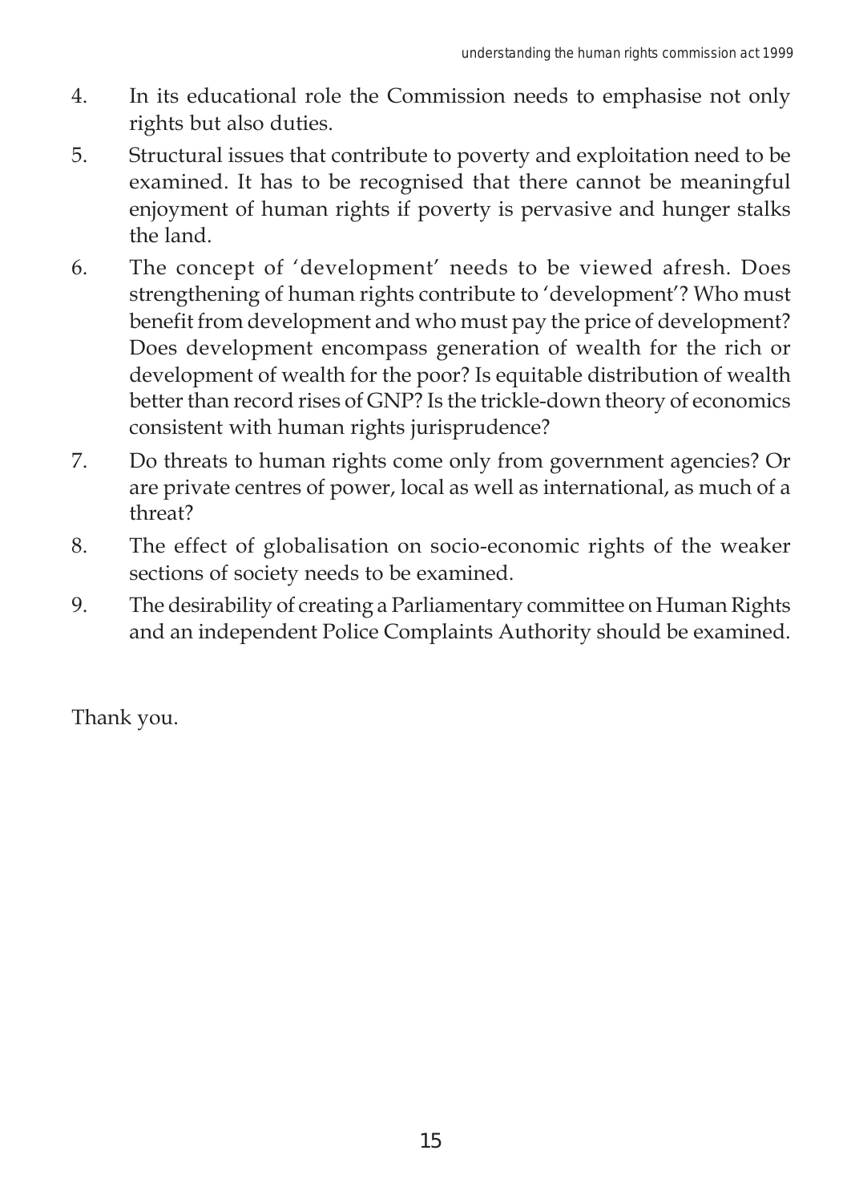4. In its educational role the Commission needs to emphasise not only rights but also duties.
5. Structural issues that contribute to poverty and exploitation need to be examined. It has to be recognised that there cannot be meaningful enjoyment of human rights if poverty is pervasive and hunger stalks the land.
6. The concept of 'development' needs to be viewed afresh. Does strengthening of human rights contribute to 'development'? Who must benefit from development and who must pay the price of development? Does development encompass generation of wealth for the rich or development of wealth for the poor? Is equitable distribution of wealth better than record rises of GNP? Is the trickle-down theory of economics consistent with human rights jurisprudence?
7. Do threats to human rights come only from government agencies? Or are private centres of power, local as well as international, as much of a threat?
8. The effect of globalisation on socio-economic rights of the weaker sections of society needs to be examined.
9. The desirability of creating a Parliamentary committee on Human Rights and an independent Police Complaints Authority should be examined.

Thank you.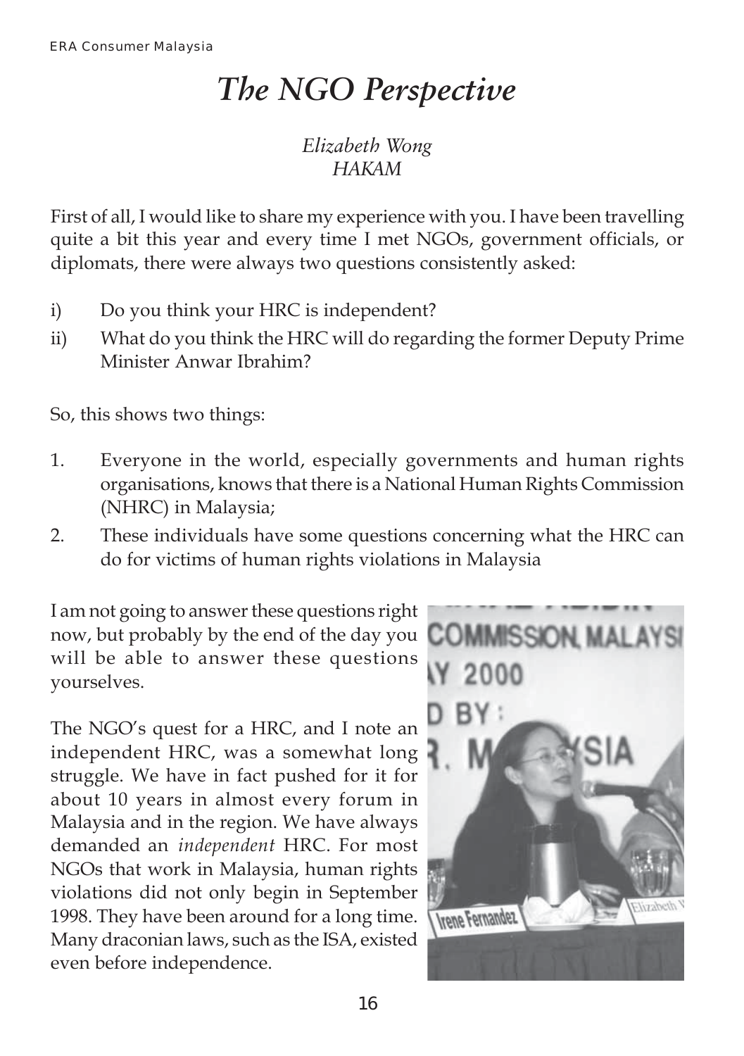# *The NGO Perspective*

*Elizabeth Wong*
*HAKAM*

First of all, I would like to share my experience with you. I have been travelling quite a bit this year and every time I met NGOs, government officials, or diplomats, there were always two questions consistently asked:

i) Do you think your HRC is independent?

ii) What do you think the HRC will do regarding the former Deputy Prime Minister Anwar Ibrahim?

So, this shows two things:

1. Everyone in the world, especially governments and human rights organisations, knows that there is a National Human Rights Commission (NHRC) in Malaysia;
2. These individuals have some questions concerning what the HRC can do for victims of human rights violations in Malaysia

I am not going to answer these questions right now, but probably by the end of the day you will be able to answer these questions yourselves.

The NGO's quest for a HRC, and I note an independent HRC, was a somewhat long struggle. We have in fact pushed for it for about 10 years in almost every forum in Malaysia and in the region. We have always demanded an *independent* HRC. For most NGOs that work in Malaysia, human rights violations did not only begin in September 1998. They have been around for a long time. Many draconian laws, such as the ISA, existed even before independence.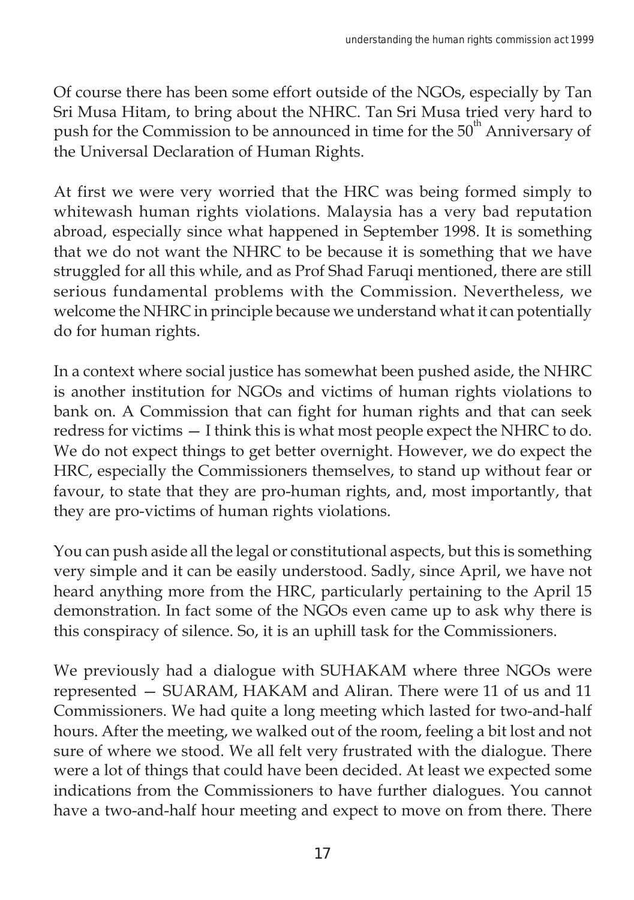Of course there has been some effort outside of the NGOs, especially by Tan Sri Musa Hitam, to bring about the NHRC. Tan Sri Musa tried very hard to push for the Commission to be announced in time for the 50th Anniversary of the Universal Declaration of Human Rights.

At first we were very worried that the HRC was being formed simply to whitewash human rights violations. Malaysia has a very bad reputation abroad, especially since what happened in September 1998. It is something that we do not want the NHRC to be because it is something that we have struggled for all this while, and as Prof Shad Faruqi mentioned, there are still serious fundamental problems with the Commission. Nevertheless, we welcome the NHRC in principle because we understand what it can potentially do for human rights.

In a context where social justice has somewhat been pushed aside, the NHRC is another institution for NGOs and victims of human rights violations to bank on. A Commission that can fight for human rights and that can seek redress for victims — I think this is what most people expect the NHRC to do. We do not expect things to get better overnight. However, we do expect the HRC, especially the Commissioners themselves, to stand up without fear or favour, to state that they are pro-human rights, and, most importantly, that they are pro-victims of human rights violations.

You can push aside all the legal or constitutional aspects, but this is something very simple and it can be easily understood. Sadly, since April, we have not heard anything more from the HRC, particularly pertaining to the April 15 demonstration. In fact some of the NGOs even came up to ask why there is this conspiracy of silence. So, it is an uphill task for the Commissioners.

We previously had a dialogue with SUHAKAM where three NGOs were represented — SUARAM, HAKAM and Aliran. There were 11 of us and 11 Commissioners. We had quite a long meeting which lasted for two-and-half hours. After the meeting, we walked out of the room, feeling a bit lost and not sure of where we stood. We all felt very frustrated with the dialogue. There were a lot of things that could have been decided. At least we expected some indications from the Commissioners to have further dialogues. You cannot have a two-and-half hour meeting and expect to move on from there. There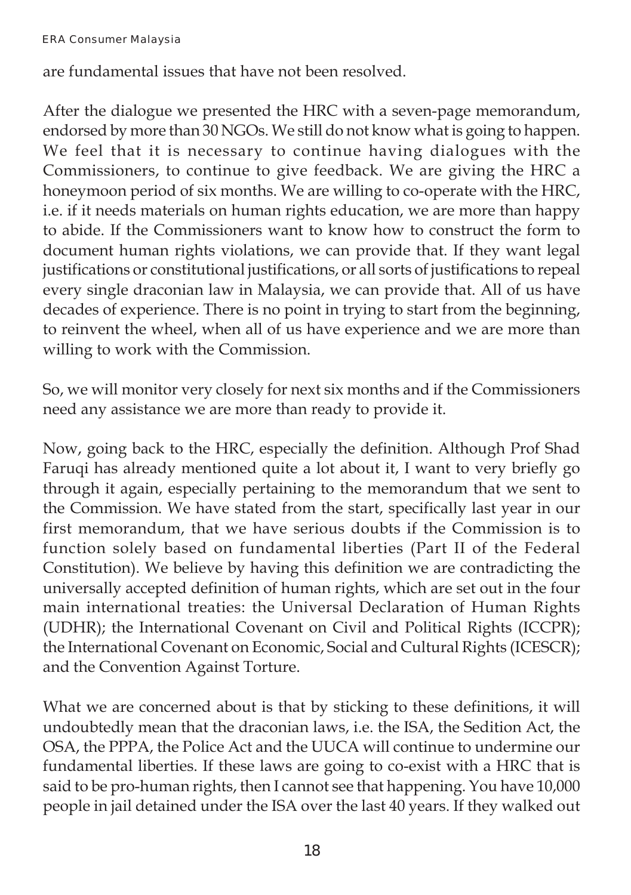are fundamental issues that have not been resolved.

After the dialogue we presented the HRC with a seven-page memorandum, endorsed by more than 30 NGOs. We still do not know what is going to happen. We feel that it is necessary to continue having dialogues with the Commissioners, to continue to give feedback. We are giving the HRC a honeymoon period of six months. We are willing to co-operate with the HRC, i.e. if it needs materials on human rights education, we are more than happy to abide. If the Commissioners want to know how to construct the form to document human rights violations, we can provide that. If they want legal justifications or constitutional justifications, or all sorts of justifications to repeal every single draconian law in Malaysia, we can provide that. All of us have decades of experience. There is no point in trying to start from the beginning, to reinvent the wheel, when all of us have experience and we are more than willing to work with the Commission.

So, we will monitor very closely for next six months and if the Commissioners need any assistance we are more than ready to provide it.

Now, going back to the HRC, especially the definition. Although Prof Shad Faruqi has already mentioned quite a lot about it, I want to very briefly go through it again, especially pertaining to the memorandum that we sent to the Commission. We have stated from the start, specifically last year in our first memorandum, that we have serious doubts if the Commission is to function solely based on fundamental liberties (Part II of the Federal Constitution). We believe by having this definition we are contradicting the universally accepted definition of human rights, which are set out in the four main international treaties: the Universal Declaration of Human Rights (UDHR); the International Covenant on Civil and Political Rights (ICCPR); the International Covenant on Economic, Social and Cultural Rights (ICESCR); and the Convention Against Torture.

What we are concerned about is that by sticking to these definitions, it will undoubtedly mean that the draconian laws, i.e. the ISA, the Sedition Act, the OSA, the PPPA, the Police Act and the UUCA will continue to undermine our fundamental liberties. If these laws are going to co-exist with a HRC that is said to be pro-human rights, then I cannot see that happening. You have 10,000 people in jail detained under the ISA over the last 40 years. If they walked out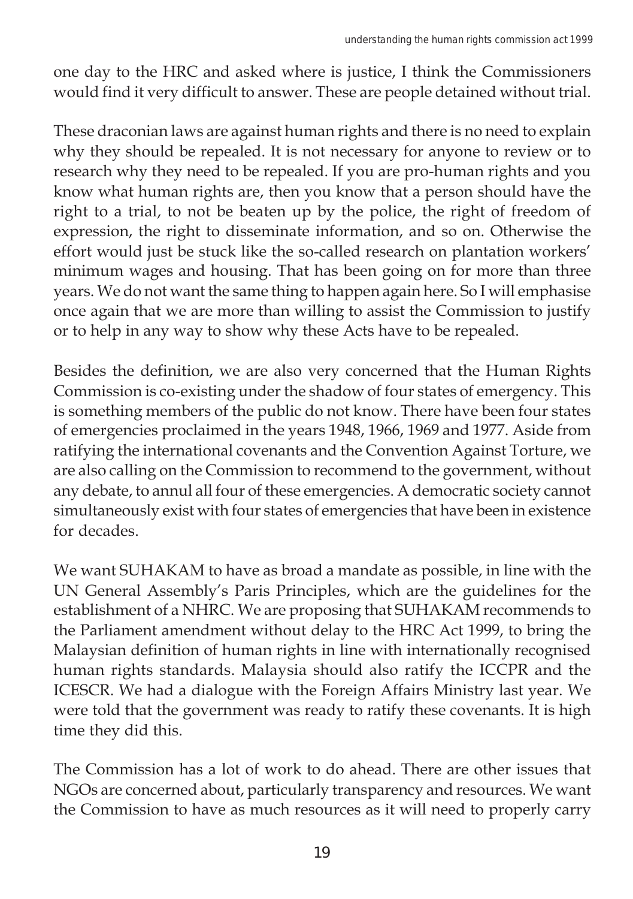one day to the HRC and asked where is justice, I think the Commissioners would find it very difficult to answer. These are people detained without trial.

These draconian laws are against human rights and there is no need to explain why they should be repealed. It is not necessary for anyone to review or to research why they need to be repealed. If you are pro-human rights and you know what human rights are, then you know that a person should have the right to a trial, to not be beaten up by the police, the right of freedom of expression, the right to disseminate information, and so on. Otherwise the effort would just be stuck like the so-called research on plantation workers' minimum wages and housing. That has been going on for more than three years. We do not want the same thing to happen again here. So I will emphasise once again that we are more than willing to assist the Commission to justify or to help in any way to show why these Acts have to be repealed.

Besides the definition, we are also very concerned that the Human Rights Commission is co-existing under the shadow of four states of emergency. This is something members of the public do not know. There have been four states of emergencies proclaimed in the years 1948, 1966, 1969 and 1977. Aside from ratifying the international covenants and the Convention Against Torture, we are also calling on the Commission to recommend to the government, without any debate, to annul all four of these emergencies. A democratic society cannot simultaneously exist with four states of emergencies that have been in existence for decades.

We want SUHAKAM to have as broad a mandate as possible, in line with the UN General Assembly's Paris Principles, which are the guidelines for the establishment of a NHRC. We are proposing that SUHAKAM recommends to the Parliament amendment without delay to the HRC Act 1999, to bring the Malaysian definition of human rights in line with internationally recognised human rights standards. Malaysia should also ratify the ICCPR and the ICESCR. We had a dialogue with the Foreign Affairs Ministry last year. We were told that the government was ready to ratify these covenants. It is high time they did this.

The Commission has a lot of work to do ahead. There are other issues that NGOs are concerned about, particularly transparency and resources. We want the Commission to have as much resources as it will need to properly carry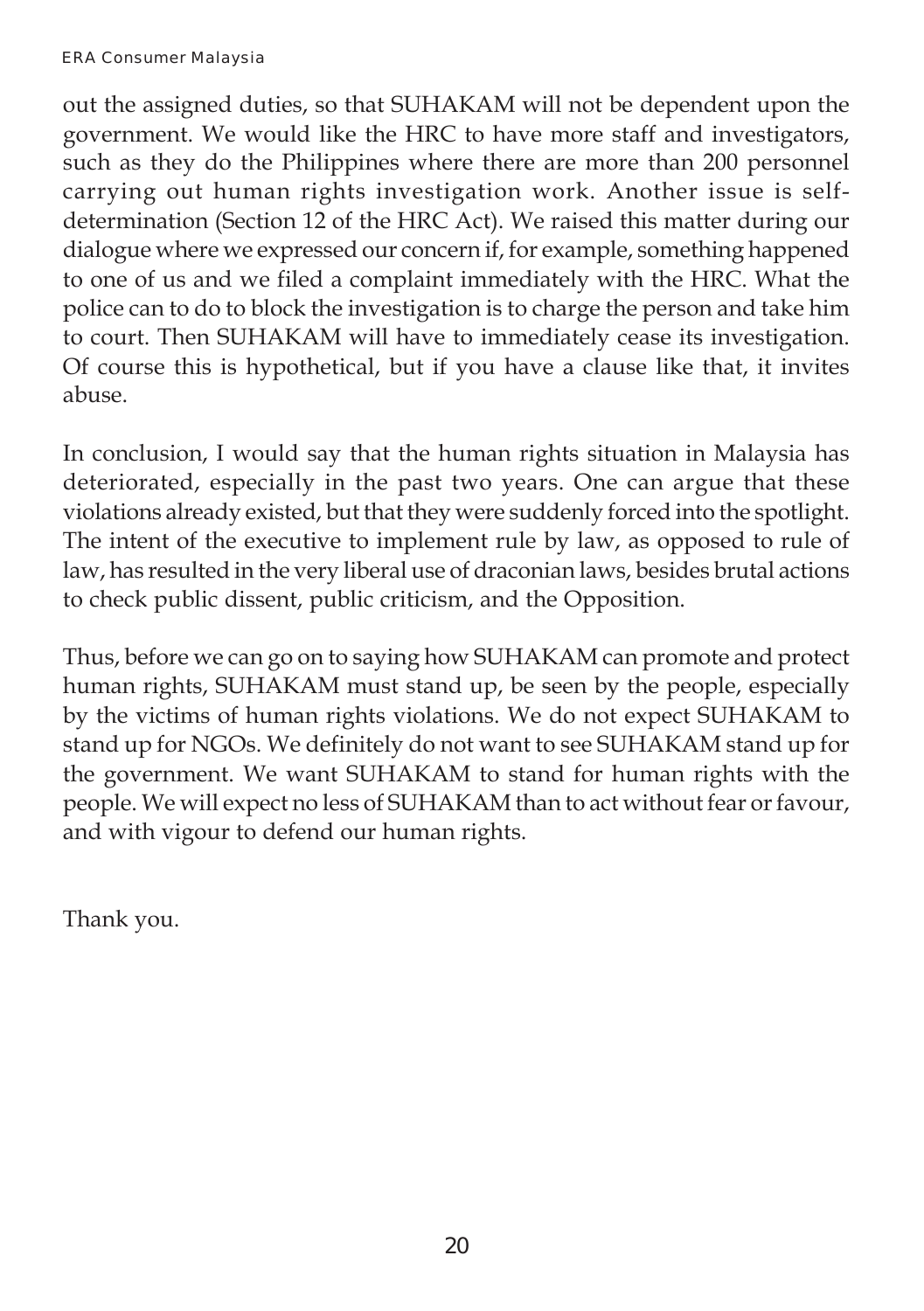out the assigned duties, so that SUHAKAM will not be dependent upon the government. We would like the HRC to have more staff and investigators, such as they do the Philippines where there are more than 200 personnel carrying out human rights investigation work. Another issue is self-determination (Section 12 of the HRC Act). We raised this matter during our dialogue where we expressed our concern if, for example, something happened to one of us and we filed a complaint immediately with the HRC. What the police can to do to block the investigation is to charge the person and take him to court. Then SUHAKAM will have to immediately cease its investigation. Of course this is hypothetical, but if you have a clause like that, it invites abuse.

In conclusion, I would say that the human rights situation in Malaysia has deteriorated, especially in the past two years. One can argue that these violations already existed, but that they were suddenly forced into the spotlight. The intent of the executive to implement rule by law, as opposed to rule of law, has resulted in the very liberal use of draconian laws, besides brutal actions to check public dissent, public criticism, and the Opposition.

Thus, before we can go on to saying how SUHAKAM can promote and protect human rights, SUHAKAM must stand up, be seen by the people, especially by the victims of human rights violations. We do not expect SUHAKAM to stand up for NGOs. We definitely do not want to see SUHAKAM stand up for the government. We want SUHAKAM to stand for human rights with the people. We will expect no less of SUHAKAM than to act without fear or favour, and with vigour to defend our human rights.

Thank you.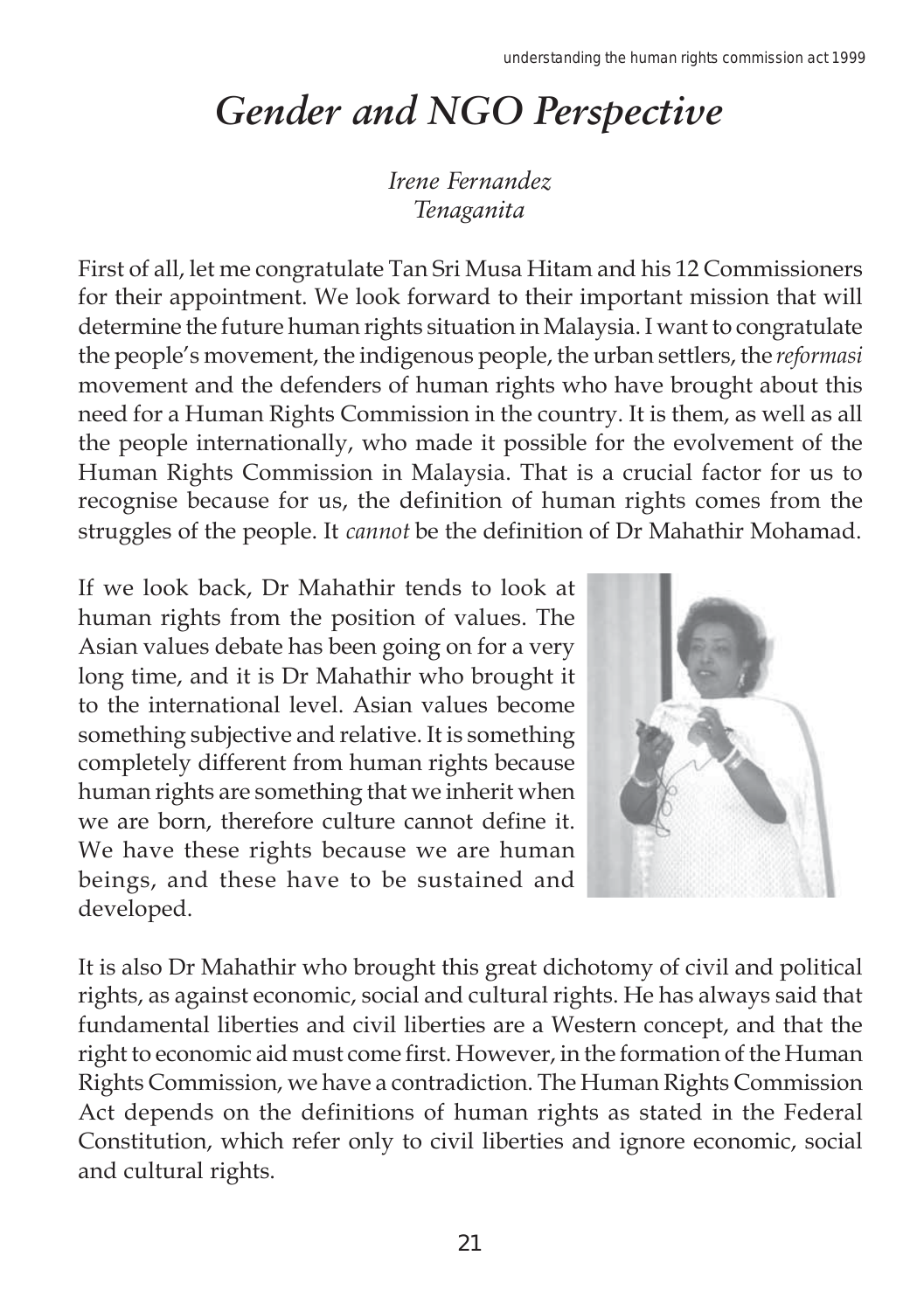# *Gender and NGO Perspective*

*Irene Fernandez*
*Tenaganita*

First of all, let me congratulate Tan Sri Musa Hitam and his 12 Commissioners for their appointment. We look forward to their important mission that will determine the future human rights situation in Malaysia. I want to congratulate the people's movement, the indigenous people, the urban settlers, the *reformasi* movement and the defenders of human rights who have brought about this need for a Human Rights Commission in the country. It is them, as well as all the people internationally, who made it possible for the evolvement of the Human Rights Commission in Malaysia. That is a crucial factor for us to recognise because for us, the definition of human rights comes from the struggles of the people. It *cannot* be the definition of Dr Mahathir Mohamad.

If we look back, Dr Mahathir tends to look at human rights from the position of values. The Asian values debate has been going on for a very long time, and it is Dr Mahathir who brought it to the international level. Asian values become something subjective and relative. It is something completely different from human rights because human rights are something that we inherit when we are born, therefore culture cannot define it. We have these rights because we are human beings, and these have to be sustained and developed.

It is also Dr Mahathir who brought this great dichotomy of civil and political rights, as against economic, social and cultural rights. He has always said that fundamental liberties and civil liberties are a Western concept, and that the right to economic aid must come first. However, in the formation of the Human Rights Commission, we have a contradiction. The Human Rights Commission Act depends on the definitions of human rights as stated in the Federal Constitution, which refer only to civil liberties and ignore economic, social and cultural rights.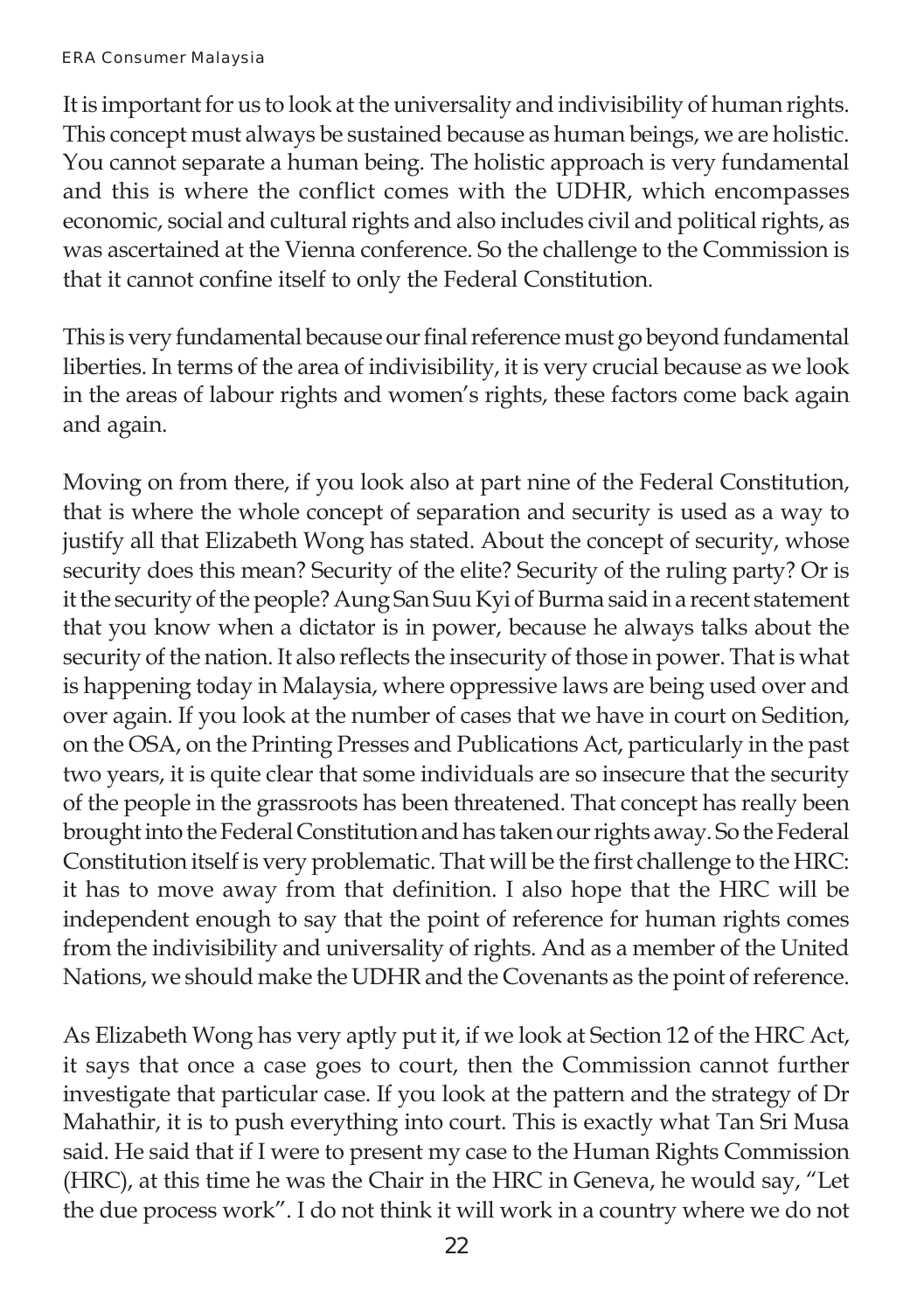It is important for us to look at the universality and indivisibility of human rights. This concept must always be sustained because as human beings, we are holistic. You cannot separate a human being. The holistic approach is very fundamental and this is where the conflict comes with the UDHR, which encompasses economic, social and cultural rights and also includes civil and political rights, as was ascertained at the Vienna conference. So the challenge to the Commission is that it cannot confine itself to only the Federal Constitution.

This is very fundamental because our final reference must go beyond fundamental liberties. In terms of the area of indivisibility, it is very crucial because as we look in the areas of labour rights and women's rights, these factors come back again and again.

Moving on from there, if you look also at part nine of the Federal Constitution, that is where the whole concept of separation and security is used as a way to justify all that Elizabeth Wong has stated. About the concept of security, whose security does this mean? Security of the elite? Security of the ruling party? Or is it the security of the people? Aung San Suu Kyi of Burma said in a recent statement that you know when a dictator is in power, because he always talks about the security of the nation. It also reflects the insecurity of those in power. That is what is happening today in Malaysia, where oppressive laws are being used over and over again. If you look at the number of cases that we have in court on Sedition, on the OSA, on the Printing Presses and Publications Act, particularly in the past two years, it is quite clear that some individuals are so insecure that the security of the people in the grassroots has been threatened. That concept has really been brought into the Federal Constitution and has taken our rights away. So the Federal Constitution itself is very problematic. That will be the first challenge to the HRC: it has to move away from that definition. I also hope that the HRC will be independent enough to say that the point of reference for human rights comes from the indivisibility and universality of rights. And as a member of the United Nations, we should make the UDHR and the Covenants as the point of reference.

As Elizabeth Wong has very aptly put it, if we look at Section 12 of the HRC Act, it says that once a case goes to court, then the Commission cannot further investigate that particular case. If you look at the pattern and the strategy of Dr Mahathir, it is to push everything into court. This is exactly what Tan Sri Musa said. He said that if I were to present my case to the Human Rights Commission (HRC), at this time he was the Chair in the HRC in Geneva, he would say, "Let the due process work". I do not think it will work in a country where we do not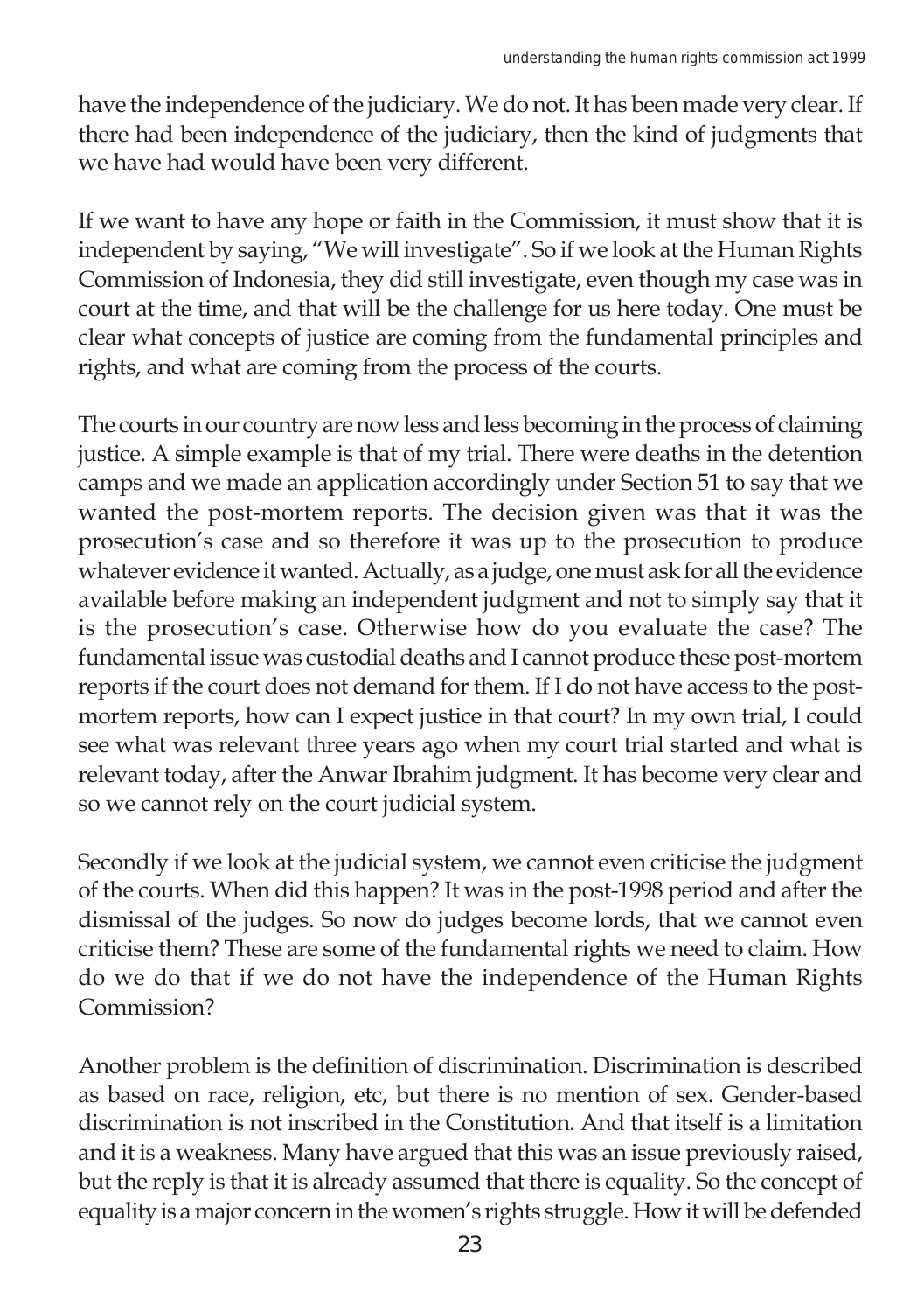have the independence of the judiciary. We do not. It has been made very clear. If there had been independence of the judiciary, then the kind of judgments that we have had would have been very different.

If we want to have any hope or faith in the Commission, it must show that it is independent by saying, "We will investigate". So if we look at the Human Rights Commission of Indonesia, they did still investigate, even though my case was in court at the time, and that will be the challenge for us here today. One must be clear what concepts of justice are coming from the fundamental principles and rights, and what are coming from the process of the courts.

The courts in our country are now less and less becoming in the process of claiming justice. A simple example is that of my trial. There were deaths in the detention camps and we made an application accordingly under Section 51 to say that we wanted the post-mortem reports. The decision given was that it was the prosecution's case and so therefore it was up to the prosecution to produce whatever evidence it wanted. Actually, as a judge, one must ask for all the evidence available before making an independent judgment and not to simply say that it is the prosecution's case. Otherwise how do you evaluate the case? The fundamental issue was custodial deaths and I cannot produce these post-mortem reports if the court does not demand for them. If I do not have access to the post-mortem reports, how can I expect justice in that court? In my own trial, I could see what was relevant three years ago when my court trial started and what is relevant today, after the Anwar Ibrahim judgment. It has become very clear and so we cannot rely on the court judicial system.

Secondly if we look at the judicial system, we cannot even criticise the judgment of the courts. When did this happen? It was in the post-1998 period and after the dismissal of the judges. So now do judges become lords, that we cannot even criticise them? These are some of the fundamental rights we need to claim. How do we do that if we do not have the independence of the Human Rights Commission?

Another problem is the definition of discrimination. Discrimination is described as based on race, religion, etc, but there is no mention of sex. Gender-based discrimination is not inscribed in the Constitution. And that itself is a limitation and it is a weakness. Many have argued that this was an issue previously raised, but the reply is that it is already assumed that there is equality. So the concept of equality is a major concern in the women's rights struggle. How it will be defended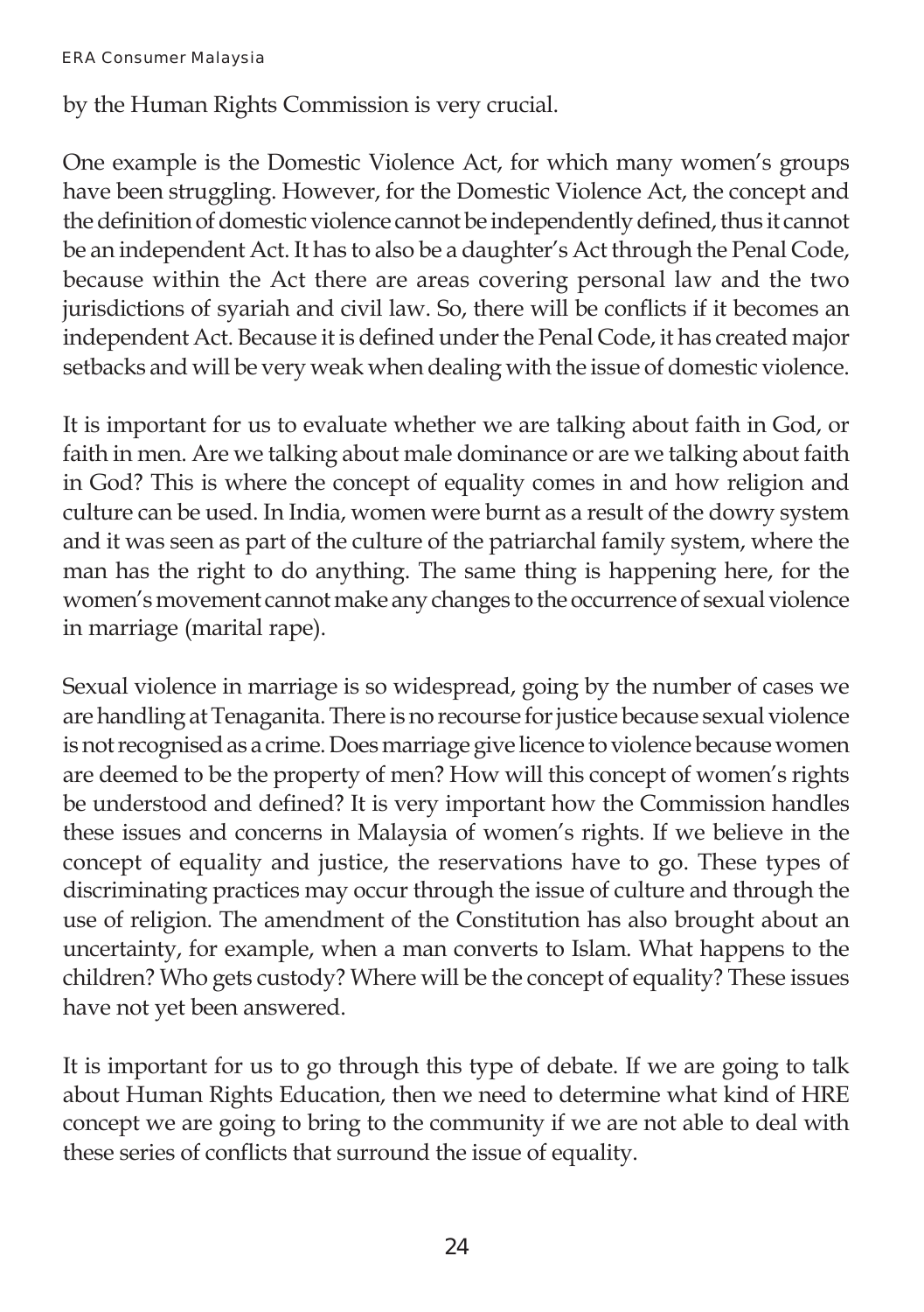by the Human Rights Commission is very crucial.

One example is the Domestic Violence Act, for which many women's groups have been struggling. However, for the Domestic Violence Act, the concept and the definition of domestic violence cannot be independently defined, thus it cannot be an independent Act. It has to also be a daughter's Act through the Penal Code, because within the Act there are areas covering personal law and the two jurisdictions of syariah and civil law. So, there will be conflicts if it becomes an independent Act. Because it is defined under the Penal Code, it has created major setbacks and will be very weak when dealing with the issue of domestic violence.

It is important for us to evaluate whether we are talking about faith in God, or faith in men. Are we talking about male dominance or are we talking about faith in God? This is where the concept of equality comes in and how religion and culture can be used. In India, women were burnt as a result of the dowry system and it was seen as part of the culture of the patriarchal family system, where the man has the right to do anything. The same thing is happening here, for the women's movement cannot make any changes to the occurrence of sexual violence in marriage (marital rape).

Sexual violence in marriage is so widespread, going by the number of cases we are handling at Tenaganita. There is no recourse for justice because sexual violence is not recognised as a crime. Does marriage give licence to violence because women are deemed to be the property of men? How will this concept of women's rights be understood and defined? It is very important how the Commission handles these issues and concerns in Malaysia of women's rights. If we believe in the concept of equality and justice, the reservations have to go. These types of discriminating practices may occur through the issue of culture and through the use of religion. The amendment of the Constitution has also brought about an uncertainty, for example, when a man converts to Islam. What happens to the children? Who gets custody? Where will be the concept of equality? These issues have not yet been answered.

It is important for us to go through this type of debate. If we are going to talk about Human Rights Education, then we need to determine what kind of HRE concept we are going to bring to the community if we are not able to deal with these series of conflicts that surround the issue of equality.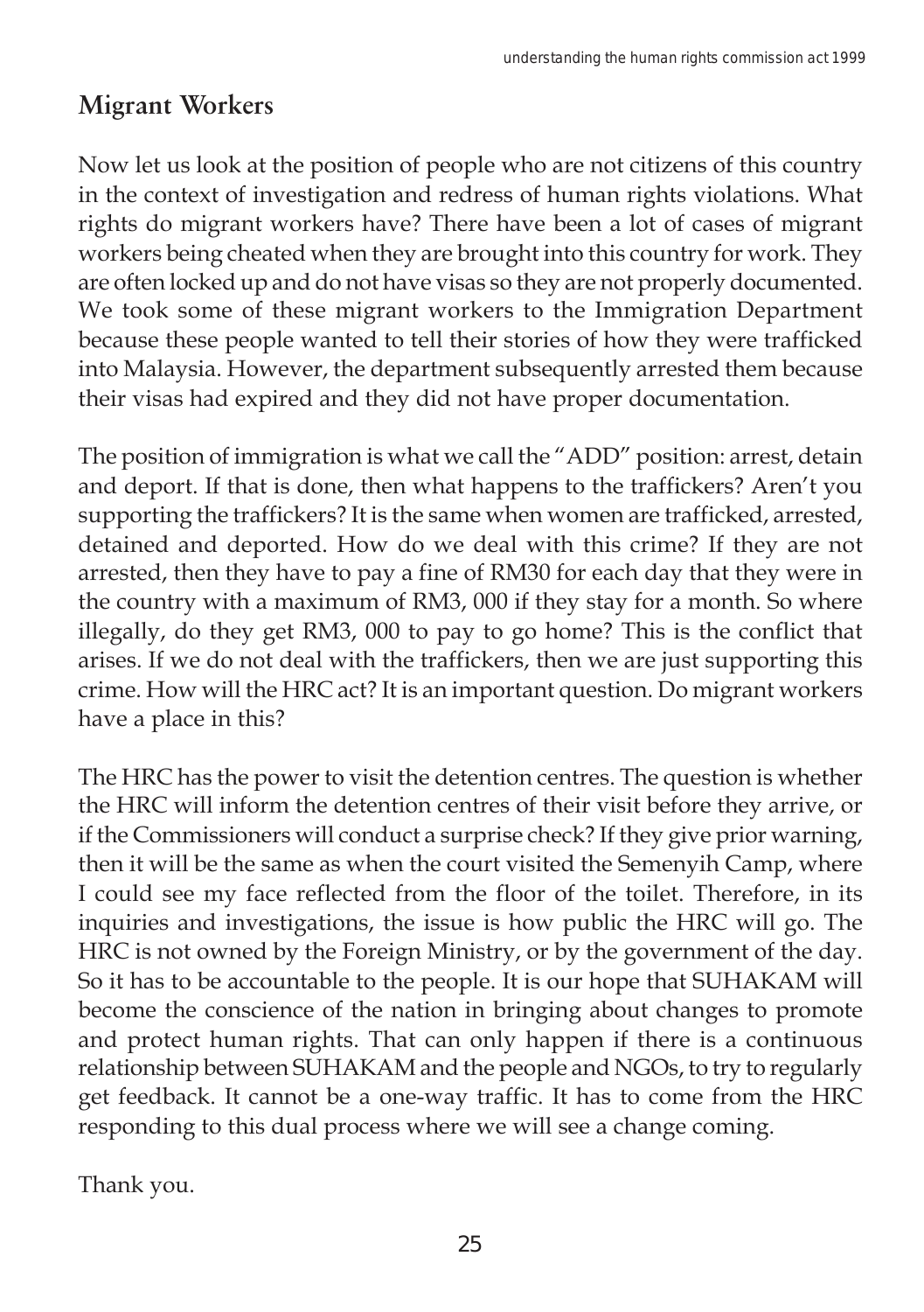## Migrant Workers

Now let us look at the position of people who are not citizens of this country in the context of investigation and redress of human rights violations. What rights do migrant workers have? There have been a lot of cases of migrant workers being cheated when they are brought into this country for work. They are often locked up and do not have visas so they are not properly documented. We took some of these migrant workers to the Immigration Department because these people wanted to tell their stories of how they were trafficked into Malaysia. However, the department subsequently arrested them because their visas had expired and they did not have proper documentation.

The position of immigration is what we call the "ADD" position: arrest, detain and deport. If that is done, then what happens to the traffickers? Aren't you supporting the traffickers? It is the same when women are trafficked, arrested, detained and deported. How do we deal with this crime? If they are not arrested, then they have to pay a fine of RM30 for each day that they were in the country with a maximum of RM3, 000 if they stay for a month. So where illegally, do they get RM3, 000 to pay to go home? This is the conflict that arises. If we do not deal with the traffickers, then we are just supporting this crime. How will the HRC act? It is an important question. Do migrant workers have a place in this?

The HRC has the power to visit the detention centres. The question is whether the HRC will inform the detention centres of their visit before they arrive, or if the Commissioners will conduct a surprise check? If they give prior warning, then it will be the same as when the court visited the Semenyih Camp, where I could see my face reflected from the floor of the toilet. Therefore, in its inquiries and investigations, the issue is how public the HRC will go. The HRC is not owned by the Foreign Ministry, or by the government of the day. So it has to be accountable to the people. It is our hope that SUHAKAM will become the conscience of the nation in bringing about changes to promote and protect human rights. That can only happen if there is a continuous relationship between SUHAKAM and the people and NGOs, to try to regularly get feedback. It cannot be a one-way traffic. It has to come from the HRC responding to this dual process where we will see a change coming.

Thank you.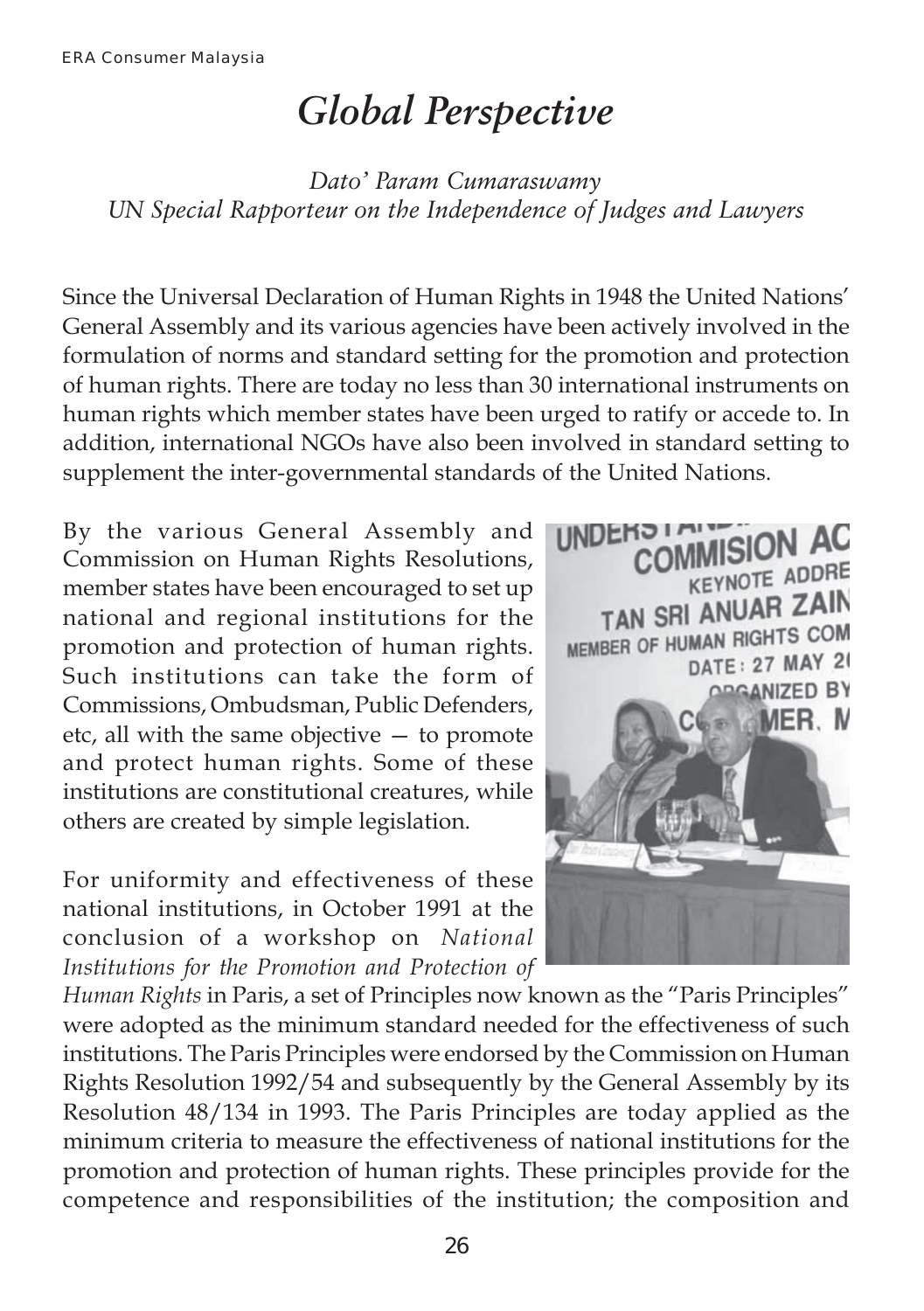# *Global Perspective*

*Dato' Param Cumaraswamy*
*UN Special Rapporteur on the Independence of Judges and Lawyers*

Since the Universal Declaration of Human Rights in 1948 the United Nations' General Assembly and its various agencies have been actively involved in the formulation of norms and standard setting for the promotion and protection of human rights. There are today no less than 30 international instruments on human rights which member states have been urged to ratify or accede to. In addition, international NGOs have also been involved in standard setting to supplement the inter-governmental standards of the United Nations.

By the various General Assembly and Commission on Human Rights Resolutions, member states have been encouraged to set up national and regional institutions for the promotion and protection of human rights. Such institutions can take the form of Commissions, Ombudsman, Public Defenders, etc, all with the same objective — to promote and protect human rights. Some of these institutions are constitutional creatures, while others are created by simple legislation.

For uniformity and effectiveness of these national institutions, in October 1991 at the conclusion of a workshop on *National Institutions for the Promotion and Protection of Human Rights* in Paris, a set of Principles now known as the "Paris Principles" were adopted as the minimum standard needed for the effectiveness of such institutions. The Paris Principles were endorsed by the Commission on Human Rights Resolution 1992/54 and subsequently by the General Assembly by its Resolution 48/134 in 1993. The Paris Principles are today applied as the minimum criteria to measure the effectiveness of national institutions for the promotion and protection of human rights. These principles provide for the competence and responsibilities of the institution; the composition and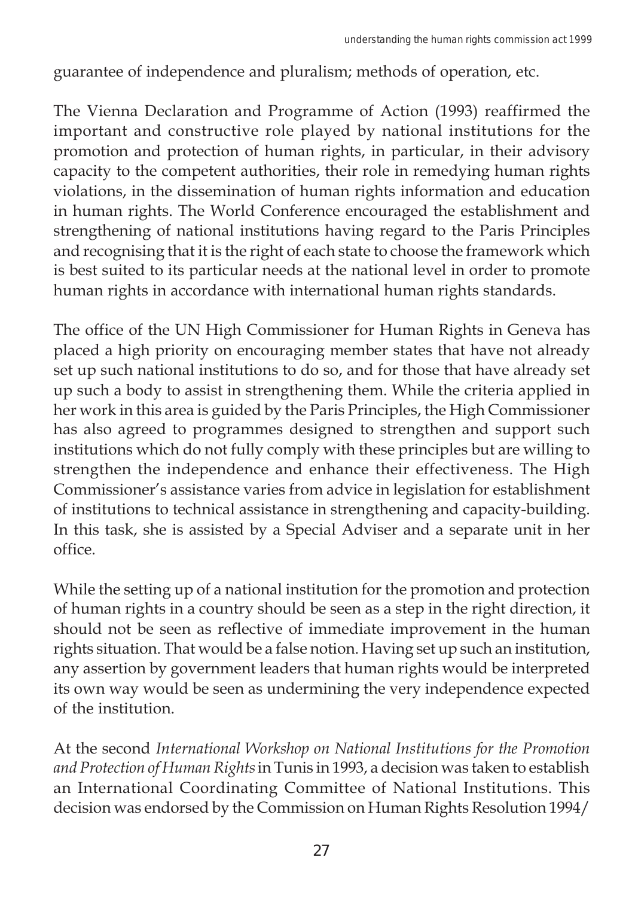guarantee of independence and pluralism; methods of operation, etc.

The Vienna Declaration and Programme of Action (1993) reaffirmed the important and constructive role played by national institutions for the promotion and protection of human rights, in particular, in their advisory capacity to the competent authorities, their role in remedying human rights violations, in the dissemination of human rights information and education in human rights. The World Conference encouraged the establishment and strengthening of national institutions having regard to the Paris Principles and recognising that it is the right of each state to choose the framework which is best suited to its particular needs at the national level in order to promote human rights in accordance with international human rights standards.

The office of the UN High Commissioner for Human Rights in Geneva has placed a high priority on encouraging member states that have not already set up such national institutions to do so, and for those that have already set up such a body to assist in strengthening them. While the criteria applied in her work in this area is guided by the Paris Principles, the High Commissioner has also agreed to programmes designed to strengthen and support such institutions which do not fully comply with these principles but are willing to strengthen the independence and enhance their effectiveness. The High Commissioner's assistance varies from advice in legislation for establishment of institutions to technical assistance in strengthening and capacity-building. In this task, she is assisted by a Special Adviser and a separate unit in her office.

While the setting up of a national institution for the promotion and protection of human rights in a country should be seen as a step in the right direction, it should not be seen as reflective of immediate improvement in the human rights situation. That would be a false notion. Having set up such an institution, any assertion by government leaders that human rights would be interpreted its own way would be seen as undermining the very independence expected of the institution.

At the second *International Workshop on National Institutions for the Promotion and Protection of Human Rights* in Tunis in 1993, a decision was taken to establish an International Coordinating Committee of National Institutions. This decision was endorsed by the Commission on Human Rights Resolution 1994/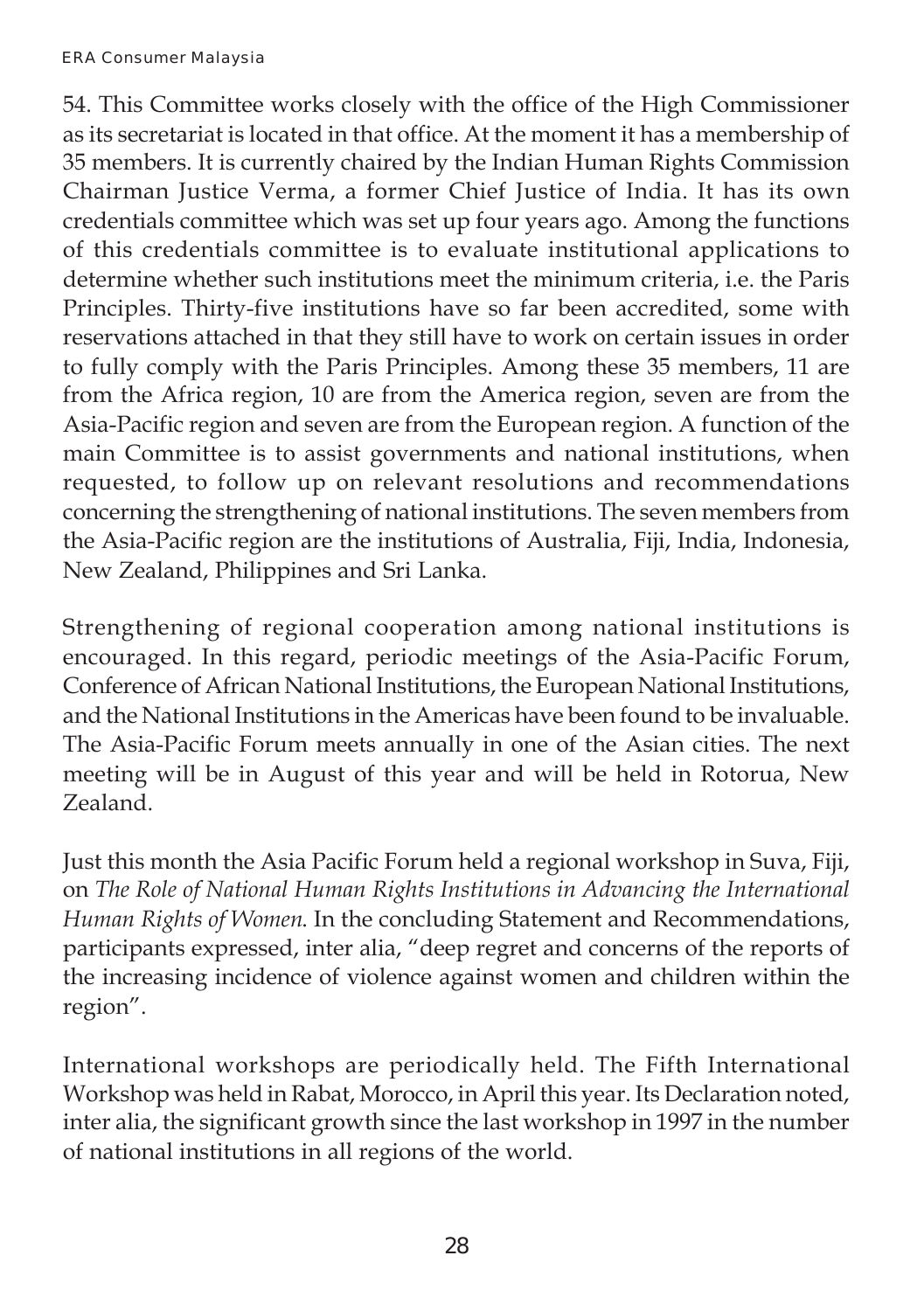54. This Committee works closely with the office of the High Commissioner as its secretariat is located in that office. At the moment it has a membership of 35 members. It is currently chaired by the Indian Human Rights Commission Chairman Justice Verma, a former Chief Justice of India. It has its own credentials committee which was set up four years ago. Among the functions of this credentials committee is to evaluate institutional applications to determine whether such institutions meet the minimum criteria, i.e. the Paris Principles. Thirty-five institutions have so far been accredited, some with reservations attached in that they still have to work on certain issues in order to fully comply with the Paris Principles. Among these 35 members, 11 are from the Africa region, 10 are from the America region, seven are from the Asia-Pacific region and seven are from the European region. A function of the main Committee is to assist governments and national institutions, when requested, to follow up on relevant resolutions and recommendations concerning the strengthening of national institutions. The seven members from the Asia-Pacific region are the institutions of Australia, Fiji, India, Indonesia, New Zealand, Philippines and Sri Lanka.

Strengthening of regional cooperation among national institutions is encouraged. In this regard, periodic meetings of the Asia-Pacific Forum, Conference of African National Institutions, the European National Institutions, and the National Institutions in the Americas have been found to be invaluable. The Asia-Pacific Forum meets annually in one of the Asian cities. The next meeting will be in August of this year and will be held in Rotorua, New Zealand.

Just this month the Asia Pacific Forum held a regional workshop in Suva, Fiji, on *The Role of National Human Rights Institutions in Advancing the International Human Rights of Women*. In the concluding Statement and Recommendations, participants expressed, inter alia, "deep regret and concerns of the reports of the increasing incidence of violence against women and children within the region".

International workshops are periodically held. The Fifth International Workshop was held in Rabat, Morocco, in April this year. Its Declaration noted, inter alia, the significant growth since the last workshop in 1997 in the number of national institutions in all regions of the world.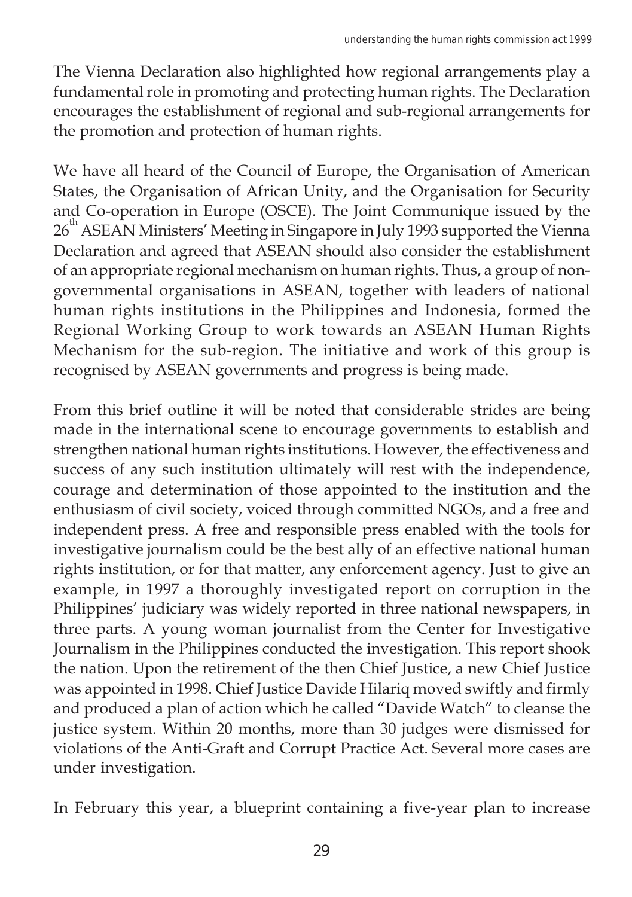The Vienna Declaration also highlighted how regional arrangements play a fundamental role in promoting and protecting human rights. The Declaration encourages the establishment of regional and sub-regional arrangements for the promotion and protection of human rights.

We have all heard of the Council of Europe, the Organisation of American States, the Organisation of African Unity, and the Organisation for Security and Co-operation in Europe (OSCE). The Joint Communique issued by the 26th ASEAN Ministers' Meeting in Singapore in July 1993 supported the Vienna Declaration and agreed that ASEAN should also consider the establishment of an appropriate regional mechanism on human rights. Thus, a group of non-governmental organisations in ASEAN, together with leaders of national human rights institutions in the Philippines and Indonesia, formed the Regional Working Group to work towards an ASEAN Human Rights Mechanism for the sub-region. The initiative and work of this group is recognised by ASEAN governments and progress is being made.

From this brief outline it will be noted that considerable strides are being made in the international scene to encourage governments to establish and strengthen national human rights institutions. However, the effectiveness and success of any such institution ultimately will rest with the independence, courage and determination of those appointed to the institution and the enthusiasm of civil society, voiced through committed NGOs, and a free and independent press. A free and responsible press enabled with the tools for investigative journalism could be the best ally of an effective national human rights institution, or for that matter, any enforcement agency. Just to give an example, in 1997 a thoroughly investigated report on corruption in the Philippines' judiciary was widely reported in three national newspapers, in three parts. A young woman journalist from the Center for Investigative Journalism in the Philippines conducted the investigation. This report shook the nation. Upon the retirement of the then Chief Justice, a new Chief Justice was appointed in 1998. Chief Justice Davide Hilariq moved swiftly and firmly and produced a plan of action which he called "Davide Watch" to cleanse the justice system. Within 20 months, more than 30 judges were dismissed for violations of the Anti-Graft and Corrupt Practice Act. Several more cases are under investigation.

In February this year, a blueprint containing a five-year plan to increase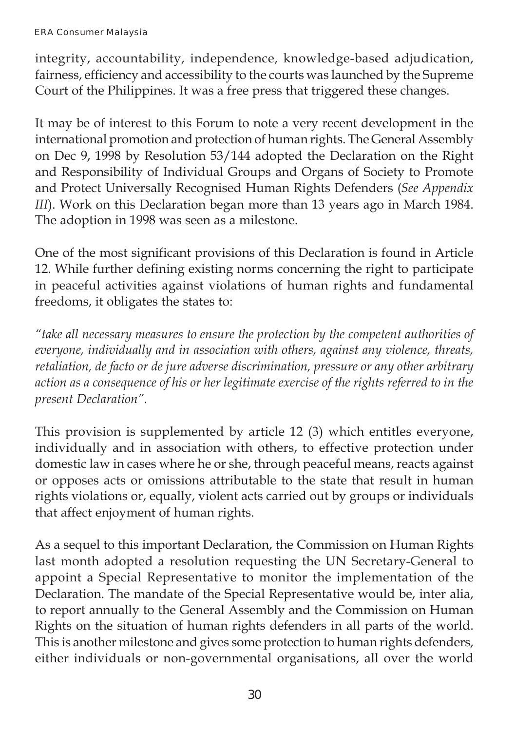integrity, accountability, independence, knowledge-based adjudication, fairness, efficiency and accessibility to the courts was launched by the Supreme Court of the Philippines. It was a free press that triggered these changes.

It may be of interest to this Forum to note a very recent development in the international promotion and protection of human rights. The General Assembly on Dec 9, 1998 by Resolution 53/144 adopted the Declaration on the Right and Responsibility of Individual Groups and Organs of Society to Promote and Protect Universally Recognised Human Rights Defenders (*See Appendix III*). Work on this Declaration began more than 13 years ago in March 1984. The adoption in 1998 was seen as a milestone.

One of the most significant provisions of this Declaration is found in Article 12. While further defining existing norms concerning the right to participate in peaceful activities against violations of human rights and fundamental freedoms, it obligates the states to:

*"take all necessary measures to ensure the protection by the competent authorities of everyone, individually and in association with others, against any violence, threats, retaliation, de facto or de jure adverse discrimination, pressure or any other arbitrary action as a consequence of his or her legitimate exercise of the rights referred to in the present Declaration".*

This provision is supplemented by article 12 (3) which entitles everyone, individually and in association with others, to effective protection under domestic law in cases where he or she, through peaceful means, reacts against or opposes acts or omissions attributable to the state that result in human rights violations or, equally, violent acts carried out by groups or individuals that affect enjoyment of human rights.

As a sequel to this important Declaration, the Commission on Human Rights last month adopted a resolution requesting the UN Secretary-General to appoint a Special Representative to monitor the implementation of the Declaration. The mandate of the Special Representative would be, inter alia, to report annually to the General Assembly and the Commission on Human Rights on the situation of human rights defenders in all parts of the world. This is another milestone and gives some protection to human rights defenders, either individuals or non-governmental organisations, all over the world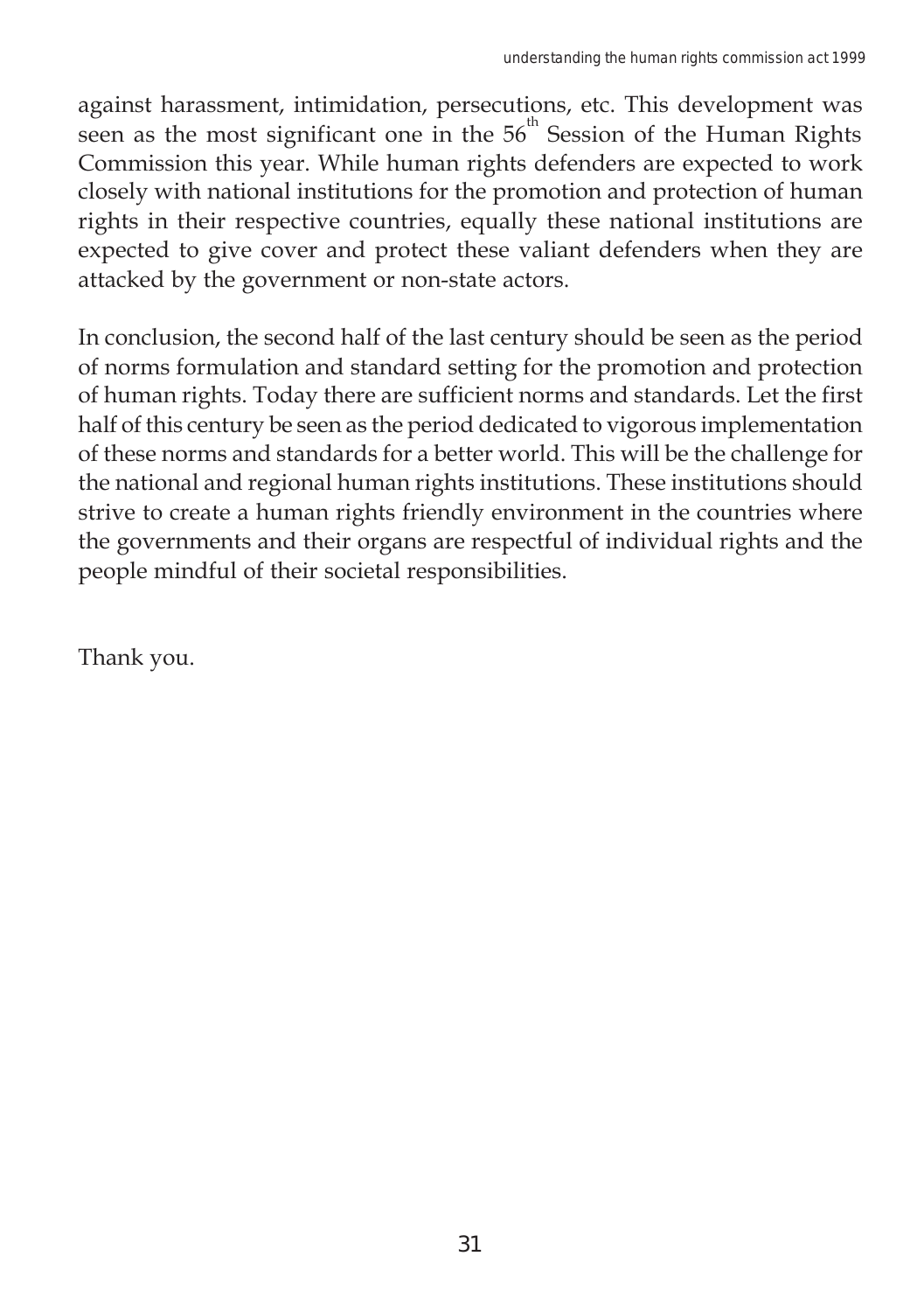against harassment, intimidation, persecutions, etc. This development was seen as the most significant one in the 56th Session of the Human Rights Commission this year. While human rights defenders are expected to work closely with national institutions for the promotion and protection of human rights in their respective countries, equally these national institutions are expected to give cover and protect these valiant defenders when they are attacked by the government or non-state actors.

In conclusion, the second half of the last century should be seen as the period of norms formulation and standard setting for the promotion and protection of human rights. Today there are sufficient norms and standards. Let the first half of this century be seen as the period dedicated to vigorous implementation of these norms and standards for a better world. This will be the challenge for the national and regional human rights institutions. These institutions should strive to create a human rights friendly environment in the countries where the governments and their organs are respectful of individual rights and the people mindful of their societal responsibilities.

Thank you.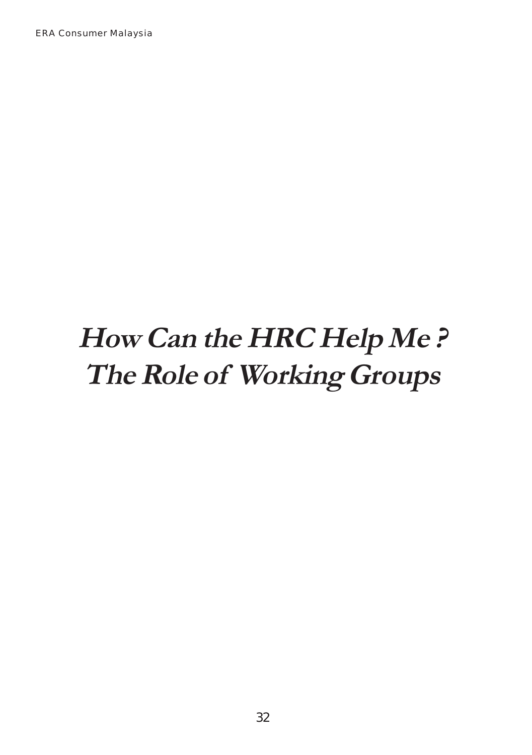# *How Can the HRC Help Me ?*
# *The Role of Working Groups*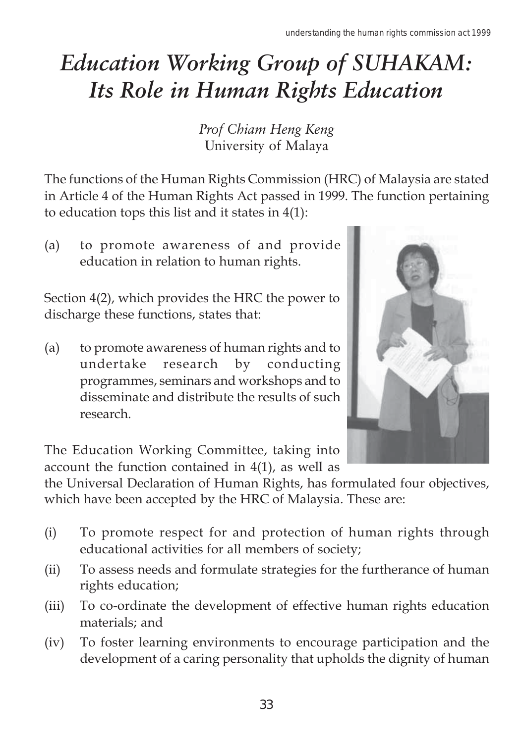# *Education Working Group of SUHAKAM: Its Role in Human Rights Education*

*Prof Chiam Heng Keng*
University of Malaya

The functions of the Human Rights Commission (HRC) of Malaysia are stated in Article 4 of the Human Rights Act passed in 1999. The function pertaining to education tops this list and it states in 4(1):

(a) to promote awareness of and provide education in relation to human rights.

Section 4(2), which provides the HRC the power to discharge these functions, states that:

(a) to promote awareness of human rights and to undertake research by conducting programmes, seminars and workshops and to disseminate and distribute the results of such research.

The Education Working Committee, taking into account the function contained in 4(1), as well as the Universal Declaration of Human Rights, has formulated four objectives, which have been accepted by the HRC of Malaysia. These are:

(i) To promote respect for and protection of human rights through educational activities for all members of society;

(ii) To assess needs and formulate strategies for the furtherance of human rights education;

(iii) To co-ordinate the development of effective human rights education materials; and

(iv) To foster learning environments to encourage participation and the development of a caring personality that upholds the dignity of human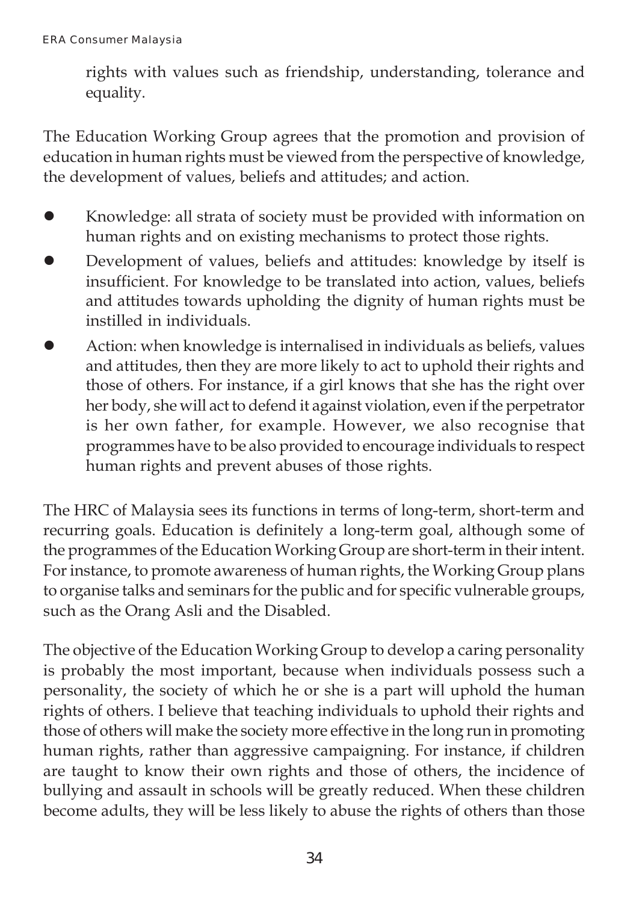rights with values such as friendship, understanding, tolerance and equality.

The Education Working Group agrees that the promotion and provision of education in human rights must be viewed from the perspective of knowledge, the development of values, beliefs and attitudes; and action.

- Knowledge: all strata of society must be provided with information on human rights and on existing mechanisms to protect those rights.
- Development of values, beliefs and attitudes: knowledge by itself is insufficient. For knowledge to be translated into action, values, beliefs and attitudes towards upholding the dignity of human rights must be instilled in individuals.
- Action: when knowledge is internalised in individuals as beliefs, values and attitudes, then they are more likely to act to uphold their rights and those of others. For instance, if a girl knows that she has the right over her body, she will act to defend it against violation, even if the perpetrator is her own father, for example. However, we also recognise that programmes have to be also provided to encourage individuals to respect human rights and prevent abuses of those rights.

The HRC of Malaysia sees its functions in terms of long-term, short-term and recurring goals. Education is definitely a long-term goal, although some of the programmes of the Education Working Group are short-term in their intent. For instance, to promote awareness of human rights, the Working Group plans to organise talks and seminars for the public and for specific vulnerable groups, such as the Orang Asli and the Disabled.

The objective of the Education Working Group to develop a caring personality is probably the most important, because when individuals possess such a personality, the society of which he or she is a part will uphold the human rights of others. I believe that teaching individuals to uphold their rights and those of others will make the society more effective in the long run in promoting human rights, rather than aggressive campaigning. For instance, if children are taught to know their own rights and those of others, the incidence of bullying and assault in schools will be greatly reduced. When these children become adults, they will be less likely to abuse the rights of others than those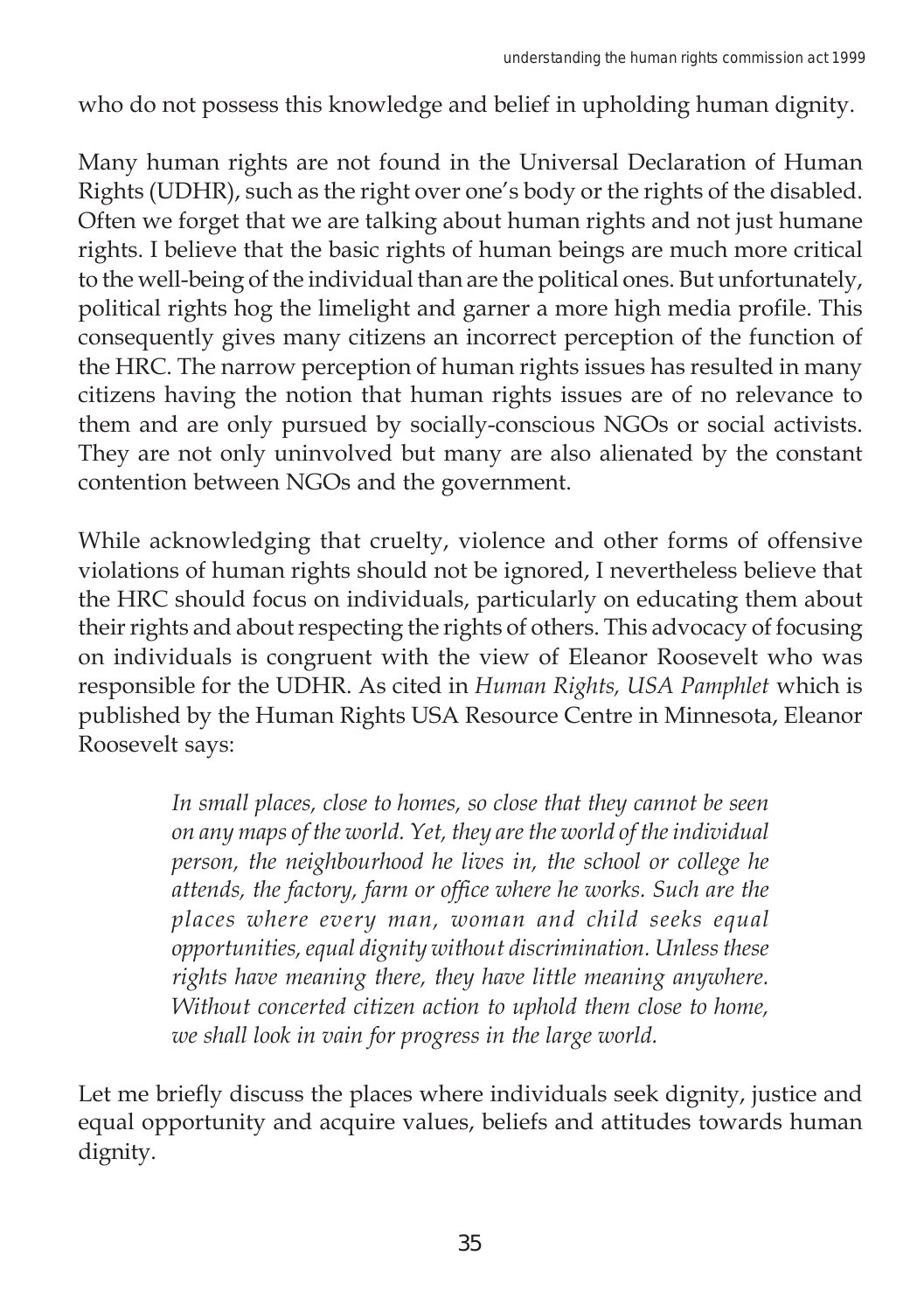who do not possess this knowledge and belief in upholding human dignity.

Many human rights are not found in the Universal Declaration of Human Rights (UDHR), such as the right over one's body or the rights of the disabled. Often we forget that we are talking about human rights and not just humane rights. I believe that the basic rights of human beings are much more critical to the well-being of the individual than are the political ones. But unfortunately, political rights hog the limelight and garner a more high media profile. This consequently gives many citizens an incorrect perception of the function of the HRC. The narrow perception of human rights issues has resulted in many citizens having the notion that human rights issues are of no relevance to them and are only pursued by socially-conscious NGOs or social activists. They are not only uninvolved but many are also alienated by the constant contention between NGOs and the government.

While acknowledging that cruelty, violence and other forms of offensive violations of human rights should not be ignored, I nevertheless believe that the HRC should focus on individuals, particularly on educating them about their rights and about respecting the rights of others. This advocacy of focusing on individuals is congruent with the view of Eleanor Roosevelt who was responsible for the UDHR. As cited in *Human Rights, USA Pamphlet* which is published by the Human Rights USA Resource Centre in Minnesota, Eleanor Roosevelt says:

> *In small places, close to homes, so close that they cannot be seen on any maps of the world. Yet, they are the world of the individual person, the neighbourhood he lives in, the school or college he attends, the factory, farm or office where he works. Such are the places where every man, woman and child seeks equal opportunities, equal dignity without discrimination. Unless these rights have meaning there, they have little meaning anywhere. Without concerted citizen action to uphold them close to home, we shall look in vain for progress in the large world.*

Let me briefly discuss the places where individuals seek dignity, justice and equal opportunity and acquire values, beliefs and attitudes towards human dignity.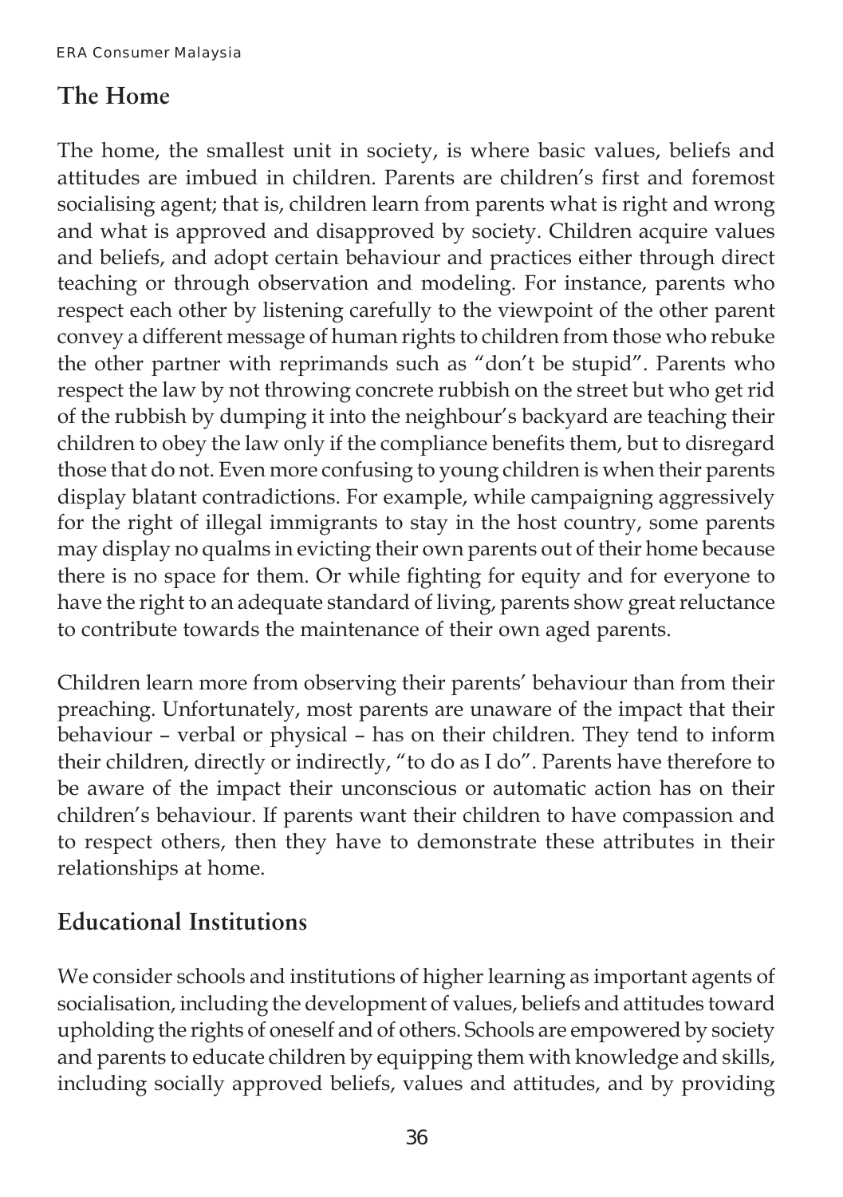## The Home

The home, the smallest unit in society, is where basic values, beliefs and attitudes are imbued in children. Parents are children's first and foremost socialising agent; that is, children learn from parents what is right and wrong and what is approved and disapproved by society. Children acquire values and beliefs, and adopt certain behaviour and practices either through direct teaching or through observation and modeling. For instance, parents who respect each other by listening carefully to the viewpoint of the other parent convey a different message of human rights to children from those who rebuke the other partner with reprimands such as "don't be stupid". Parents who respect the law by not throwing concrete rubbish on the street but who get rid of the rubbish by dumping it into the neighbour's backyard are teaching their children to obey the law only if the compliance benefits them, but to disregard those that do not. Even more confusing to young children is when their parents display blatant contradictions. For example, while campaigning aggressively for the right of illegal immigrants to stay in the host country, some parents may display no qualms in evicting their own parents out of their home because there is no space for them. Or while fighting for equity and for everyone to have the right to an adequate standard of living, parents show great reluctance to contribute towards the maintenance of their own aged parents.

Children learn more from observing their parents' behaviour than from their preaching. Unfortunately, most parents are unaware of the impact that their behaviour – verbal or physical – has on their children. They tend to inform their children, directly or indirectly, "to do as I do". Parents have therefore to be aware of the impact their unconscious or automatic action has on their children's behaviour. If parents want their children to have compassion and to respect others, then they have to demonstrate these attributes in their relationships at home.

## Educational Institutions

We consider schools and institutions of higher learning as important agents of socialisation, including the development of values, beliefs and attitudes toward upholding the rights of oneself and of others. Schools are empowered by society and parents to educate children by equipping them with knowledge and skills, including socially approved beliefs, values and attitudes, and by providing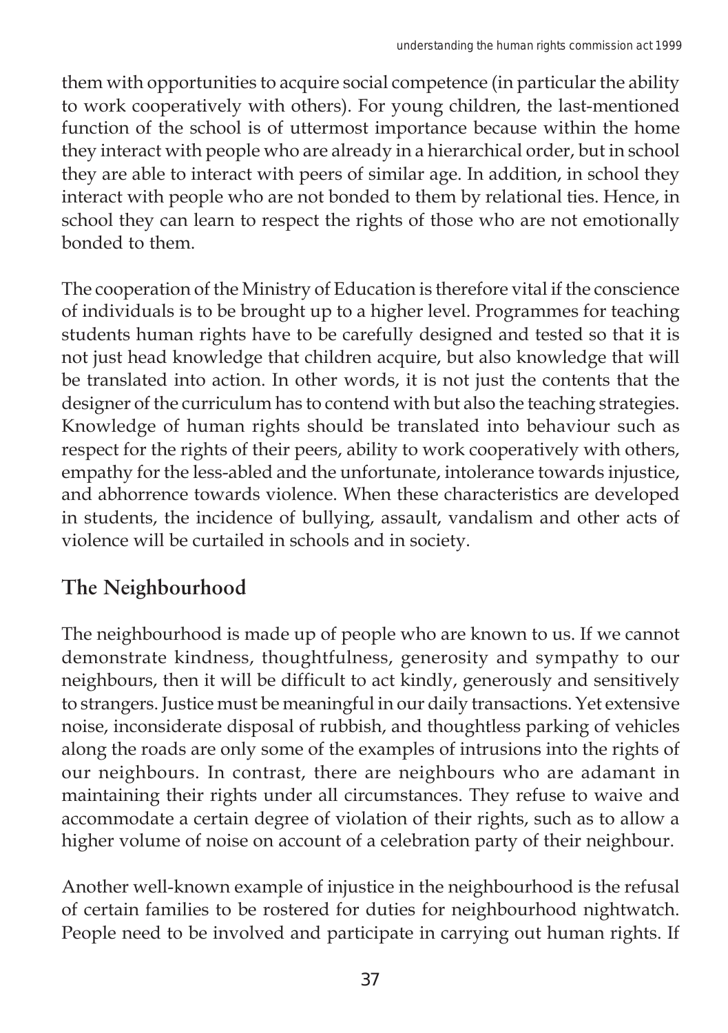them with opportunities to acquire social competence (in particular the ability to work cooperatively with others). For young children, the last-mentioned function of the school is of uttermost importance because within the home they interact with people who are already in a hierarchical order, but in school they are able to interact with peers of similar age. In addition, in school they interact with people who are not bonded to them by relational ties. Hence, in school they can learn to respect the rights of those who are not emotionally bonded to them.

The cooperation of the Ministry of Education is therefore vital if the conscience of individuals is to be brought up to a higher level. Programmes for teaching students human rights have to be carefully designed and tested so that it is not just head knowledge that children acquire, but also knowledge that will be translated into action. In other words, it is not just the contents that the designer of the curriculum has to contend with but also the teaching strategies. Knowledge of human rights should be translated into behaviour such as respect for the rights of their peers, ability to work cooperatively with others, empathy for the less-abled and the unfortunate, intolerance towards injustice, and abhorrence towards violence. When these characteristics are developed in students, the incidence of bullying, assault, vandalism and other acts of violence will be curtailed in schools and in society.

## The Neighbourhood

The neighbourhood is made up of people who are known to us. If we cannot demonstrate kindness, thoughtfulness, generosity and sympathy to our neighbours, then it will be difficult to act kindly, generously and sensitively to strangers. Justice must be meaningful in our daily transactions. Yet extensive noise, inconsiderate disposal of rubbish, and thoughtless parking of vehicles along the roads are only some of the examples of intrusions into the rights of our neighbours. In contrast, there are neighbours who are adamant in maintaining their rights under all circumstances. They refuse to waive and accommodate a certain degree of violation of their rights, such as to allow a higher volume of noise on account of a celebration party of their neighbour.

Another well-known example of injustice in the neighbourhood is the refusal of certain families to be rostered for duties for neighbourhood nightwatch. People need to be involved and participate in carrying out human rights. If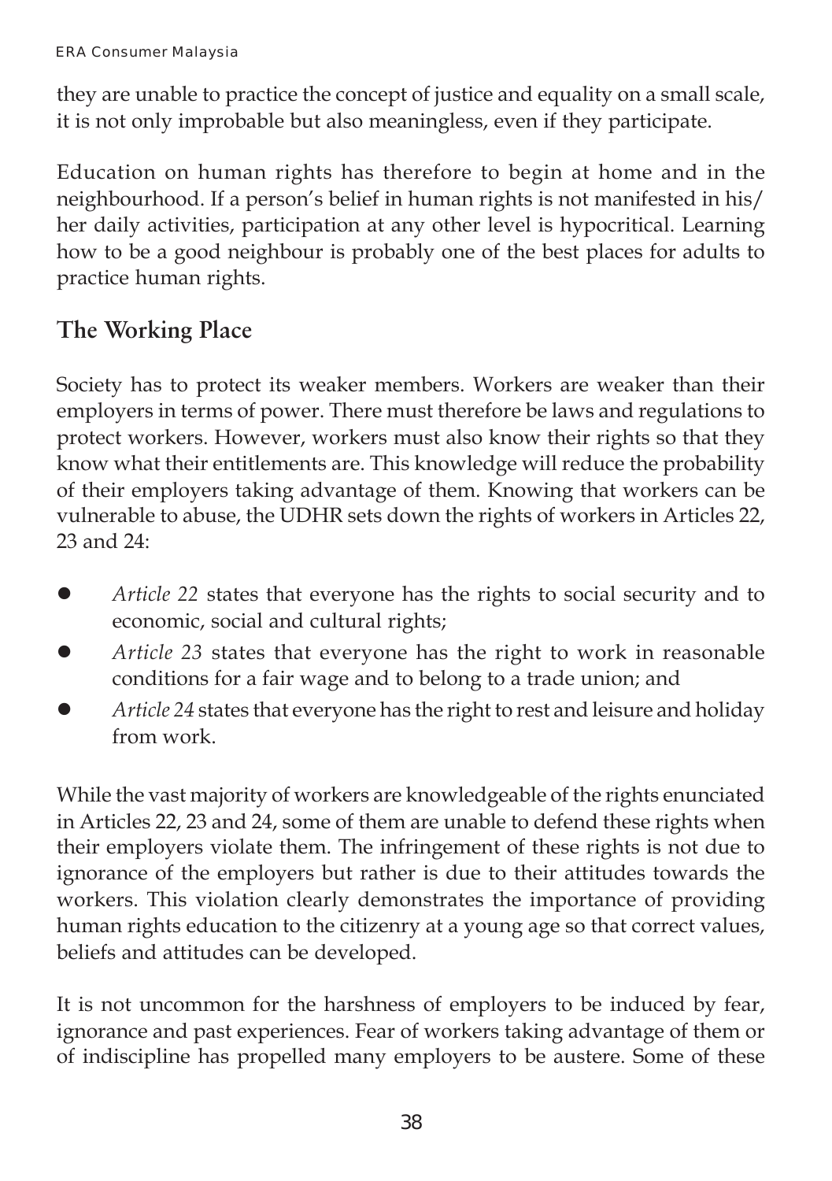they are unable to practice the concept of justice and equality on a small scale, it is not only improbable but also meaningless, even if they participate.

Education on human rights has therefore to begin at home and in the neighbourhood. If a person's belief in human rights is not manifested in his/her daily activities, participation at any other level is hypocritical. Learning how to be a good neighbour is probably one of the best places for adults to practice human rights.

## The Working Place

Society has to protect its weaker members. Workers are weaker than their employers in terms of power. There must therefore be laws and regulations to protect workers. However, workers must also know their rights so that they know what their entitlements are. This knowledge will reduce the probability of their employers taking advantage of them. Knowing that workers can be vulnerable to abuse, the UDHR sets down the rights of workers in Articles 22, 23 and 24:

- *Article 22* states that everyone has the rights to social security and to economic, social and cultural rights;
- *Article 23* states that everyone has the right to work in reasonable conditions for a fair wage and to belong to a trade union; and
- *Article 24* states that everyone has the right to rest and leisure and holiday from work.

While the vast majority of workers are knowledgeable of the rights enunciated in Articles 22, 23 and 24, some of them are unable to defend these rights when their employers violate them. The infringement of these rights is not due to ignorance of the employers but rather is due to their attitudes towards the workers. This violation clearly demonstrates the importance of providing human rights education to the citizenry at a young age so that correct values, beliefs and attitudes can be developed.

It is not uncommon for the harshness of employers to be induced by fear, ignorance and past experiences. Fear of workers taking advantage of them or of indiscipline has propelled many employers to be austere. Some of these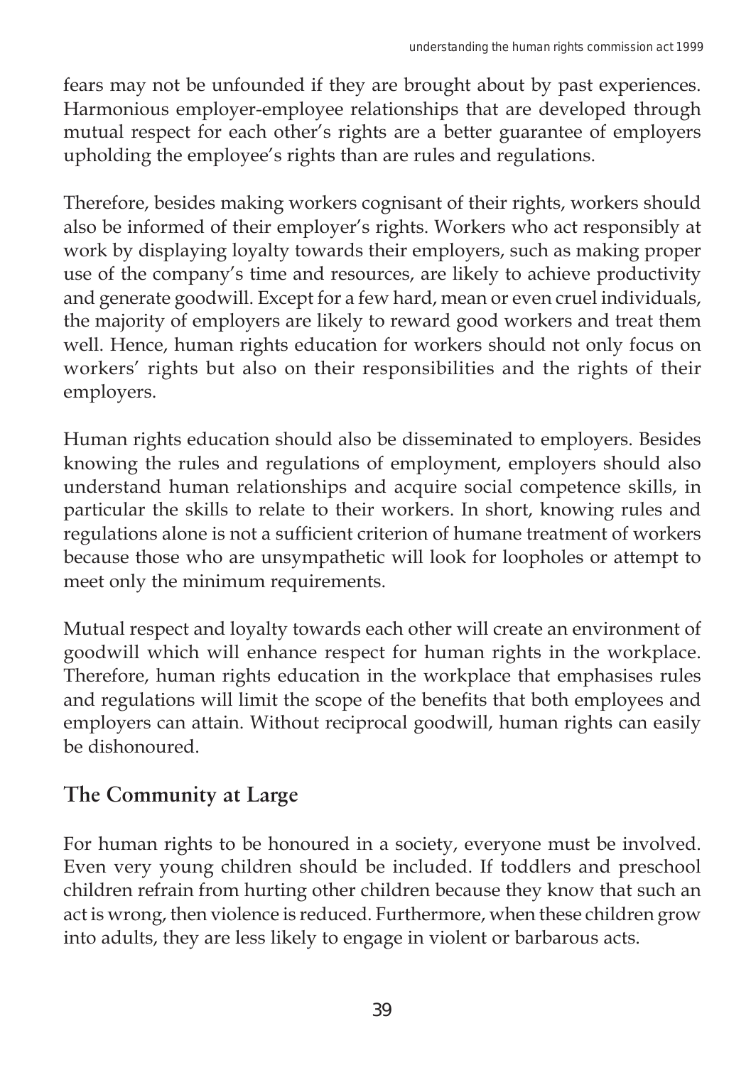fears may not be unfounded if they are brought about by past experiences. Harmonious employer-employee relationships that are developed through mutual respect for each other's rights are a better guarantee of employers upholding the employee's rights than are rules and regulations.

Therefore, besides making workers cognisant of their rights, workers should also be informed of their employer's rights. Workers who act responsibly at work by displaying loyalty towards their employers, such as making proper use of the company's time and resources, are likely to achieve productivity and generate goodwill. Except for a few hard, mean or even cruel individuals, the majority of employers are likely to reward good workers and treat them well. Hence, human rights education for workers should not only focus on workers' rights but also on their responsibilities and the rights of their employers.

Human rights education should also be disseminated to employers. Besides knowing the rules and regulations of employment, employers should also understand human relationships and acquire social competence skills, in particular the skills to relate to their workers. In short, knowing rules and regulations alone is not a sufficient criterion of humane treatment of workers because those who are unsympathetic will look for loopholes or attempt to meet only the minimum requirements.

Mutual respect and loyalty towards each other will create an environment of goodwill which will enhance respect for human rights in the workplace. Therefore, human rights education in the workplace that emphasises rules and regulations will limit the scope of the benefits that both employees and employers can attain. Without reciprocal goodwill, human rights can easily be dishonoured.

## The Community at Large

For human rights to be honoured in a society, everyone must be involved. Even very young children should be included. If toddlers and preschool children refrain from hurting other children because they know that such an act is wrong, then violence is reduced. Furthermore, when these children grow into adults, they are less likely to engage in violent or barbarous acts.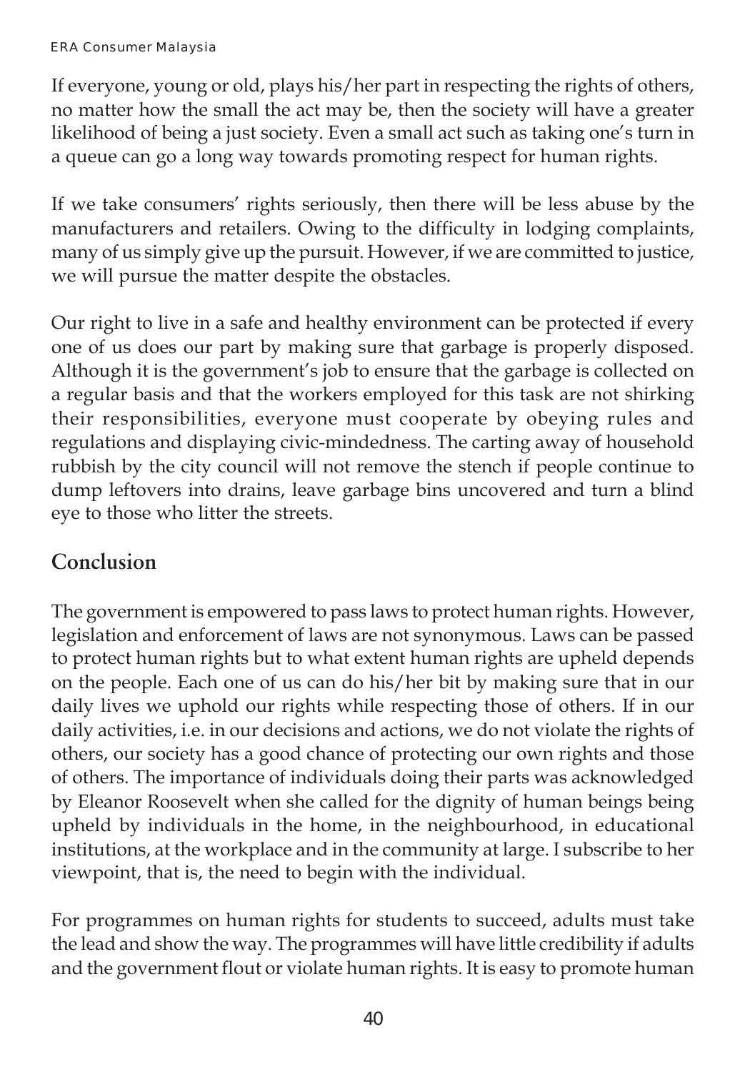If everyone, young or old, plays his/her part in respecting the rights of others, no matter how the small the act may be, then the society will have a greater likelihood of being a just society. Even a small act such as taking one's turn in a queue can go a long way towards promoting respect for human rights.

If we take consumers' rights seriously, then there will be less abuse by the manufacturers and retailers. Owing to the difficulty in lodging complaints, many of us simply give up the pursuit. However, if we are committed to justice, we will pursue the matter despite the obstacles.

Our right to live in a safe and healthy environment can be protected if every one of us does our part by making sure that garbage is properly disposed. Although it is the government's job to ensure that the garbage is collected on a regular basis and that the workers employed for this task are not shirking their responsibilities, everyone must cooperate by obeying rules and regulations and displaying civic-mindedness. The carting away of household rubbish by the city council will not remove the stench if people continue to dump leftovers into drains, leave garbage bins uncovered and turn a blind eye to those who litter the streets.

## Conclusion

The government is empowered to pass laws to protect human rights. However, legislation and enforcement of laws are not synonymous. Laws can be passed to protect human rights but to what extent human rights are upheld depends on the people. Each one of us can do his/her bit by making sure that in our daily lives we uphold our rights while respecting those of others. If in our daily activities, i.e. in our decisions and actions, we do not violate the rights of others, our society has a good chance of protecting our own rights and those of others. The importance of individuals doing their parts was acknowledged by Eleanor Roosevelt when she called for the dignity of human beings being upheld by individuals in the home, in the neighbourhood, in educational institutions, at the workplace and in the community at large. I subscribe to her viewpoint, that is, the need to begin with the individual.

For programmes on human rights for students to succeed, adults must take the lead and show the way. The programmes will have little credibility if adults and the government flout or violate human rights. It is easy to promote human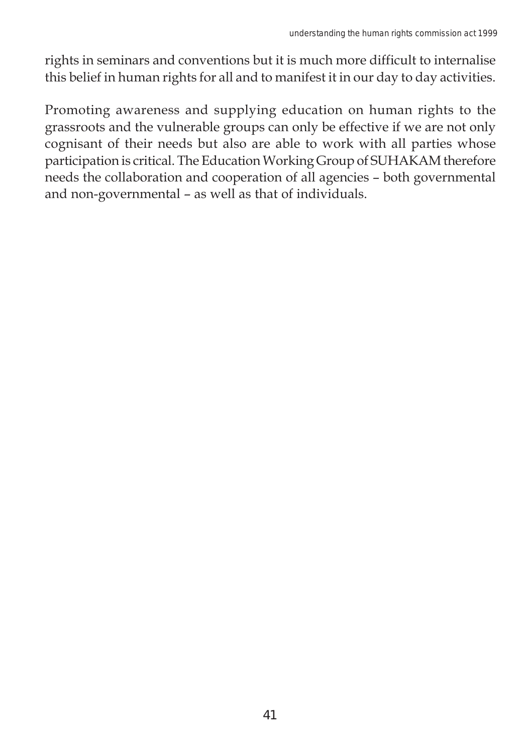rights in seminars and conventions but it is much more difficult to internalise this belief in human rights for all and to manifest it in our day to day activities.

Promoting awareness and supplying education on human rights to the grassroots and the vulnerable groups can only be effective if we are not only cognisant of their needs but also are able to work with all parties whose participation is critical. The Education Working Group of SUHAKAM therefore needs the collaboration and cooperation of all agencies – both governmental and non-governmental – as well as that of individuals.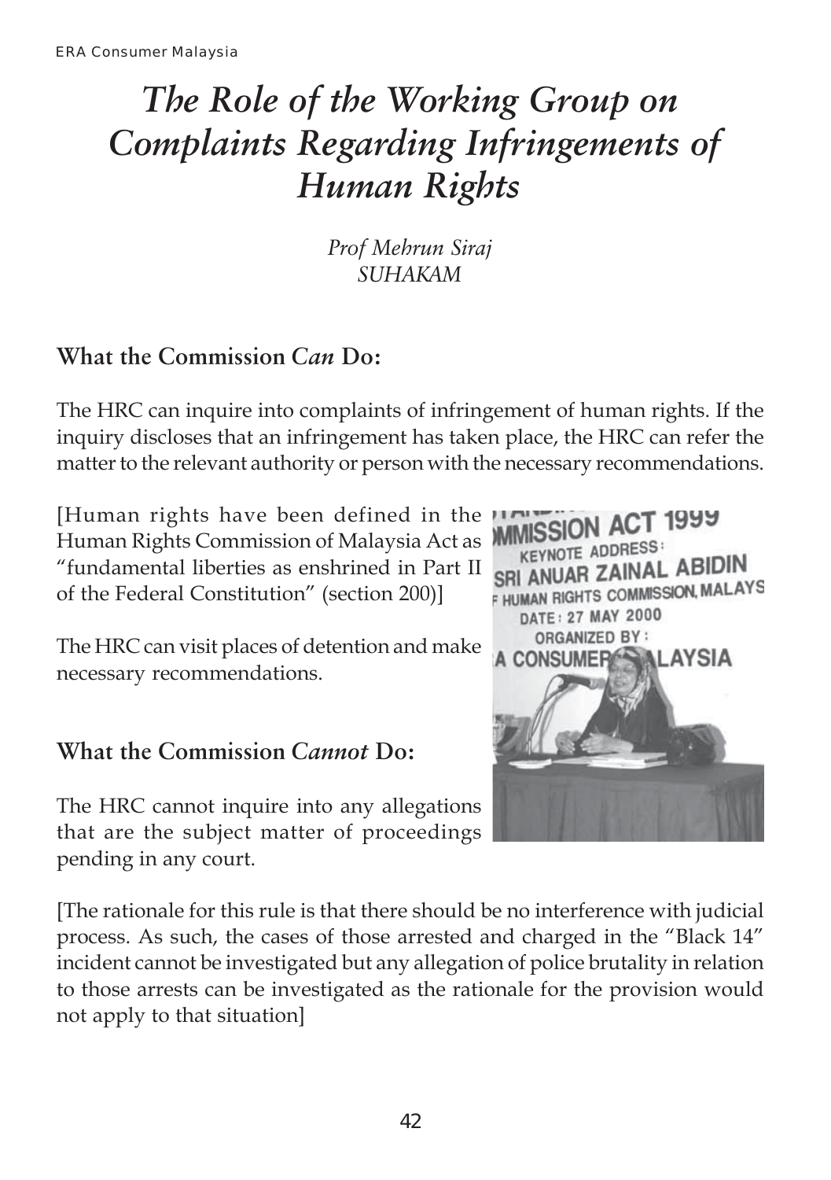# *The Role of the Working Group on Complaints Regarding Infringements of Human Rights*

*Prof Mehrun Siraj*
*SUHAKAM*

## What the Commission *Can* Do:

The HRC can inquire into complaints of infringement of human rights. If the inquiry discloses that an infringement has taken place, the HRC can refer the matter to the relevant authority or person with the necessary recommendations.

[Human rights have been defined in the Human Rights Commission of Malaysia Act as "fundamental liberties as enshrined in Part II of the Federal Constitution" (section 200)]

The HRC can visit places of detention and make necessary recommendations.

## What the Commission *Cannot* Do:

The HRC cannot inquire into any allegations that are the subject matter of proceedings pending in any court.

[The rationale for this rule is that there should be no interference with judicial process. As such, the cases of those arrested and charged in the "Black 14" incident cannot be investigated but any allegation of police brutality in relation to those arrests can be investigated as the rationale for the provision would not apply to that situation]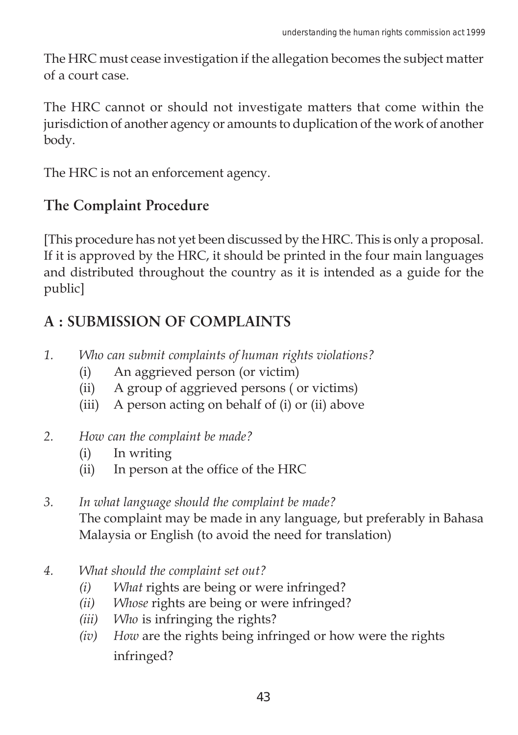The HRC must cease investigation if the allegation becomes the subject matter of a court case.

The HRC cannot or should not investigate matters that come within the jurisdiction of another agency or amounts to duplication of the work of another body.

The HRC is not an enforcement agency.

## The Complaint Procedure

[This procedure has not yet been discussed by the HRC. This is only a proposal. If it is approved by the HRC, it should be printed in the four main languages and distributed throughout the country as it is intended as a guide for the public]

## A : SUBMISSION OF COMPLAINTS

1. *Who can submit complaints of human rights violations?*
   - (i) An aggrieved person (or victim)
   - (ii) A group of aggrieved persons ( or victims)
   - (iii) A person acting on behalf of (i) or (ii) above

2. *How can the complaint be made?*
   - (i) In writing
   - (ii) In person at the office of the HRC

3. *In what language should the complaint be made?*
   The complaint may be made in any language, but preferably in Bahasa Malaysia or English (to avoid the need for translation)

4. *What should the complaint set out?*
   - *(i) What* rights are being or were infringed?
   - *(ii) Whose* rights are being or were infringed?
   - *(iii) Who* is infringing the rights?
   - *(iv) How* are the rights being infringed or how were the rights infringed?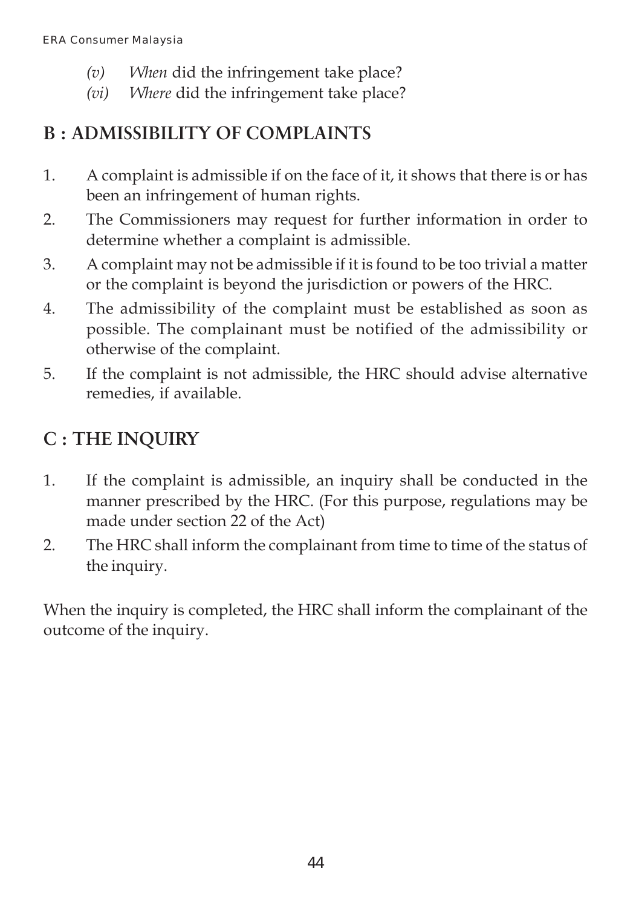*(v)* *When* did the infringement take place?

*(vi)* *Where* did the infringement take place?

## B : ADMISSIBILITY OF COMPLAINTS

1. A complaint is admissible if on the face of it, it shows that there is or has been an infringement of human rights.
2. The Commissioners may request for further information in order to determine whether a complaint is admissible.
3. A complaint may not be admissible if it is found to be too trivial a matter or the complaint is beyond the jurisdiction or powers of the HRC.
4. The admissibility of the complaint must be established as soon as possible. The complainant must be notified of the admissibility or otherwise of the complaint.
5. If the complaint is not admissible, the HRC should advise alternative remedies, if available.

## C : THE INQUIRY

1. If the complaint is admissible, an inquiry shall be conducted in the manner prescribed by the HRC. (For this purpose, regulations may be made under section 22 of the Act)
2. The HRC shall inform the complainant from time to time of the status of the inquiry.

When the inquiry is completed, the HRC shall inform the complainant of the outcome of the inquiry.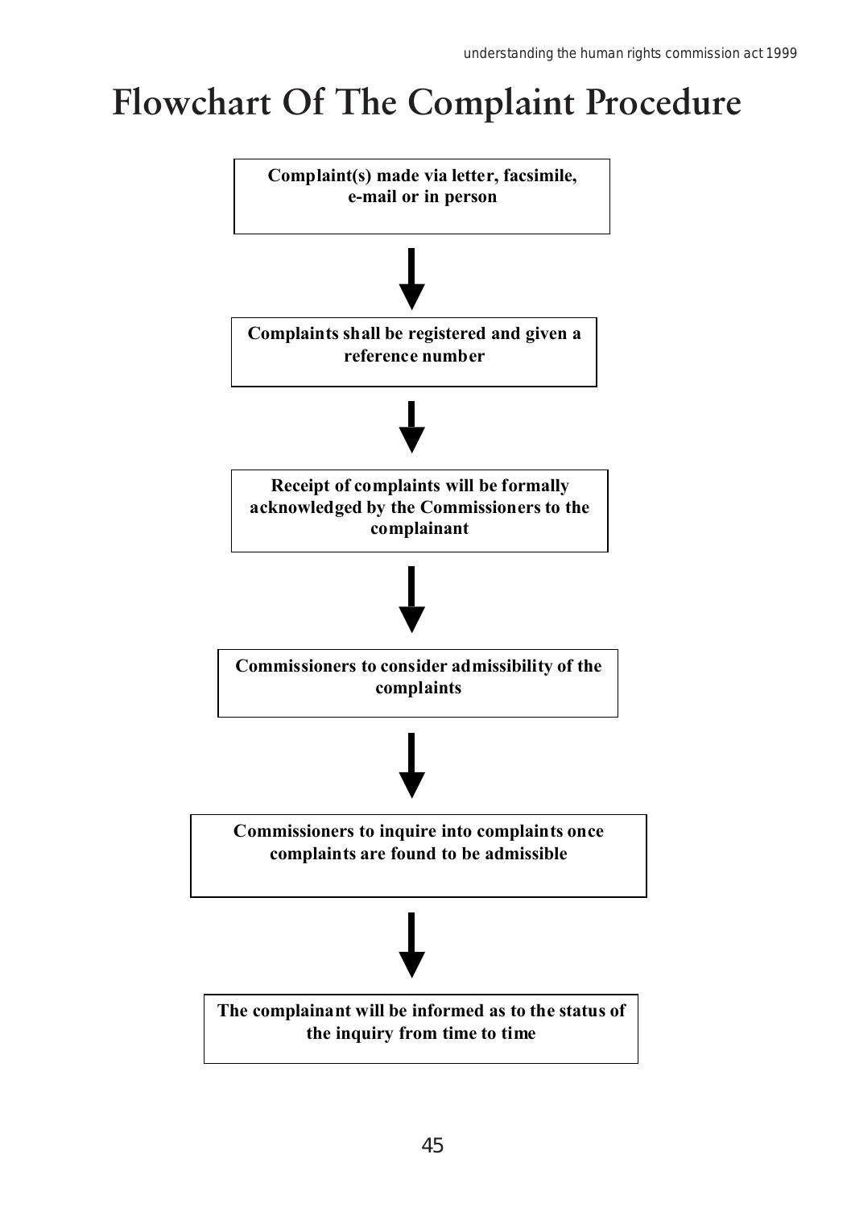# Flowchart Of The Complaint Procedure

**Complaint(s) made via letter, facsimile, e-mail or in person**

↓

**Complaints shall be registered and given a reference number**

↓

**Receipt of complaints will be formally acknowledged by the Commissioners to the complainant**

↓

**Commissioners to consider admissibility of the complaints**

↓

**Commissioners to inquire into complaints once complaints are found to be admissible**

↓

**The complainant will be informed as to the status of the inquiry from time to time**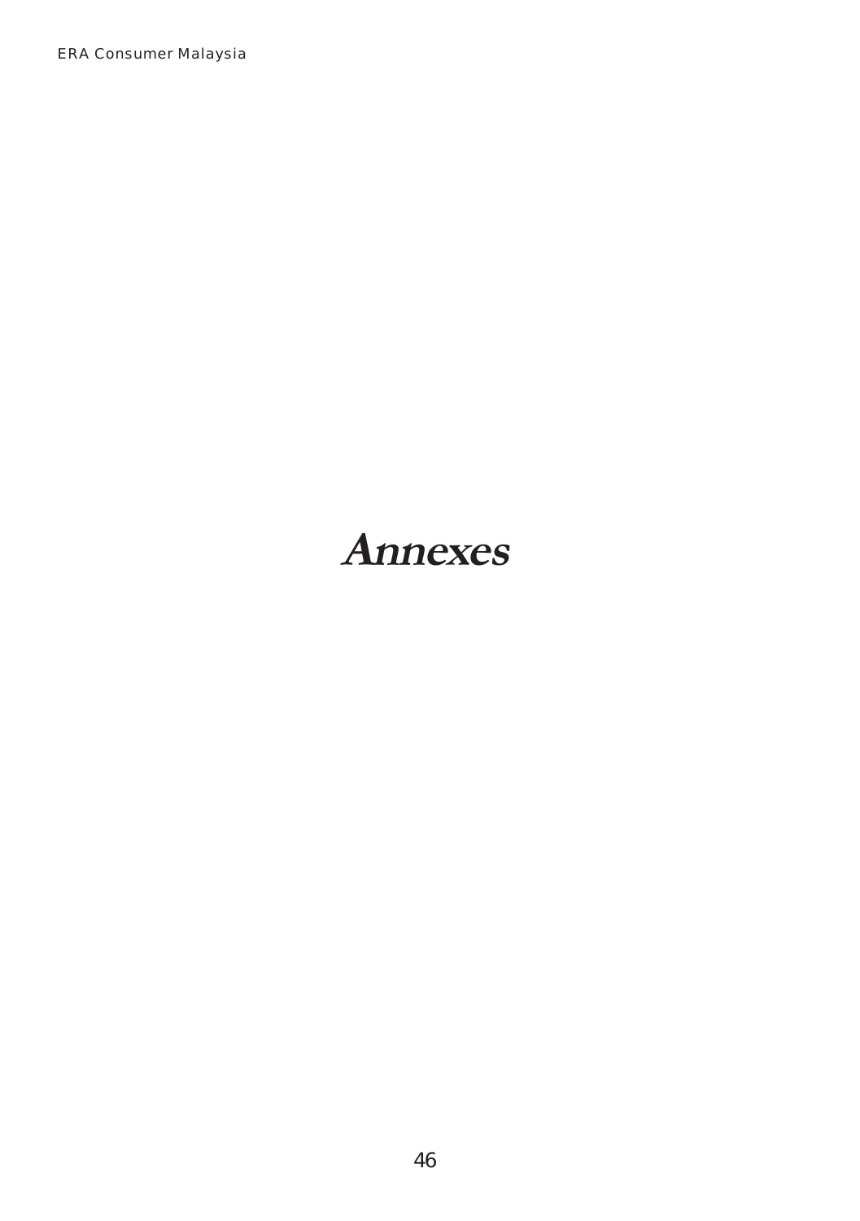# Annexes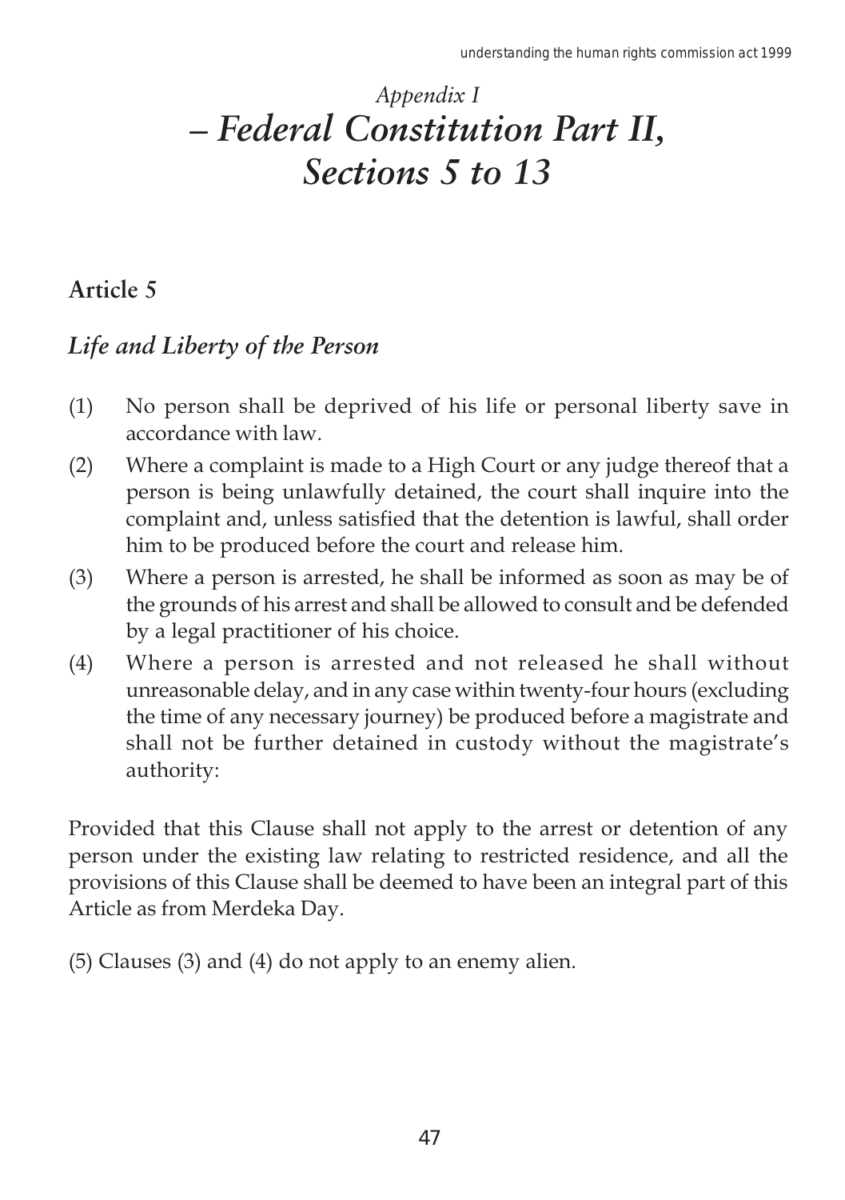# *Appendix I – Federal Constitution Part II, Sections 5 to 13*

## Article 5

### *Life and Liberty of the Person*

(1) No person shall be deprived of his life or personal liberty save in accordance with law.

(2) Where a complaint is made to a High Court or any judge thereof that a person is being unlawfully detained, the court shall inquire into the complaint and, unless satisfied that the detention is lawful, shall order him to be produced before the court and release him.

(3) Where a person is arrested, he shall be informed as soon as may be of the grounds of his arrest and shall be allowed to consult and be defended by a legal practitioner of his choice.

(4) Where a person is arrested and not released he shall without unreasonable delay, and in any case within twenty-four hours (excluding the time of any necessary journey) be produced before a magistrate and shall not be further detained in custody without the magistrate's authority:

Provided that this Clause shall not apply to the arrest or detention of any person under the existing law relating to restricted residence, and all the provisions of this Clause shall be deemed to have been an integral part of this Article as from Merdeka Day.

(5) Clauses (3) and (4) do not apply to an enemy alien.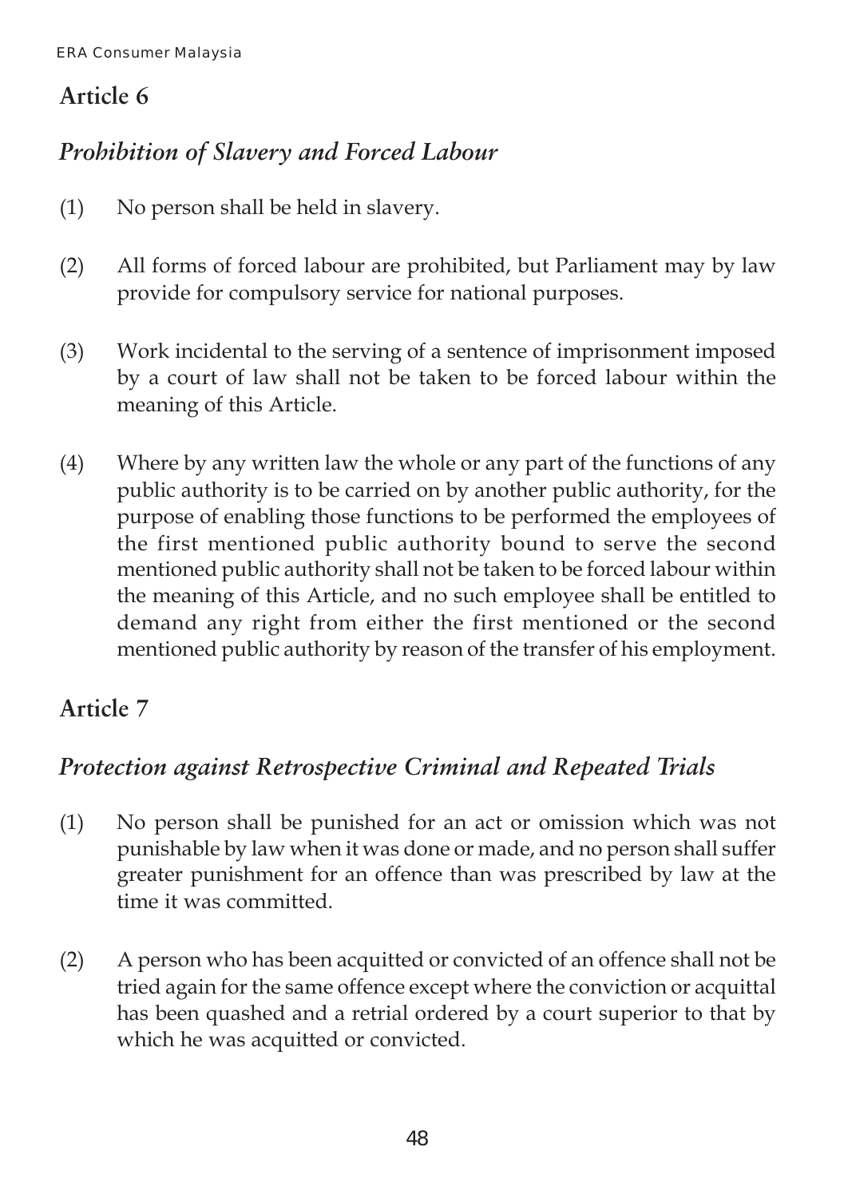## Article 6

### *Prohibition of Slavery and Forced Labour*

(1) No person shall be held in slavery.

(2) All forms of forced labour are prohibited, but Parliament may by law provide for compulsory service for national purposes.

(3) Work incidental to the serving of a sentence of imprisonment imposed by a court of law shall not be taken to be forced labour within the meaning of this Article.

(4) Where by any written law the whole or any part of the functions of any public authority is to be carried on by another public authority, for the purpose of enabling those functions to be performed the employees of the first mentioned public authority bound to serve the second mentioned public authority shall not be taken to be forced labour within the meaning of this Article, and no such employee shall be entitled to demand any right from either the first mentioned or the second mentioned public authority by reason of the transfer of his employment.

## Article 7

### *Protection against Retrospective Criminal and Repeated Trials*

(1) No person shall be punished for an act or omission which was not punishable by law when it was done or made, and no person shall suffer greater punishment for an offence than was prescribed by law at the time it was committed.

(2) A person who has been acquitted or convicted of an offence shall not be tried again for the same offence except where the conviction or acquittal has been quashed and a retrial ordered by a court superior to that by which he was acquitted or convicted.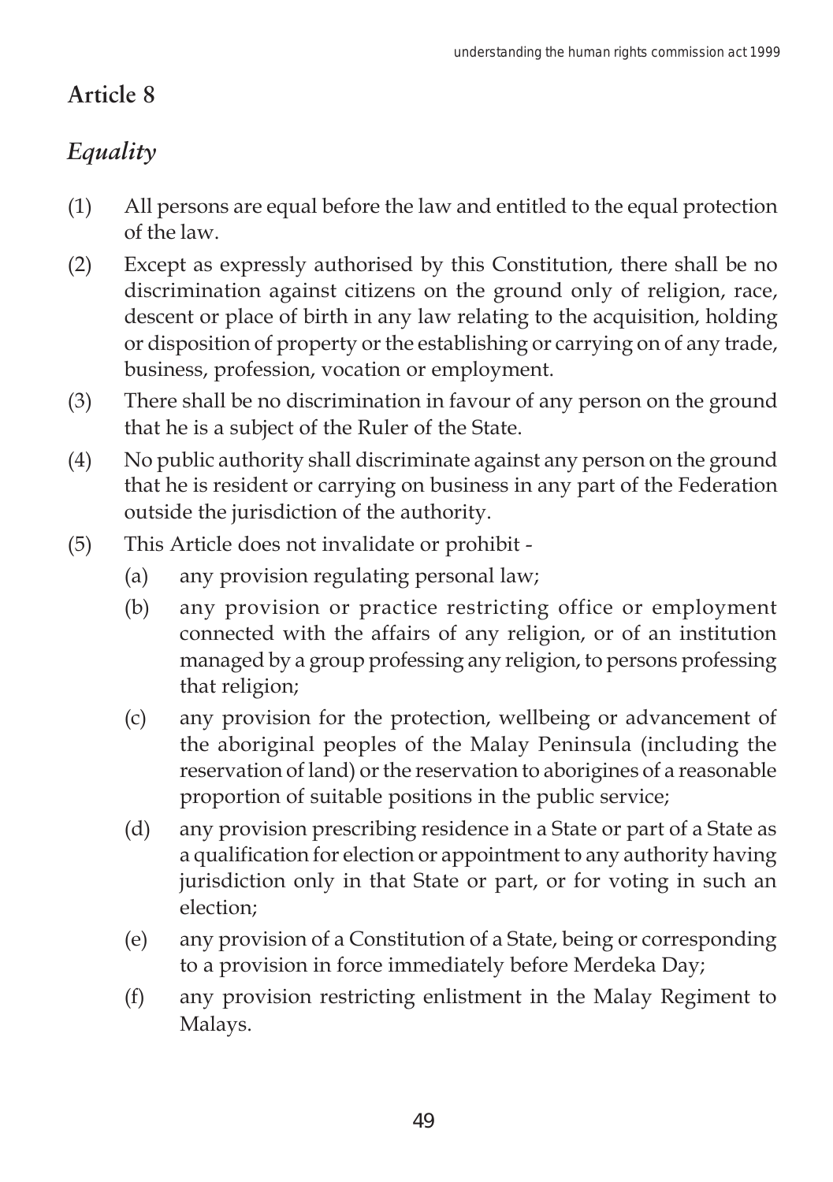## Article 8

### *Equality*

(1) All persons are equal before the law and entitled to the equal protection of the law.

(2) Except as expressly authorised by this Constitution, there shall be no discrimination against citizens on the ground only of religion, race, descent or place of birth in any law relating to the acquisition, holding or disposition of property or the establishing or carrying on of any trade, business, profession, vocation or employment.

(3) There shall be no discrimination in favour of any person on the ground that he is a subject of the Ruler of the State.

(4) No public authority shall discriminate against any person on the ground that he is resident or carrying on business in any part of the Federation outside the jurisdiction of the authority.

(5) This Article does not invalidate or prohibit -

- (a) any provision regulating personal law;
- (b) any provision or practice restricting office or employment connected with the affairs of any religion, or of an institution managed by a group professing any religion, to persons professing that religion;
- (c) any provision for the protection, wellbeing or advancement of the aboriginal peoples of the Malay Peninsula (including the reservation of land) or the reservation to aborigines of a reasonable proportion of suitable positions in the public service;
- (d) any provision prescribing residence in a State or part of a State as a qualification for election or appointment to any authority having jurisdiction only in that State or part, or for voting in such an election;
- (e) any provision of a Constitution of a State, being or corresponding to a provision in force immediately before Merdeka Day;
- (f) any provision restricting enlistment in the Malay Regiment to Malays.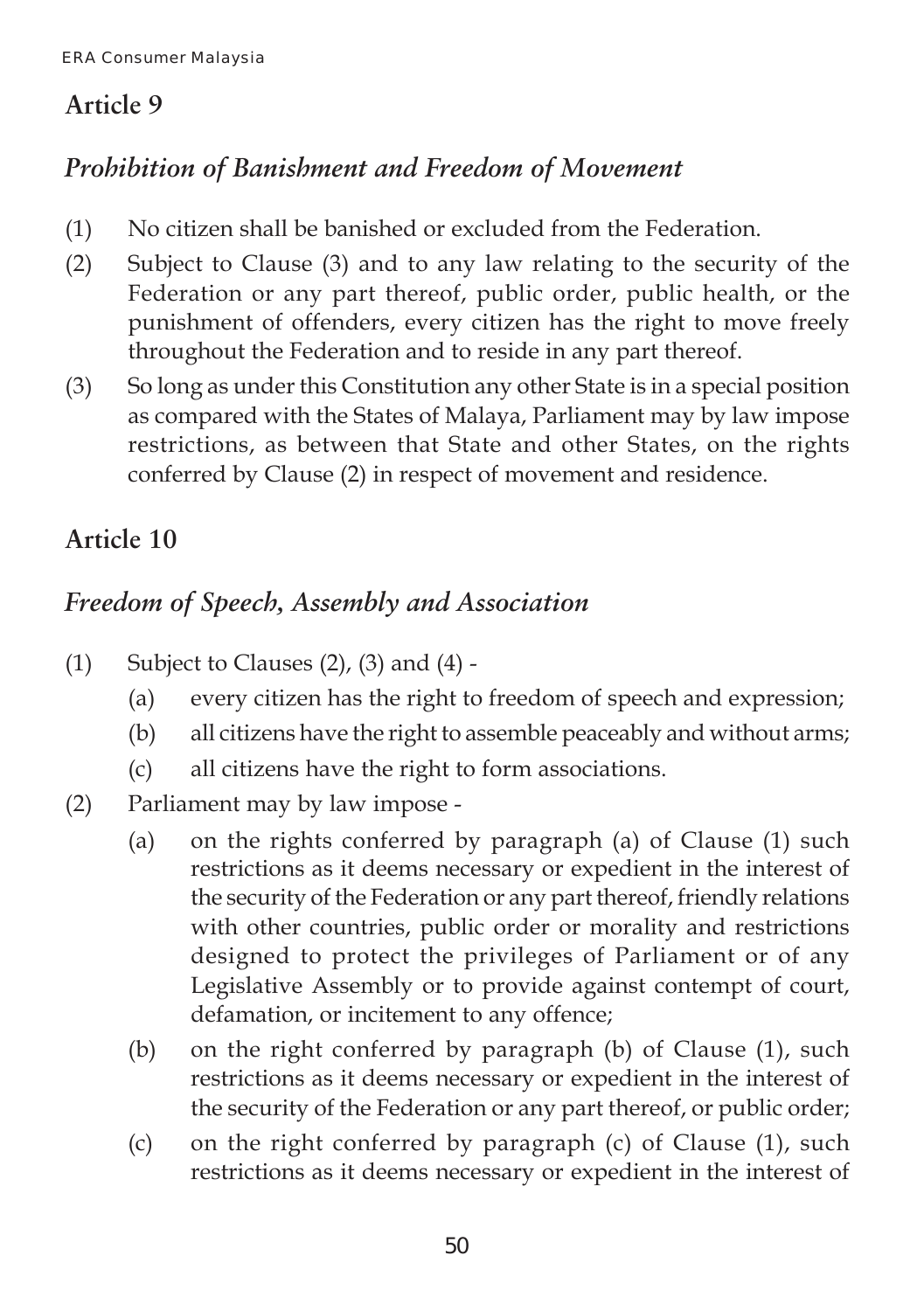## Article 9

### *Prohibition of Banishment and Freedom of Movement*

(1) No citizen shall be banished or excluded from the Federation.

(2) Subject to Clause (3) and to any law relating to the security of the Federation or any part thereof, public order, public health, or the punishment of offenders, every citizen has the right to move freely throughout the Federation and to reside in any part thereof.

(3) So long as under this Constitution any other State is in a special position as compared with the States of Malaya, Parliament may by law impose restrictions, as between that State and other States, on the rights conferred by Clause (2) in respect of movement and residence.

## Article 10

### *Freedom of Speech, Assembly and Association*

(1) Subject to Clauses (2), (3) and (4) -

- (a) every citizen has the right to freedom of speech and expression;
- (b) all citizens have the right to assemble peaceably and without arms;
- (c) all citizens have the right to form associations.

(2) Parliament may by law impose -

- (a) on the rights conferred by paragraph (a) of Clause (1) such restrictions as it deems necessary or expedient in the interest of the security of the Federation or any part thereof, friendly relations with other countries, public order or morality and restrictions designed to protect the privileges of Parliament or of any Legislative Assembly or to provide against contempt of court, defamation, or incitement to any offence;
- (b) on the right conferred by paragraph (b) of Clause (1), such restrictions as it deems necessary or expedient in the interest of the security of the Federation or any part thereof, or public order;
- (c) on the right conferred by paragraph (c) of Clause (1), such restrictions as it deems necessary or expedient in the interest of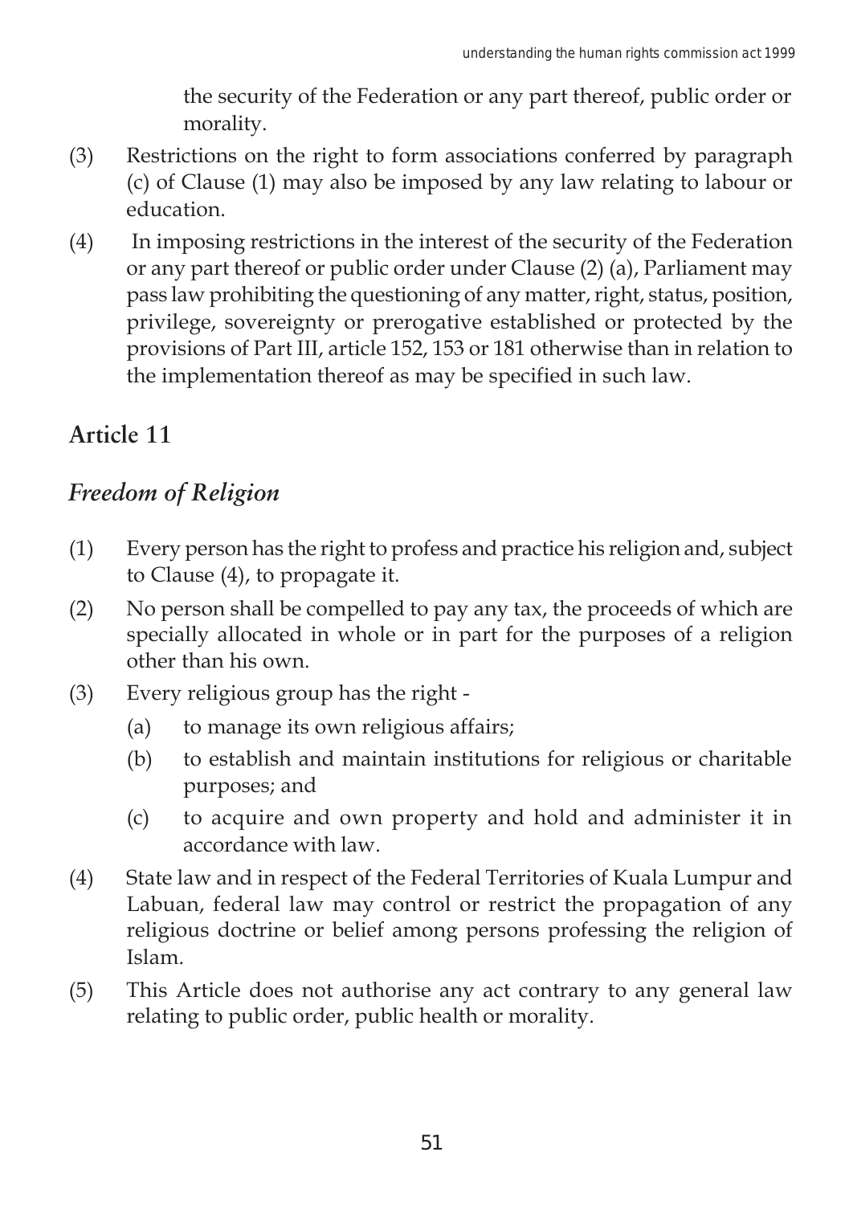the security of the Federation or any part thereof, public order or morality.

(3) Restrictions on the right to form associations conferred by paragraph (c) of Clause (1) may also be imposed by any law relating to labour or education.

(4) In imposing restrictions in the interest of the security of the Federation or any part thereof or public order under Clause (2) (a), Parliament may pass law prohibiting the questioning of any matter, right, status, position, privilege, sovereignty or prerogative established or protected by the provisions of Part III, article 152, 153 or 181 otherwise than in relation to the implementation thereof as may be specified in such law.

## Article 11

### *Freedom of Religion*

(1) Every person has the right to profess and practice his religion and, subject to Clause (4), to propagate it.

(2) No person shall be compelled to pay any tax, the proceeds of which are specially allocated in whole or in part for the purposes of a religion other than his own.

(3) Every religious group has the right -

   (a) to manage its own religious affairs;

   (b) to establish and maintain institutions for religious or charitable purposes; and

   (c) to acquire and own property and hold and administer it in accordance with law.

(4) State law and in respect of the Federal Territories of Kuala Lumpur and Labuan, federal law may control or restrict the propagation of any religious doctrine or belief among persons professing the religion of Islam.

(5) This Article does not authorise any act contrary to any general law relating to public order, public health or morality.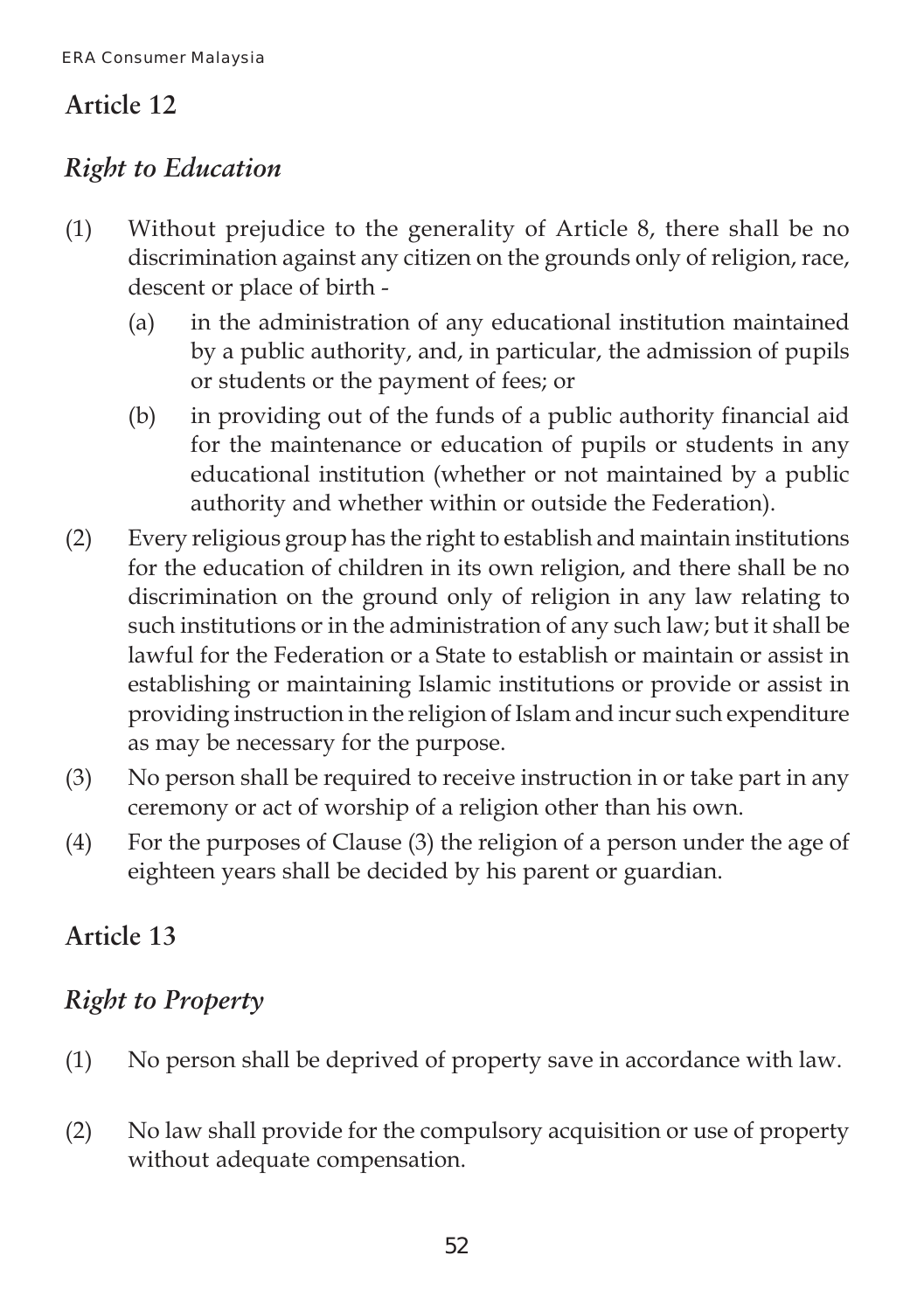## Article 12

### *Right to Education*

(1) Without prejudice to the generality of Article 8, there shall be no discrimination against any citizen on the grounds only of religion, race, descent or place of birth -

  (a) in the administration of any educational institution maintained by a public authority, and, in particular, the admission of pupils or students or the payment of fees; or

  (b) in providing out of the funds of a public authority financial aid for the maintenance or education of pupils or students in any educational institution (whether or not maintained by a public authority and whether within or outside the Federation).

(2) Every religious group has the right to establish and maintain institutions for the education of children in its own religion, and there shall be no discrimination on the ground only of religion in any law relating to such institutions or in the administration of any such law; but it shall be lawful for the Federation or a State to establish or maintain or assist in establishing or maintaining Islamic institutions or provide or assist in providing instruction in the religion of Islam and incur such expenditure as may be necessary for the purpose.

(3) No person shall be required to receive instruction in or take part in any ceremony or act of worship of a religion other than his own.

(4) For the purposes of Clause (3) the religion of a person under the age of eighteen years shall be decided by his parent or guardian.

## Article 13

### *Right to Property*

(1) No person shall be deprived of property save in accordance with law.

(2) No law shall provide for the compulsory acquisition or use of property without adequate compensation.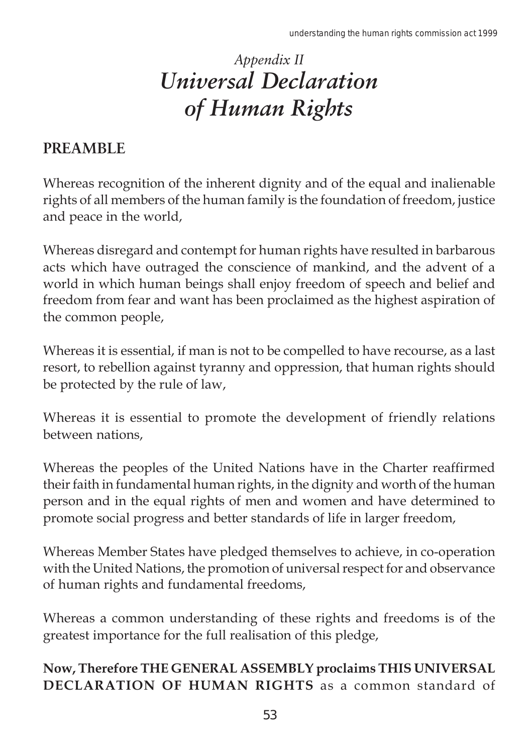# *Appendix II*
# *Universal Declaration of Human Rights*

## PREAMBLE

Whereas recognition of the inherent dignity and of the equal and inalienable rights of all members of the human family is the foundation of freedom, justice and peace in the world,

Whereas disregard and contempt for human rights have resulted in barbarous acts which have outraged the conscience of mankind, and the advent of a world in which human beings shall enjoy freedom of speech and belief and freedom from fear and want has been proclaimed as the highest aspiration of the common people,

Whereas it is essential, if man is not to be compelled to have recourse, as a last resort, to rebellion against tyranny and oppression, that human rights should be protected by the rule of law,

Whereas it is essential to promote the development of friendly relations between nations,

Whereas the peoples of the United Nations have in the Charter reaffirmed their faith in fundamental human rights, in the dignity and worth of the human person and in the equal rights of men and women and have determined to promote social progress and better standards of life in larger freedom,

Whereas Member States have pledged themselves to achieve, in co-operation with the United Nations, the promotion of universal respect for and observance of human rights and fundamental freedoms,

Whereas a common understanding of these rights and freedoms is of the greatest importance for the full realisation of this pledge,

**Now, Therefore THE GENERAL ASSEMBLY proclaims THIS UNIVERSAL DECLARATION OF HUMAN RIGHTS** as a common standard of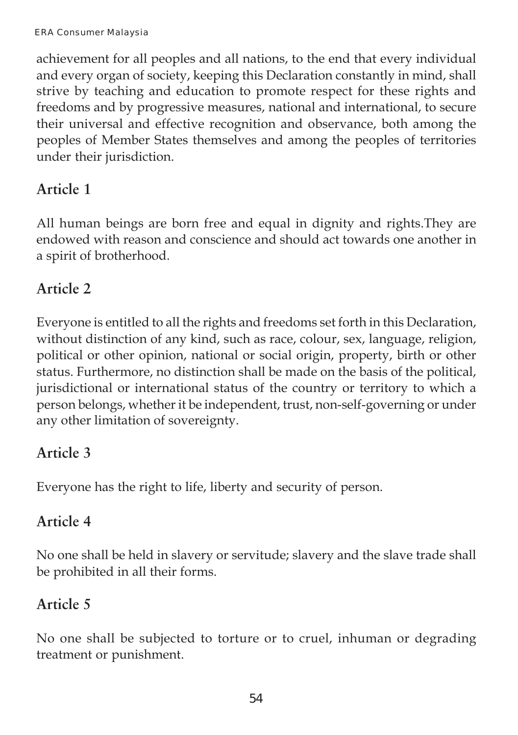achievement for all peoples and all nations, to the end that every individual and every organ of society, keeping this Declaration constantly in mind, shall strive by teaching and education to promote respect for these rights and freedoms and by progressive measures, national and international, to secure their universal and effective recognition and observance, both among the peoples of Member States themselves and among the peoples of territories under their jurisdiction.

## Article 1

All human beings are born free and equal in dignity and rights.They are endowed with reason and conscience and should act towards one another in a spirit of brotherhood.

## Article 2

Everyone is entitled to all the rights and freedoms set forth in this Declaration, without distinction of any kind, such as race, colour, sex, language, religion, political or other opinion, national or social origin, property, birth or other status. Furthermore, no distinction shall be made on the basis of the political, jurisdictional or international status of the country or territory to which a person belongs, whether it be independent, trust, non-self-governing or under any other limitation of sovereignty.

## Article 3

Everyone has the right to life, liberty and security of person.

## Article 4

No one shall be held in slavery or servitude; slavery and the slave trade shall be prohibited in all their forms.

## Article 5

No one shall be subjected to torture or to cruel, inhuman or degrading treatment or punishment.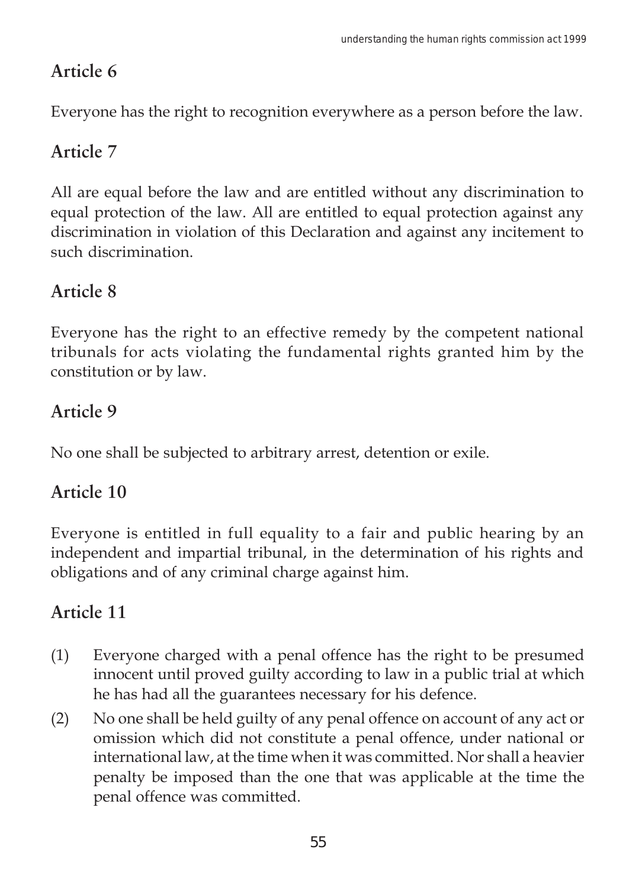## Article 6

Everyone has the right to recognition everywhere as a person before the law.

## Article 7

All are equal before the law and are entitled without any discrimination to equal protection of the law. All are entitled to equal protection against any discrimination in violation of this Declaration and against any incitement to such discrimination.

## Article 8

Everyone has the right to an effective remedy by the competent national tribunals for acts violating the fundamental rights granted him by the constitution or by law.

## Article 9

No one shall be subjected to arbitrary arrest, detention or exile.

## Article 10

Everyone is entitled in full equality to a fair and public hearing by an independent and impartial tribunal, in the determination of his rights and obligations and of any criminal charge against him.

## Article 11

(1) Everyone charged with a penal offence has the right to be presumed innocent until proved guilty according to law in a public trial at which he has had all the guarantees necessary for his defence.

(2) No one shall be held guilty of any penal offence on account of any act or omission which did not constitute a penal offence, under national or international law, at the time when it was committed. Nor shall a heavier penalty be imposed than the one that was applicable at the time the penal offence was committed.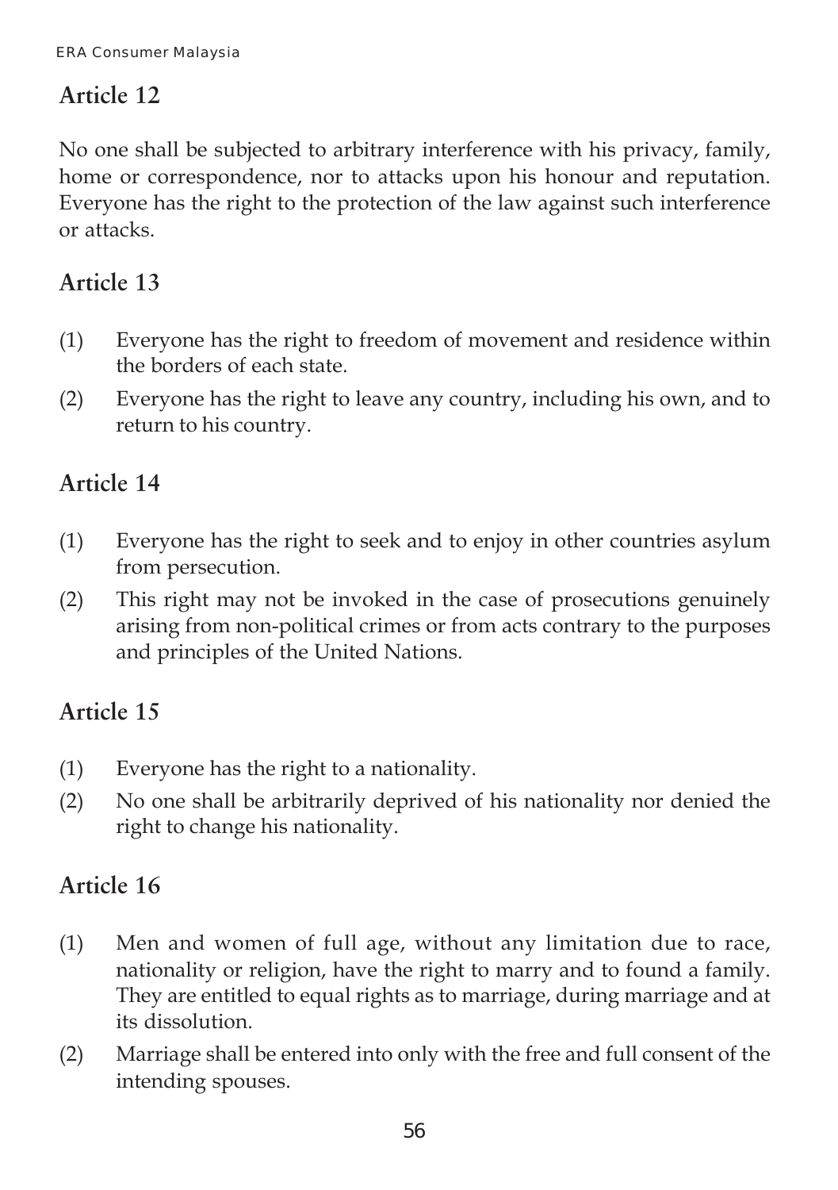## Article 12

No one shall be subjected to arbitrary interference with his privacy, family, home or correspondence, nor to attacks upon his honour and reputation. Everyone has the right to the protection of the law against such interference or attacks.

## Article 13

(1) Everyone has the right to freedom of movement and residence within the borders of each state.

(2) Everyone has the right to leave any country, including his own, and to return to his country.

## Article 14

(1) Everyone has the right to seek and to enjoy in other countries asylum from persecution.

(2) This right may not be invoked in the case of prosecutions genuinely arising from non-political crimes or from acts contrary to the purposes and principles of the United Nations.

## Article 15

(1) Everyone has the right to a nationality.

(2) No one shall be arbitrarily deprived of his nationality nor denied the right to change his nationality.

## Article 16

(1) Men and women of full age, without any limitation due to race, nationality or religion, have the right to marry and to found a family. They are entitled to equal rights as to marriage, during marriage and at its dissolution.

(2) Marriage shall be entered into only with the free and full consent of the intending spouses.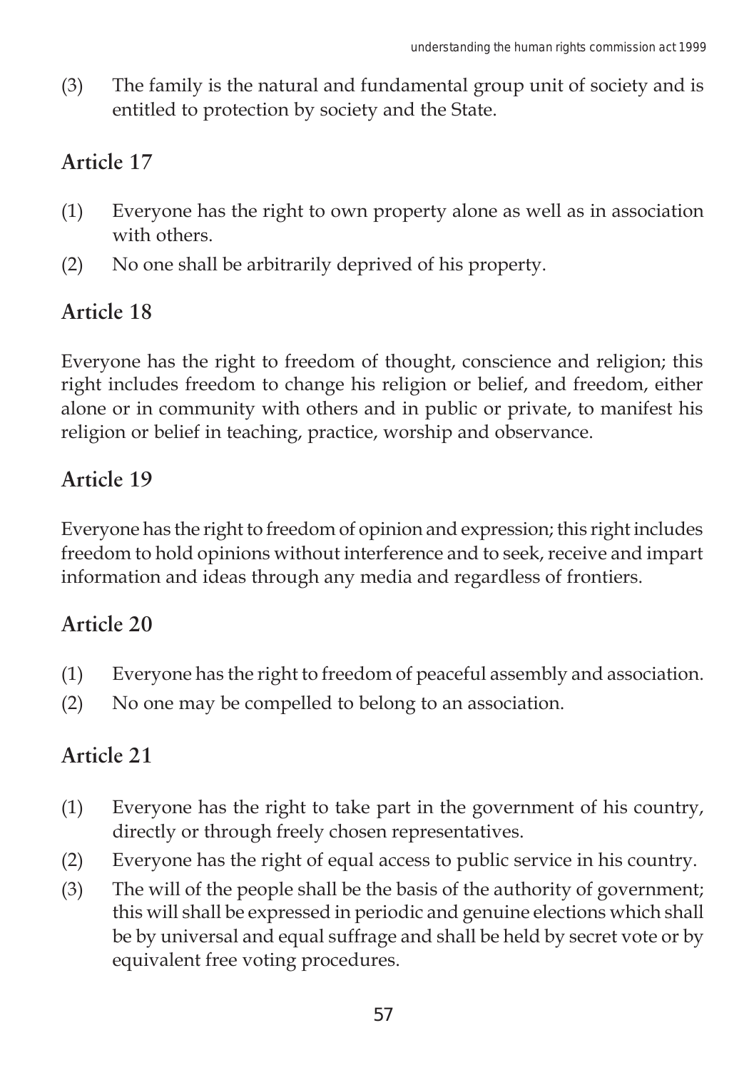(3) The family is the natural and fundamental group unit of society and is entitled to protection by society and the State.

## Article 17

(1) Everyone has the right to own property alone as well as in association with others.

(2) No one shall be arbitrarily deprived of his property.

## Article 18

Everyone has the right to freedom of thought, conscience and religion; this right includes freedom to change his religion or belief, and freedom, either alone or in community with others and in public or private, to manifest his religion or belief in teaching, practice, worship and observance.

## Article 19

Everyone has the right to freedom of opinion and expression; this right includes freedom to hold opinions without interference and to seek, receive and impart information and ideas through any media and regardless of frontiers.

## Article 20

(1) Everyone has the right to freedom of peaceful assembly and association.

(2) No one may be compelled to belong to an association.

## Article 21

(1) Everyone has the right to take part in the government of his country, directly or through freely chosen representatives.

(2) Everyone has the right of equal access to public service in his country.

(3) The will of the people shall be the basis of the authority of government; this will shall be expressed in periodic and genuine elections which shall be by universal and equal suffrage and shall be held by secret vote or by equivalent free voting procedures.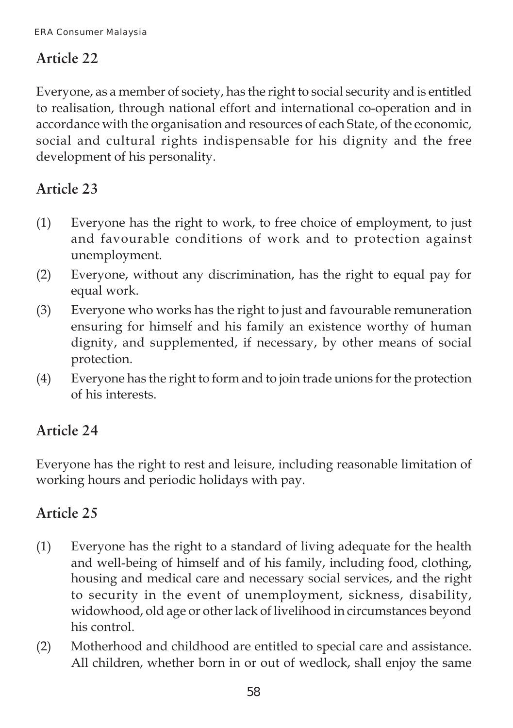## Article 22

Everyone, as a member of society, has the right to social security and is entitled to realisation, through national effort and international co-operation and in accordance with the organisation and resources of each State, of the economic, social and cultural rights indispensable for his dignity and the free development of his personality.

## Article 23

(1) Everyone has the right to work, to free choice of employment, to just and favourable conditions of work and to protection against unemployment.

(2) Everyone, without any discrimination, has the right to equal pay for equal work.

(3) Everyone who works has the right to just and favourable remuneration ensuring for himself and his family an existence worthy of human dignity, and supplemented, if necessary, by other means of social protection.

(4) Everyone has the right to form and to join trade unions for the protection of his interests.

## Article 24

Everyone has the right to rest and leisure, including reasonable limitation of working hours and periodic holidays with pay.

## Article 25

(1) Everyone has the right to a standard of living adequate for the health and well-being of himself and of his family, including food, clothing, housing and medical care and necessary social services, and the right to security in the event of unemployment, sickness, disability, widowhood, old age or other lack of livelihood in circumstances beyond his control.

(2) Motherhood and childhood are entitled to special care and assistance. All children, whether born in or out of wedlock, shall enjoy the same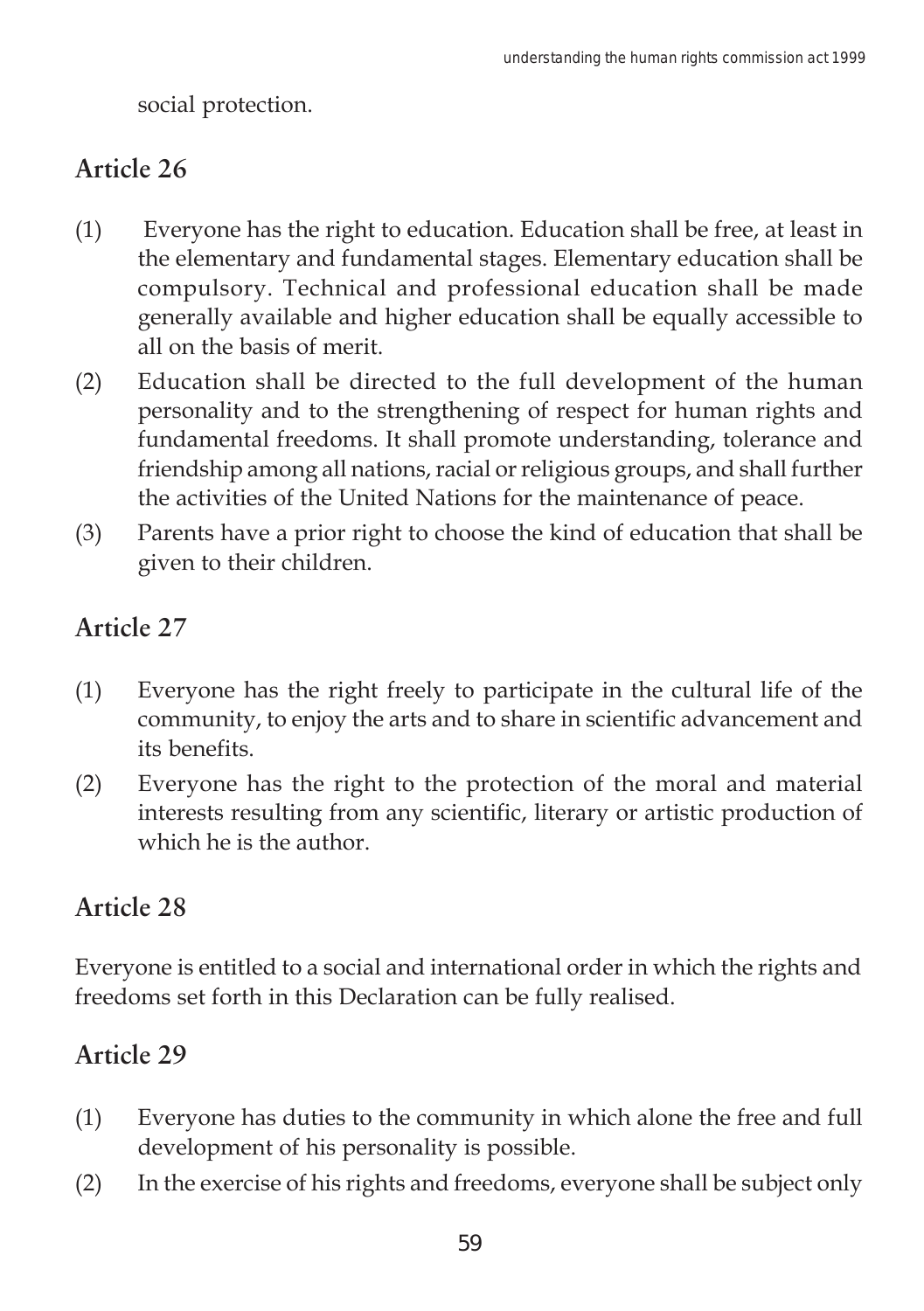social protection.

## Article 26

(1) Everyone has the right to education. Education shall be free, at least in the elementary and fundamental stages. Elementary education shall be compulsory. Technical and professional education shall be made generally available and higher education shall be equally accessible to all on the basis of merit.

(2) Education shall be directed to the full development of the human personality and to the strengthening of respect for human rights and fundamental freedoms. It shall promote understanding, tolerance and friendship among all nations, racial or religious groups, and shall further the activities of the United Nations for the maintenance of peace.

(3) Parents have a prior right to choose the kind of education that shall be given to their children.

## Article 27

(1) Everyone has the right freely to participate in the cultural life of the community, to enjoy the arts and to share in scientific advancement and its benefits.

(2) Everyone has the right to the protection of the moral and material interests resulting from any scientific, literary or artistic production of which he is the author.

## Article 28

Everyone is entitled to a social and international order in which the rights and freedoms set forth in this Declaration can be fully realised.

## Article 29

(1) Everyone has duties to the community in which alone the free and full development of his personality is possible.

(2) In the exercise of his rights and freedoms, everyone shall be subject only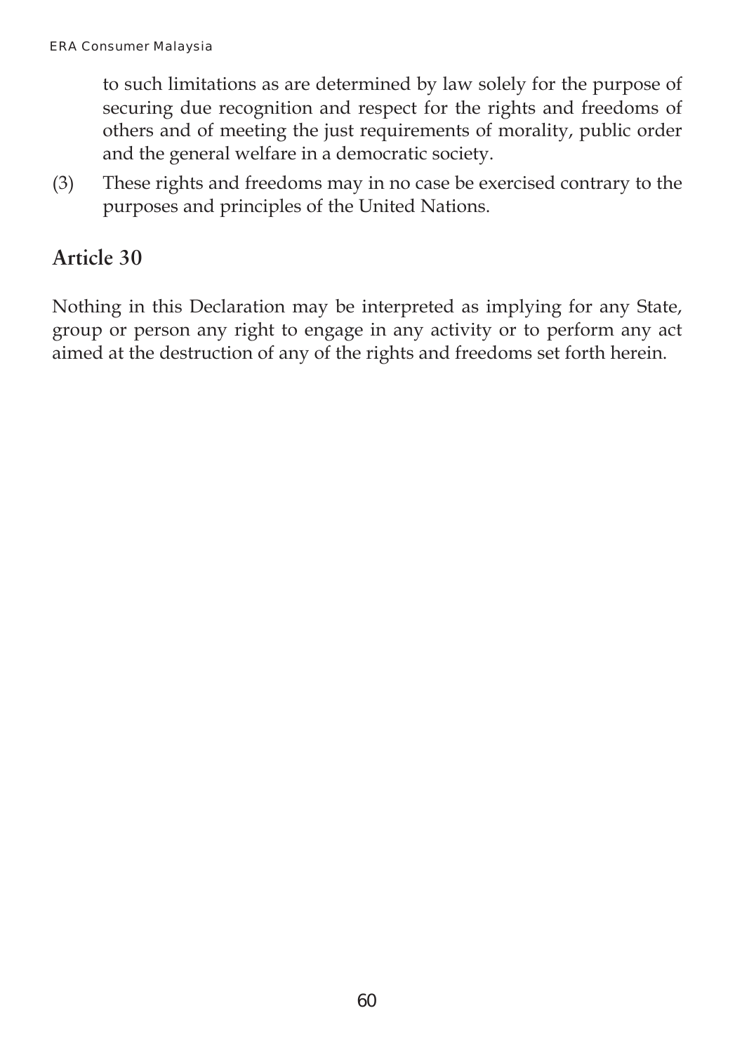to such limitations as are determined by law solely for the purpose of securing due recognition and respect for the rights and freedoms of others and of meeting the just requirements of morality, public order and the general welfare in a democratic society.

(3) These rights and freedoms may in no case be exercised contrary to the purposes and principles of the United Nations.

## Article 30

Nothing in this Declaration may be interpreted as implying for any State, group or person any right to engage in any activity or to perform any act aimed at the destruction of any of the rights and freedoms set forth herein.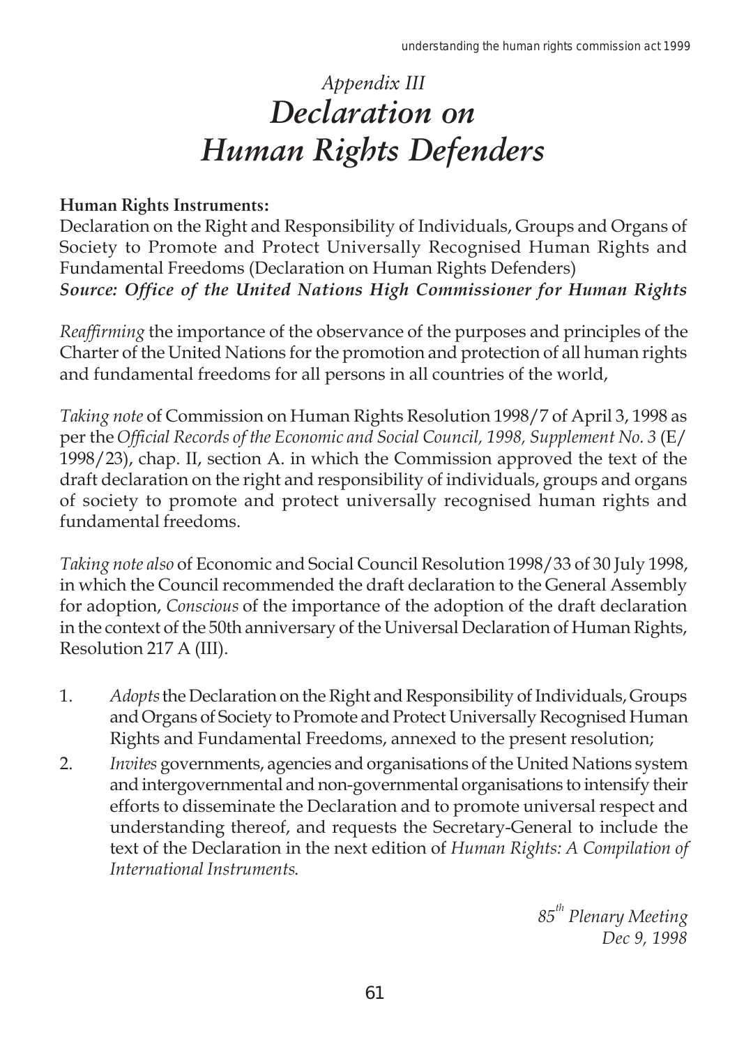*Appendix III*

# *Declaration on Human Rights Defenders*

**Human Rights Instruments:**
Declaration on the Right and Responsibility of Individuals, Groups and Organs of Society to Promote and Protect Universally Recognised Human Rights and Fundamental Freedoms (Declaration on Human Rights Defenders)
***Source: Office of the United Nations High Commissioner for Human Rights***

*Reaffirming* the importance of the observance of the purposes and principles of the Charter of the United Nations for the promotion and protection of all human rights and fundamental freedoms for all persons in all countries of the world,

*Taking note* of Commission on Human Rights Resolution 1998/7 of April 3, 1998 as per the *Official Records of the Economic and Social Council, 1998, Supplement No. 3* (E/1998/23), chap. II, section A. in which the Commission approved the text of the draft declaration on the right and responsibility of individuals, groups and organs of society to promote and protect universally recognised human rights and fundamental freedoms.

*Taking note also* of Economic and Social Council Resolution 1998/33 of 30 July 1998, in which the Council recommended the draft declaration to the General Assembly for adoption, *Conscious* of the importance of the adoption of the draft declaration in the context of the 50th anniversary of the Universal Declaration of Human Rights, Resolution 217 A (III).

1. *Adopts* the Declaration on the Right and Responsibility of Individuals, Groups and Organs of Society to Promote and Protect Universally Recognised Human Rights and Fundamental Freedoms, annexed to the present resolution;
2. *Invites* governments, agencies and organisations of the United Nations system and intergovernmental and non-governmental organisations to intensify their efforts to disseminate the Declaration and to promote universal respect and understanding thereof, and requests the Secretary-General to include the text of the Declaration in the next edition of *Human Rights: A Compilation of International Instruments*.

*85th Plenary Meeting*
*Dec 9, 1998*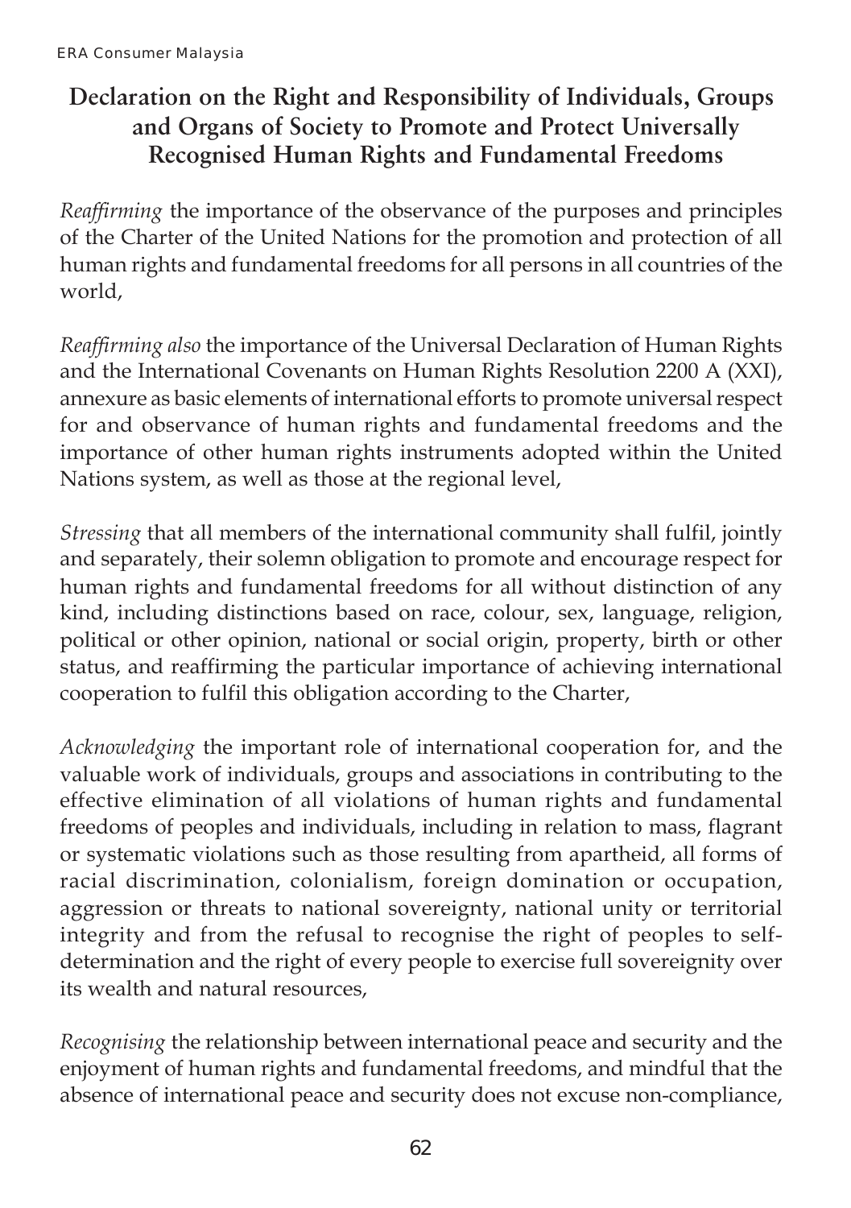## Declaration on the Right and Responsibility of Individuals, Groups and Organs of Society to Promote and Protect Universally Recognised Human Rights and Fundamental Freedoms

*Reaffirming* the importance of the observance of the purposes and principles of the Charter of the United Nations for the promotion and protection of all human rights and fundamental freedoms for all persons in all countries of the world,

*Reaffirming also* the importance of the Universal Declaration of Human Rights and the International Covenants on Human Rights Resolution 2200 A (XXI), annexure as basic elements of international efforts to promote universal respect for and observance of human rights and fundamental freedoms and the importance of other human rights instruments adopted within the United Nations system, as well as those at the regional level,

*Stressing* that all members of the international community shall fulfil, jointly and separately, their solemn obligation to promote and encourage respect for human rights and fundamental freedoms for all without distinction of any kind, including distinctions based on race, colour, sex, language, religion, political or other opinion, national or social origin, property, birth or other status, and reaffirming the particular importance of achieving international cooperation to fulfil this obligation according to the Charter,

*Acknowledging* the important role of international cooperation for, and the valuable work of individuals, groups and associations in contributing to the effective elimination of all violations of human rights and fundamental freedoms of peoples and individuals, including in relation to mass, flagrant or systematic violations such as those resulting from apartheid, all forms of racial discrimination, colonialism, foreign domination or occupation, aggression or threats to national sovereignty, national unity or territorial integrity and from the refusal to recognise the right of peoples to self-determination and the right of every people to exercise full sovereignity over its wealth and natural resources,

*Recognising* the relationship between international peace and security and the enjoyment of human rights and fundamental freedoms, and mindful that the absence of international peace and security does not excuse non-compliance,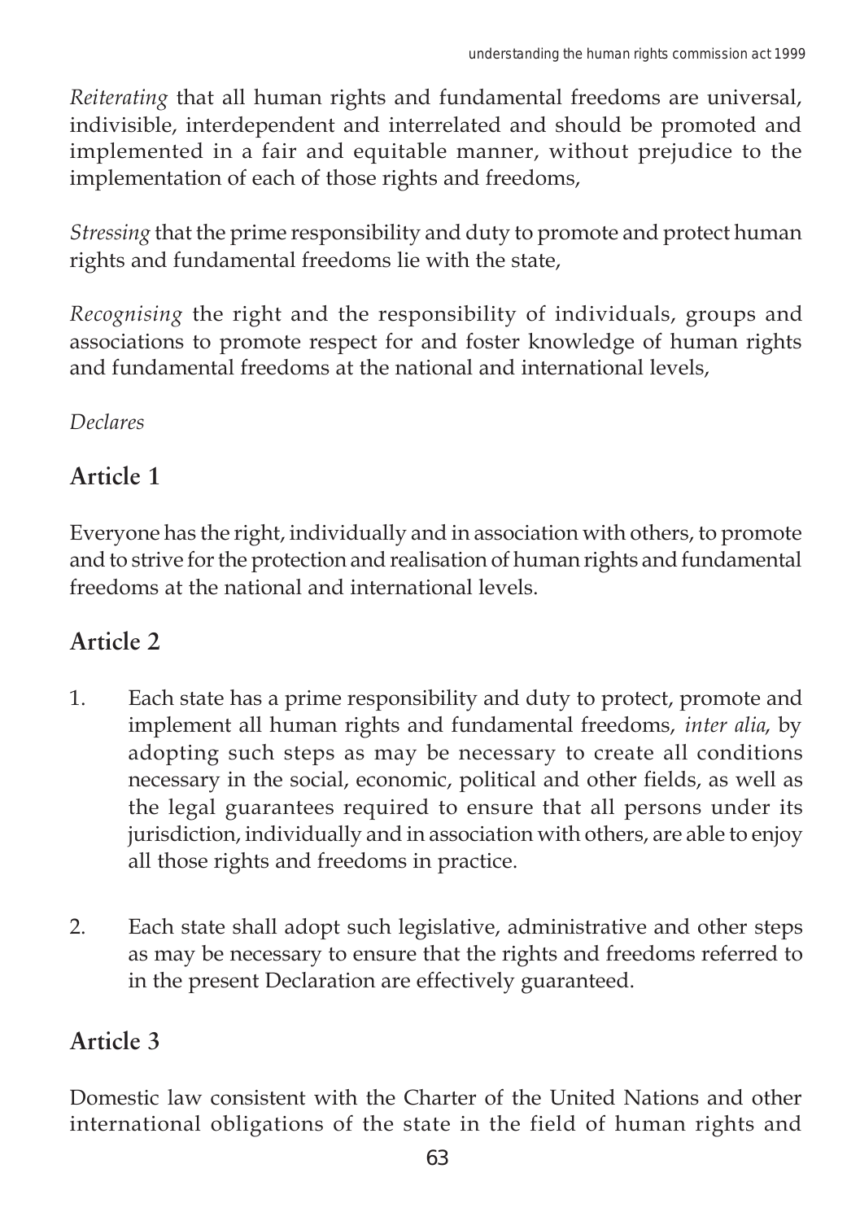*Reiterating* that all human rights and fundamental freedoms are universal, indivisible, interdependent and interrelated and should be promoted and implemented in a fair and equitable manner, without prejudice to the implementation of each of those rights and freedoms,

*Stressing* that the prime responsibility and duty to promote and protect human rights and fundamental freedoms lie with the state,

*Recognising* the right and the responsibility of individuals, groups and associations to promote respect for and foster knowledge of human rights and fundamental freedoms at the national and international levels,

*Declares*

## Article 1

Everyone has the right, individually and in association with others, to promote and to strive for the protection and realisation of human rights and fundamental freedoms at the national and international levels.

## Article 2

1. Each state has a prime responsibility and duty to protect, promote and implement all human rights and fundamental freedoms, *inter alia*, by adopting such steps as may be necessary to create all conditions necessary in the social, economic, political and other fields, as well as the legal guarantees required to ensure that all persons under its jurisdiction, individually and in association with others, are able to enjoy all those rights and freedoms in practice.

2. Each state shall adopt such legislative, administrative and other steps as may be necessary to ensure that the rights and freedoms referred to in the present Declaration are effectively guaranteed.

## Article 3

Domestic law consistent with the Charter of the United Nations and other international obligations of the state in the field of human rights and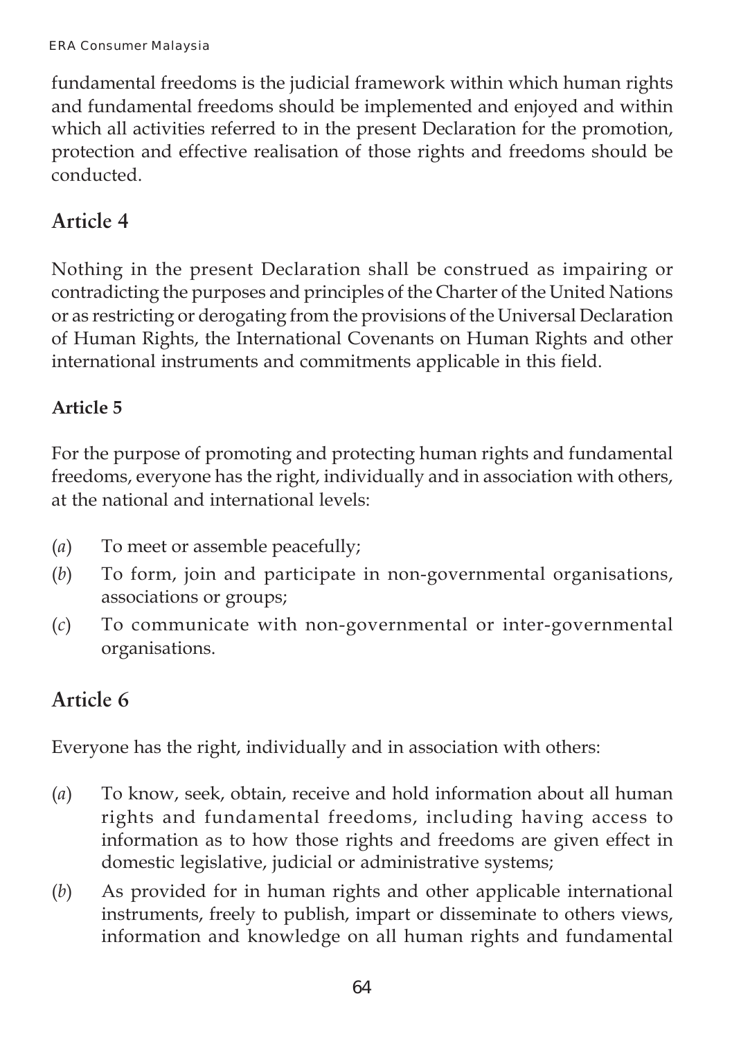fundamental freedoms is the judicial framework within which human rights and fundamental freedoms should be implemented and enjoyed and within which all activities referred to in the present Declaration for the promotion, protection and effective realisation of those rights and freedoms should be conducted.

## Article 4

Nothing in the present Declaration shall be construed as impairing or contradicting the purposes and principles of the Charter of the United Nations or as restricting or derogating from the provisions of the Universal Declaration of Human Rights, the International Covenants on Human Rights and other international instruments and commitments applicable in this field.

### Article 5

For the purpose of promoting and protecting human rights and fundamental freedoms, everyone has the right, individually and in association with others, at the national and international levels:

(*a*) To meet or assemble peacefully;

(*b*) To form, join and participate in non-governmental organisations, associations or groups;

(*c*) To communicate with non-governmental or inter-governmental organisations.

## Article 6

Everyone has the right, individually and in association with others:

(*a*) To know, seek, obtain, receive and hold information about all human rights and fundamental freedoms, including having access to information as to how those rights and freedoms are given effect in domestic legislative, judicial or administrative systems;

(*b*) As provided for in human rights and other applicable international instruments, freely to publish, impart or disseminate to others views, information and knowledge on all human rights and fundamental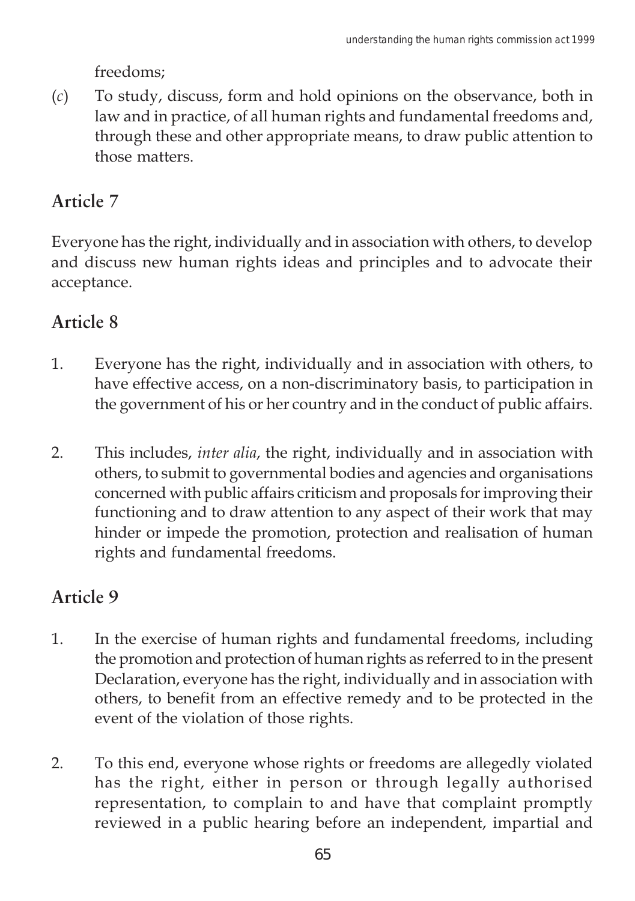freedoms;

(*c*) To study, discuss, form and hold opinions on the observance, both in law and in practice, of all human rights and fundamental freedoms and, through these and other appropriate means, to draw public attention to those matters.

## Article 7

Everyone has the right, individually and in association with others, to develop and discuss new human rights ideas and principles and to advocate their acceptance.

## Article 8

1. Everyone has the right, individually and in association with others, to have effective access, on a non-discriminatory basis, to participation in the government of his or her country and in the conduct of public affairs.

2. This includes, *inter alia*, the right, individually and in association with others, to submit to governmental bodies and agencies and organisations concerned with public affairs criticism and proposals for improving their functioning and to draw attention to any aspect of their work that may hinder or impede the promotion, protection and realisation of human rights and fundamental freedoms.

## Article 9

1. In the exercise of human rights and fundamental freedoms, including the promotion and protection of human rights as referred to in the present Declaration, everyone has the right, individually and in association with others, to benefit from an effective remedy and to be protected in the event of the violation of those rights.

2. To this end, everyone whose rights or freedoms are allegedly violated has the right, either in person or through legally authorised representation, to complain to and have that complaint promptly reviewed in a public hearing before an independent, impartial and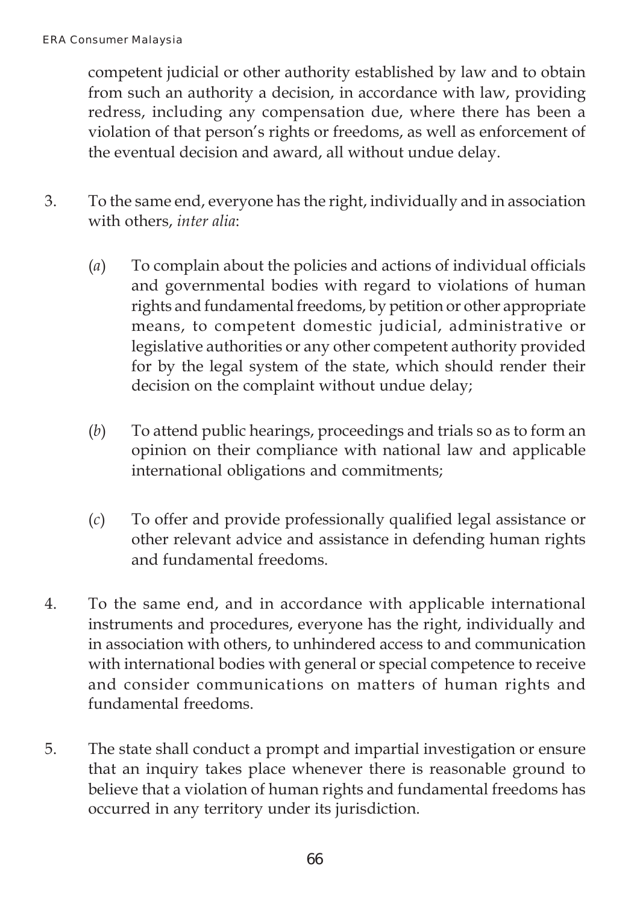competent judicial or other authority established by law and to obtain from such an authority a decision, in accordance with law, providing redress, including any compensation due, where there has been a violation of that person's rights or freedoms, as well as enforcement of the eventual decision and award, all without undue delay.

3. To the same end, everyone has the right, individually and in association with others, *inter alia*:

   (*a*) To complain about the policies and actions of individual officials and governmental bodies with regard to violations of human rights and fundamental freedoms, by petition or other appropriate means, to competent domestic judicial, administrative or legislative authorities or any other competent authority provided for by the legal system of the state, which should render their decision on the complaint without undue delay;

   (*b*) To attend public hearings, proceedings and trials so as to form an opinion on their compliance with national law and applicable international obligations and commitments;

   (*c*) To offer and provide professionally qualified legal assistance or other relevant advice and assistance in defending human rights and fundamental freedoms.

4. To the same end, and in accordance with applicable international instruments and procedures, everyone has the right, individually and in association with others, to unhindered access to and communication with international bodies with general or special competence to receive and consider communications on matters of human rights and fundamental freedoms.

5. The state shall conduct a prompt and impartial investigation or ensure that an inquiry takes place whenever there is reasonable ground to believe that a violation of human rights and fundamental freedoms has occurred in any territory under its jurisdiction.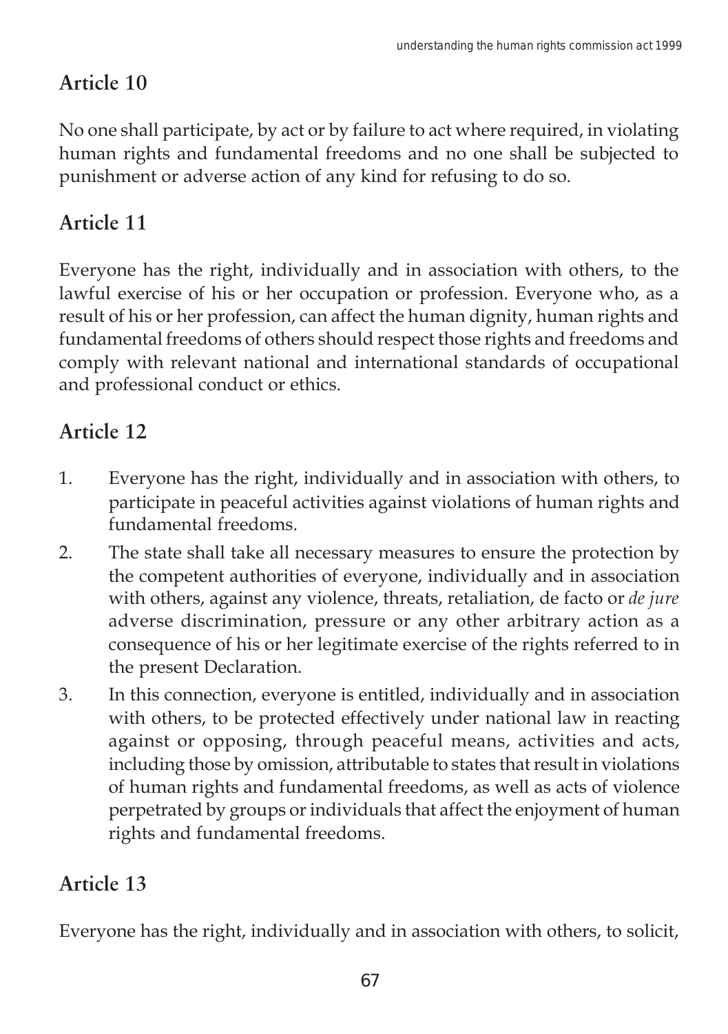## Article 10

No one shall participate, by act or by failure to act where required, in violating human rights and fundamental freedoms and no one shall be subjected to punishment or adverse action of any kind for refusing to do so.

## Article 11

Everyone has the right, individually and in association with others, to the lawful exercise of his or her occupation or profession. Everyone who, as a result of his or her profession, can affect the human dignity, human rights and fundamental freedoms of others should respect those rights and freedoms and comply with relevant national and international standards of occupational and professional conduct or ethics.

## Article 12

1. Everyone has the right, individually and in association with others, to participate in peaceful activities against violations of human rights and fundamental freedoms.
2. The state shall take all necessary measures to ensure the protection by the competent authorities of everyone, individually and in association with others, against any violence, threats, retaliation, de facto or *de jure* adverse discrimination, pressure or any other arbitrary action as a consequence of his or her legitimate exercise of the rights referred to in the present Declaration.
3. In this connection, everyone is entitled, individually and in association with others, to be protected effectively under national law in reacting against or opposing, through peaceful means, activities and acts, including those by omission, attributable to states that result in violations of human rights and fundamental freedoms, as well as acts of violence perpetrated by groups or individuals that affect the enjoyment of human rights and fundamental freedoms.

## Article 13

Everyone has the right, individually and in association with others, to solicit,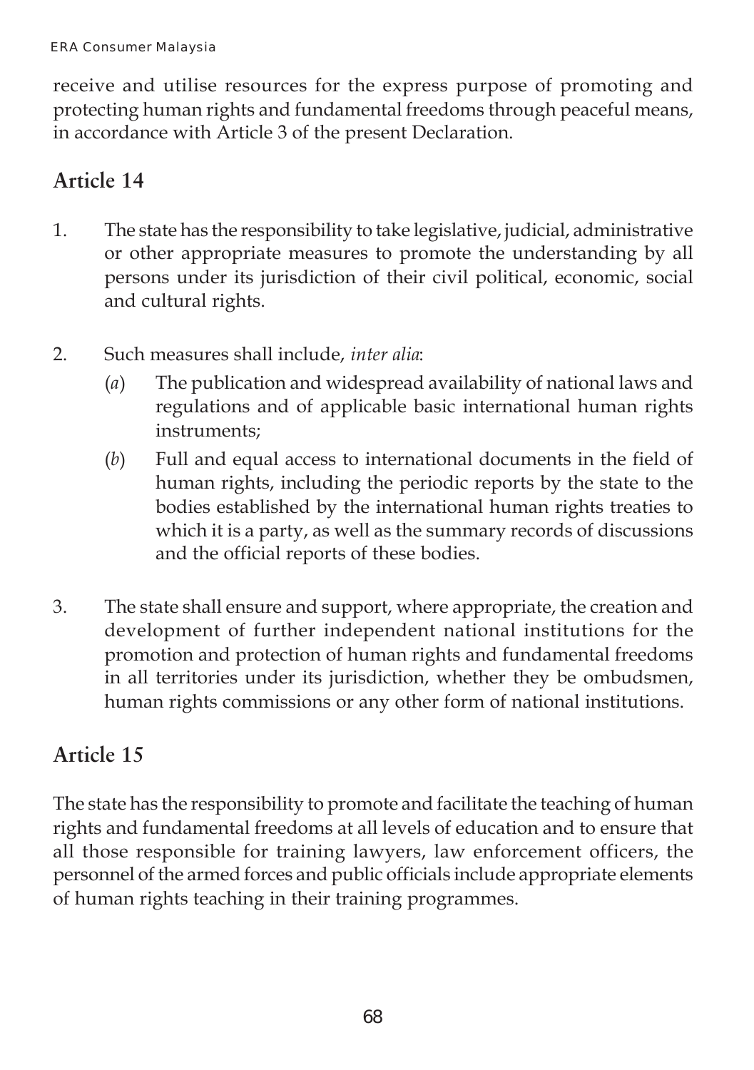receive and utilise resources for the express purpose of promoting and protecting human rights and fundamental freedoms through peaceful means, in accordance with Article 3 of the present Declaration.

## Article 14

1. The state has the responsibility to take legislative, judicial, administrative or other appropriate measures to promote the understanding by all persons under its jurisdiction of their civil political, economic, social and cultural rights.

2. Such measures shall include, *inter alia*:
   (*a*) The publication and widespread availability of national laws and regulations and of applicable basic international human rights instruments;
   (*b*) Full and equal access to international documents in the field of human rights, including the periodic reports by the state to the bodies established by the international human rights treaties to which it is a party, as well as the summary records of discussions and the official reports of these bodies.

3. The state shall ensure and support, where appropriate, the creation and development of further independent national institutions for the promotion and protection of human rights and fundamental freedoms in all territories under its jurisdiction, whether they be ombudsmen, human rights commissions or any other form of national institutions.

## Article 15

The state has the responsibility to promote and facilitate the teaching of human rights and fundamental freedoms at all levels of education and to ensure that all those responsible for training lawyers, law enforcement officers, the personnel of the armed forces and public officials include appropriate elements of human rights teaching in their training programmes.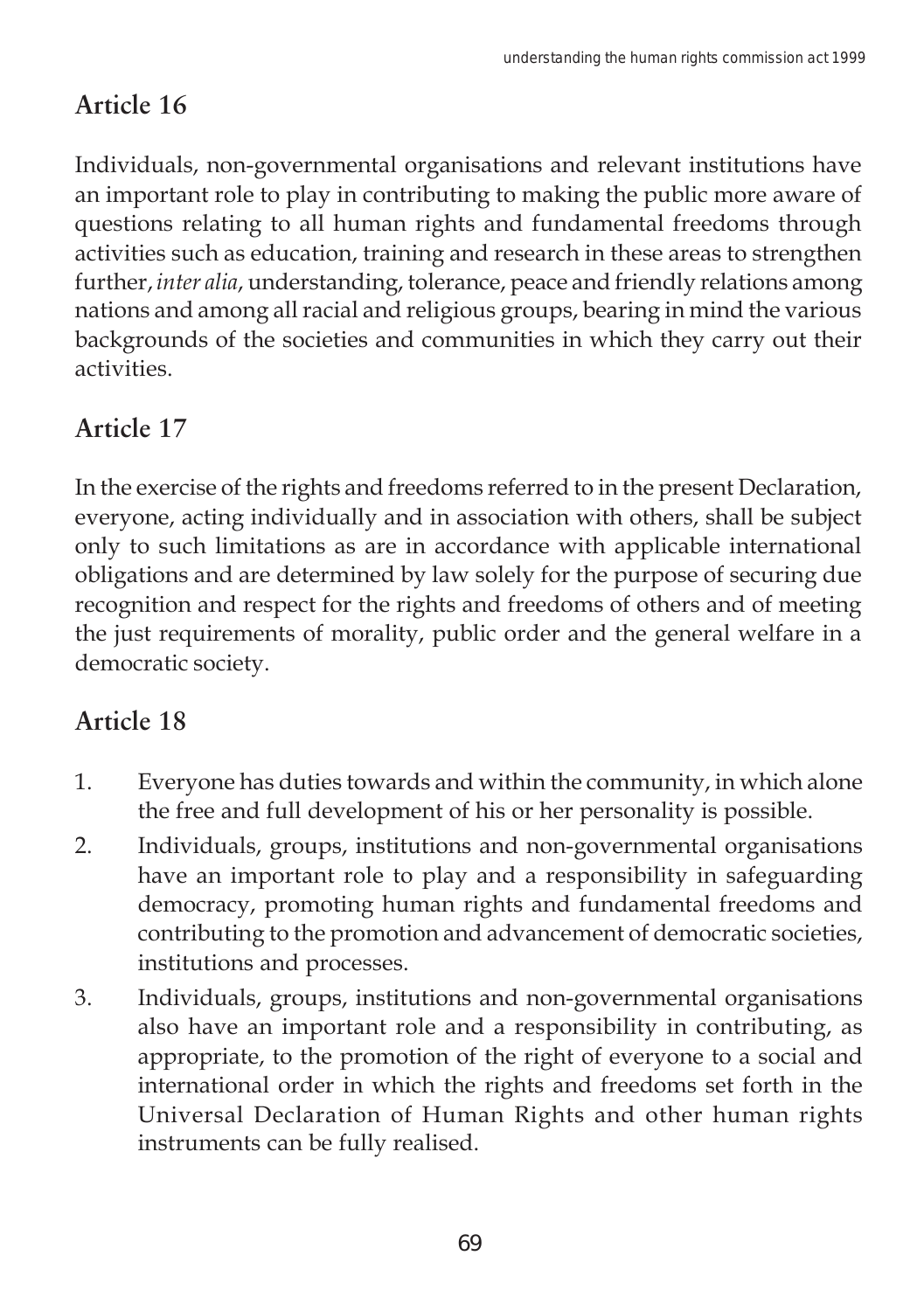## Article 16

Individuals, non-governmental organisations and relevant institutions have an important role to play in contributing to making the public more aware of questions relating to all human rights and fundamental freedoms through activities such as education, training and research in these areas to strengthen further, *inter alia*, understanding, tolerance, peace and friendly relations among nations and among all racial and religious groups, bearing in mind the various backgrounds of the societies and communities in which they carry out their activities.

## Article 17

In the exercise of the rights and freedoms referred to in the present Declaration, everyone, acting individually and in association with others, shall be subject only to such limitations as are in accordance with applicable international obligations and are determined by law solely for the purpose of securing due recognition and respect for the rights and freedoms of others and of meeting the just requirements of morality, public order and the general welfare in a democratic society.

## Article 18

1. Everyone has duties towards and within the community, in which alone the free and full development of his or her personality is possible.
2. Individuals, groups, institutions and non-governmental organisations have an important role to play and a responsibility in safeguarding democracy, promoting human rights and fundamental freedoms and contributing to the promotion and advancement of democratic societies, institutions and processes.
3. Individuals, groups, institutions and non-governmental organisations also have an important role and a responsibility in contributing, as appropriate, to the promotion of the right of everyone to a social and international order in which the rights and freedoms set forth in the Universal Declaration of Human Rights and other human rights instruments can be fully realised.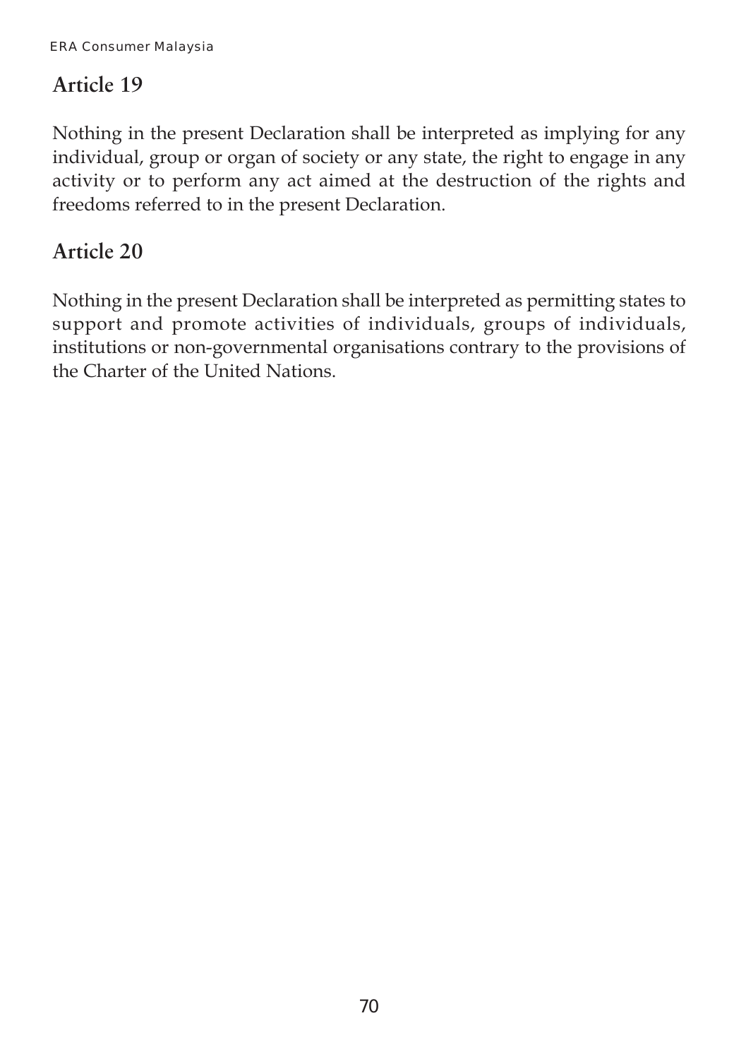## Article 19

Nothing in the present Declaration shall be interpreted as implying for any individual, group or organ of society or any state, the right to engage in any activity or to perform any act aimed at the destruction of the rights and freedoms referred to in the present Declaration.

## Article 20

Nothing in the present Declaration shall be interpreted as permitting states to support and promote activities of individuals, groups of individuals, institutions or non-governmental organisations contrary to the provisions of the Charter of the United Nations.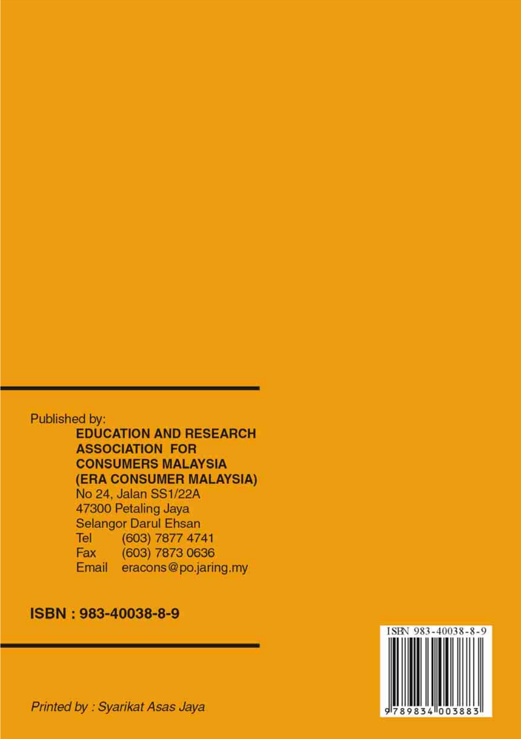Published by:

**EDUCATION AND RESEARCH ASSOCIATION FOR CONSUMERS MALAYSIA (ERA CONSUMER MALAYSIA)**
No 24, Jalan SS1/22A
47300 Petaling Jaya
Selangor Darul Ehsan
Tel (603) 7877 4741
Fax (603) 7873 0636
Email eracons@po.jaring.my

**ISBN : 983-40038-8-9**

*Printed by : Syarikat Asas Jaya*

ISBN 983-40038-8-9

9789834003883